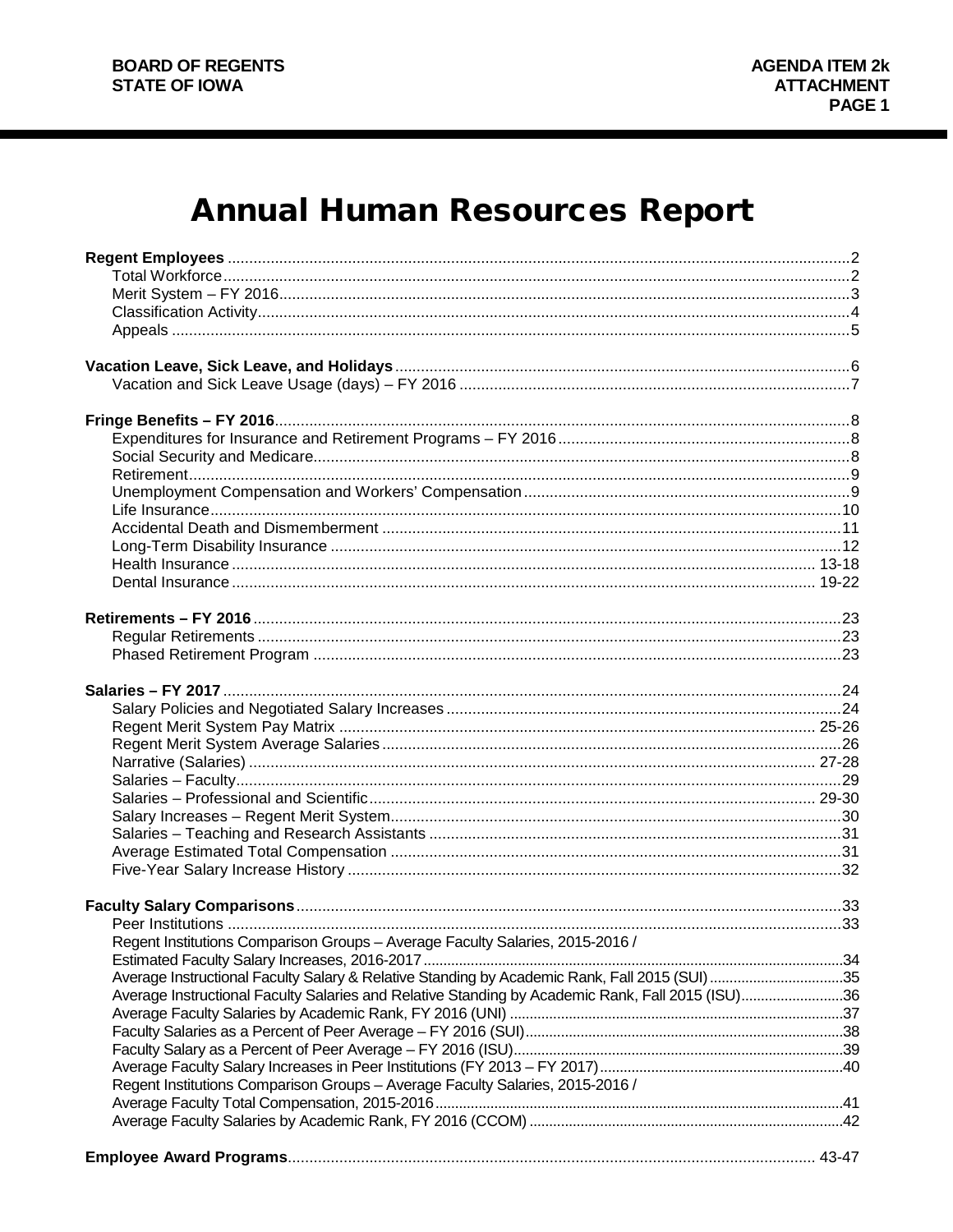# Annual Human Resources Report

**Regent Employees** ... 2
- Total Workforce ... 2
- Merit System – FY 2016 ... 3
- Classification Activity ... 4
- Appeals ... 5

**Vacation Leave, Sick Leave, and Holidays** ... 6
- Vacation and Sick Leave Usage (days) – FY 2016 ... 7

**Fringe Benefits – FY 2016** ... 8
- Expenditures for Insurance and Retirement Programs – FY 2016 ... 8
- Social Security and Medicare ... 8
- Retirement ... 9
- Unemployment Compensation and Workers' Compensation ... 9
- Life Insurance ... 10
- Accidental Death and Dismemberment ... 11
- Long-Term Disability Insurance ... 12
- Health Insurance ... 13-18
- Dental Insurance ... 19-22

**Retirements – FY 2016** ... 23
- Regular Retirements ... 23
- Phased Retirement Program ... 23

**Salaries – FY 2017** ... 24
- Salary Policies and Negotiated Salary Increases ... 24
- Regent Merit System Pay Matrix ... 25-26
- Regent Merit System Average Salaries ... 26
- Narrative (Salaries) ... 27-28
- Salaries – Faculty ... 29
- Salaries – Professional and Scientific ... 29-30
- Salary Increases – Regent Merit System ... 30
- Salaries – Teaching and Research Assistants ... 31
- Average Estimated Total Compensation ... 31
- Five-Year Salary Increase History ... 32

**Faculty Salary Comparisons** ... 33
- Peer Institutions ... 33
- Regent Institutions Comparison Groups – Average Faculty Salaries, 2015-2016 / Estimated Faculty Salary Increases, 2016-2017 ... 34
- Average Instructional Faculty Salary & Relative Standing by Academic Rank, Fall 2015 (SUI) ... 35
- Average Instructional Faculty Salaries and Relative Standing by Academic Rank, Fall 2015 (ISU) ... 36
- Average Faculty Salaries by Academic Rank, FY 2016 (UNI) ... 37
- Faculty Salaries as a Percent of Peer Average – FY 2016 (SUI) ... 38
- Faculty Salary as a Percent of Peer Average – FY 2016 (ISU) ... 39
- Average Faculty Salary Increases in Peer Institutions (FY 2013 – FY 2017) ... 40
- Regent Institutions Comparison Groups – Average Faculty Salaries, 2015-2016 / Average Faculty Total Compensation, 2015-2016 ... 41
- Average Faculty Salaries by Academic Rank, FY 2016 (CCOM) ... 42

**Employee Award Programs** ... 43-47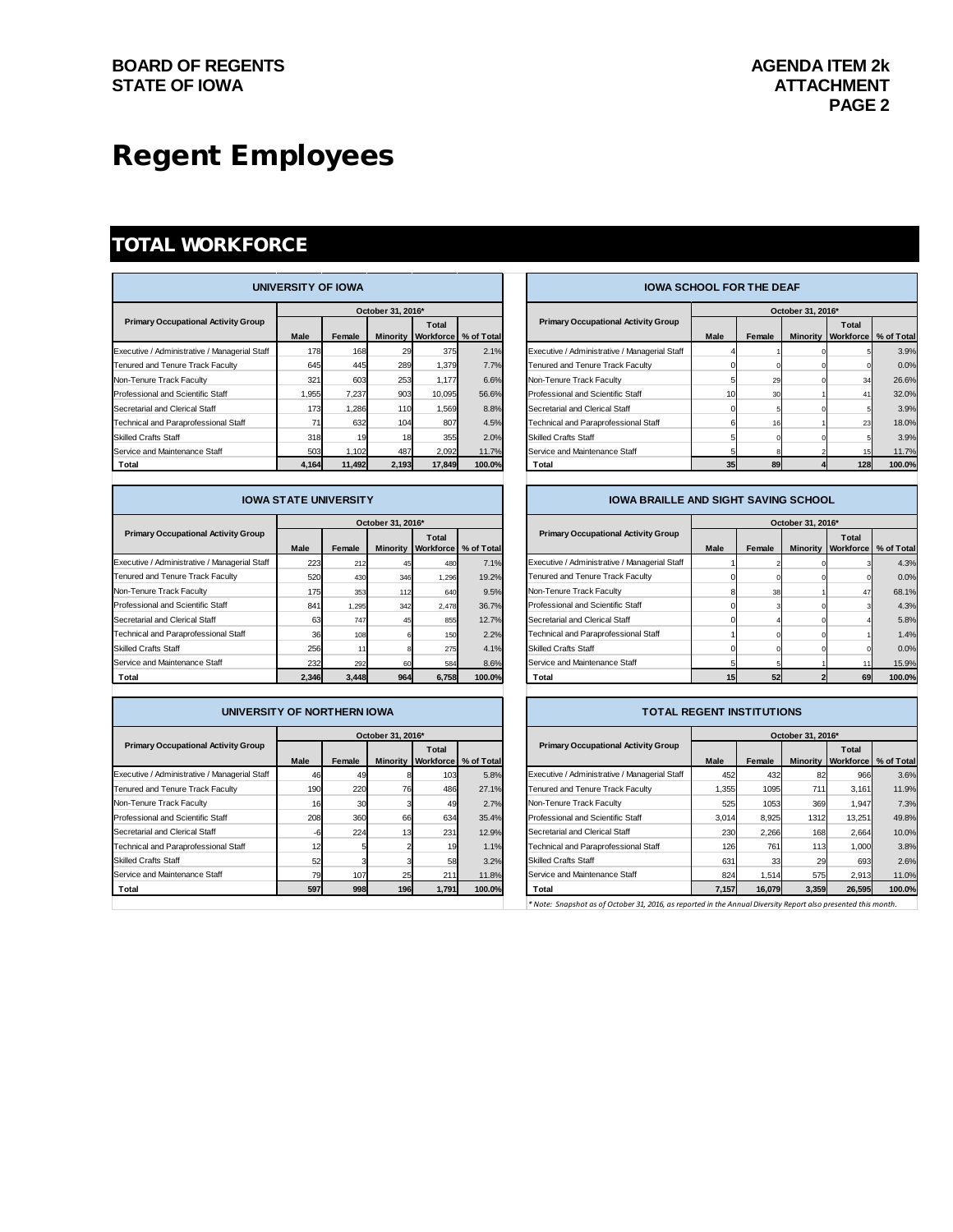BOARD OF REGENTS
STATE OF IOWA

AGENDA ITEM 2k
ATTACHMENT
PAGE 2

# Regent Employees

## TOTAL WORKFORCE

### UNIVERSITY OF IOWA

| Primary Occupational Activity Group | October 31, 2016* | | | | |
|---|---|---|---|---|---|
| | Male | Female | Minority | Total Workforce | % of Total |
| Executive / Administrative / Managerial Staff | 178 | 168 | 29 | 375 | 2.1% |
| Tenured and Tenure Track Faculty | 645 | 445 | 289 | 1,379 | 7.7% |
| Non-Tenure Track Faculty | 321 | 603 | 253 | 1,177 | 6.6% |
| Professional and Scientific Staff | 1,955 | 7,237 | 903 | 10,095 | 56.6% |
| Secretarial and Clerical Staff | 173 | 1,286 | 110 | 1,569 | 8.8% |
| Technical and Paraprofessional Staff | 71 | 632 | 104 | 807 | 4.5% |
| Skilled Crafts Staff | 318 | 19 | 18 | 355 | 2.0% |
| Service and Maintenance Staff | 503 | 1,102 | 487 | 2,092 | 11.7% |
| Total | 4,164 | 11,492 | 2,193 | 17,849 | 100.0% |

### IOWA SCHOOL FOR THE DEAF

| Primary Occupational Activity Group | October 31, 2016* | | | | |
|---|---|---|---|---|---|
| | Male | Female | Minority | Total Workforce | % of Total |
| Executive / Administrative / Managerial Staff | 4 | 1 | 0 | 5 | 3.9% |
| Tenured and Tenure Track Faculty | 0 | 0 | 0 | 0 | 0.0% |
| Non-Tenure Track Faculty | 5 | 29 | 0 | 34 | 26.6% |
| Professional and Scientific Staff | 10 | 30 | 1 | 41 | 32.0% |
| Secretarial and Clerical Staff | 0 | 5 | 0 | 5 | 3.9% |
| Technical and Paraprofessional Staff | 6 | 16 | 1 | 23 | 18.0% |
| Skilled Crafts Staff | 5 | 0 | 0 | 5 | 3.9% |
| Service and Maintenance Staff | 5 | 8 | 2 | 15 | 11.7% |
| Total | 35 | 89 | 4 | 128 | 100.0% |

### IOWA STATE UNIVERSITY

| Primary Occupational Activity Group | October 31, 2016* | | | | |
|---|---|---|---|---|---|
| | Male | Female | Minority | Total Workforce | % of Total |
| Executive / Administrative / Managerial Staff | 223 | 212 | 45 | 480 | 7.1% |
| Tenured and Tenure Track Faculty | 520 | 430 | 346 | 1,296 | 19.2% |
| Non-Tenure Track Faculty | 175 | 353 | 112 | 640 | 9.5% |
| Professional and Scientific Staff | 841 | 1,295 | 342 | 2,478 | 36.7% |
| Secretarial and Clerical Staff | 63 | 747 | 45 | 855 | 12.7% |
| Technical and Paraprofessional Staff | 36 | 108 | 6 | 150 | 2.2% |
| Skilled Crafts Staff | 256 | 11 | 8 | 275 | 4.1% |
| Service and Maintenance Staff | 232 | 292 | 60 | 584 | 8.6% |
| Total | 2,346 | 3,448 | 964 | 6,758 | 100.0% |

### IOWA BRAILLE AND SIGHT SAVING SCHOOL

| Primary Occupational Activity Group | October 31, 2016* | | | | |
|---|---|---|---|---|---|
| | Male | Female | Minority | Total Workforce | % of Total |
| Executive / Administrative / Managerial Staff | 1 | 2 | 0 | 3 | 4.3% |
| Tenured and Tenure Track Faculty | 0 | 0 | 0 | 0 | 0.0% |
| Non-Tenure Track Faculty | 8 | 38 | 1 | 47 | 68.1% |
| Professional and Scientific Staff | 0 | 3 | 0 | 3 | 4.3% |
| Secretarial and Clerical Staff | 0 | 4 | 0 | 4 | 5.8% |
| Technical and Paraprofessional Staff | 1 | 0 | 0 | 1 | 1.4% |
| Skilled Crafts Staff | 0 | 0 | 0 | 0 | 0.0% |
| Service and Maintenance Staff | 5 | 5 | 1 | 11 | 15.9% |
| Total | 15 | 52 | 2 | 69 | 100.0% |

### UNIVERSITY OF NORTHERN IOWA

| Primary Occupational Activity Group | October 31, 2016* | | | | |
|---|---|---|---|---|---|
| | Male | Female | Minority | Total Workforce | % of Total |
| Executive / Administrative / Managerial Staff | 46 | 49 | 8 | 103 | 5.8% |
| Tenured and Tenure Track Faculty | 190 | 220 | 76 | 486 | 27.1% |
| Non-Tenure Track Faculty | 16 | 30 | 3 | 49 | 2.7% |
| Professional and Scientific Staff | 208 | 360 | 66 | 634 | 35.4% |
| Secretarial and Clerical Staff | -6 | 224 | 13 | 231 | 12.9% |
| Technical and Paraprofessional Staff | 12 | 5 | 2 | 19 | 1.1% |
| Skilled Crafts Staff | 52 | 3 | 3 | 58 | 3.2% |
| Service and Maintenance Staff | 79 | 107 | 25 | 211 | 11.8% |
| Total | 597 | 998 | 196 | 1,791 | 100.0% |

### TOTAL REGENT INSTITUTIONS

| Primary Occupational Activity Group | October 31, 2016* | | | | |
|---|---|---|---|---|---|
| | Male | Female | Minority | Total Workforce | % of Total |
| Executive / Administrative / Managerial Staff | 452 | 432 | 82 | 966 | 3.6% |
| Tenured and Tenure Track Faculty | 1,355 | 1095 | 711 | 3,161 | 11.9% |
| Non-Tenure Track Faculty | 525 | 1053 | 369 | 1,947 | 7.3% |
| Professional and Scientific Staff | 3,014 | 8,925 | 1312 | 13,251 | 49.8% |
| Secretarial and Clerical Staff | 230 | 2,266 | 168 | 2,664 | 10.0% |
| Technical and Paraprofessional Staff | 126 | 761 | 113 | 1,000 | 3.8% |
| Skilled Crafts Staff | 631 | 33 | 29 | 693 | 2.6% |
| Service and Maintenance Staff | 824 | 1,514 | 575 | 2,913 | 11.0% |
| Total | 7,157 | 16,079 | 3,359 | 26,595 | 100.0% |

*\* Note: Snapshot as of October 31, 2016, as reported in the Annual Diversity Report also presented this month.*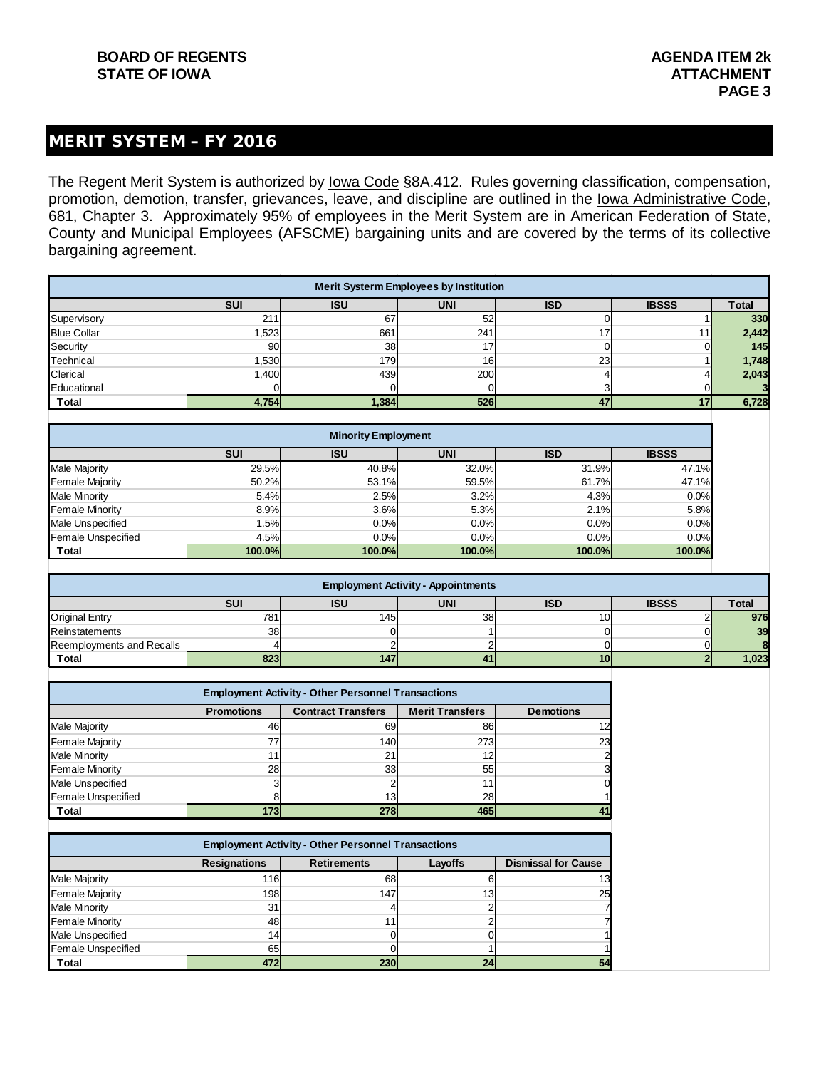## MERIT SYSTEM – FY 2016

The Regent Merit System is authorized by Iowa Code §8A.412. Rules governing classification, compensation, promotion, demotion, transfer, grievances, leave, and discipline are outlined in the Iowa Administrative Code, 681, Chapter 3. Approximately 95% of employees in the Merit System are in American Federation of State, County and Municipal Employees (AFSCME) bargaining units and are covered by the terms of its collective bargaining agreement.

**Merit Systerm Employees by Institution**

| | SUI | ISU | UNI | ISD | IBSSS | Total |
|---|---|---|---|---|---|---|
| Supervisory | 211 | 67 | 52 | 0 | 1 | **330** |
| Blue Collar | 1,523 | 661 | 241 | 17 | 11 | **2,442** |
| Security | 90 | 38 | 17 | 0 | 0 | **145** |
| Technical | 1,530 | 179 | 16 | 23 | 1 | **1,748** |
| Clerical | 1,400 | 439 | 200 | 4 | 4 | **2,043** |
| Educational | 0 | 0 | 0 | 3 | 0 | **3** |
| **Total** | **4,754** | **1,384** | **526** | **47** | **17** | **6,728** |

**Minority Employment**

| | SUI | ISU | UNI | ISD | IBSSS |
|---|---|---|---|---|---|
| Male Majority | 29.5% | 40.8% | 32.0% | 31.9% | 47.1% |
| Female Majority | 50.2% | 53.1% | 59.5% | 61.7% | 47.1% |
| Male Minority | 5.4% | 2.5% | 3.2% | 4.3% | 0.0% |
| Female Minority | 8.9% | 3.6% | 5.3% | 2.1% | 5.8% |
| Male Unspecified | 1.5% | 0.0% | 0.0% | 0.0% | 0.0% |
| Female Unspecified | 4.5% | 0.0% | 0.0% | 0.0% | 0.0% |
| **Total** | **100.0%** | **100.0%** | **100.0%** | **100.0%** | **100.0%** |

**Employment Activity - Appointments**

| | SUI | ISU | UNI | ISD | IBSSS | Total |
|---|---|---|---|---|---|---|
| Original Entry | 781 | 145 | 38 | 10 | 2 | **976** |
| Reinstatements | 38 | 0 | 1 | 0 | 0 | **39** |
| Reemployments and Recalls | 4 | 2 | 2 | 0 | 0 | **8** |
| **Total** | **823** | **147** | **41** | **10** | **2** | **1,023** |

**Employment Activity - Other Personnel Transactions**

| | Promotions | Contract Transfers | Merit Transfers | Demotions |
|---|---|---|---|---|
| Male Majority | 46 | 69 | 86 | 12 |
| Female Majority | 77 | 140 | 273 | 23 |
| Male Minority | 11 | 21 | 12 | 2 |
| Female Minority | 28 | 33 | 55 | 3 |
| Male Unspecified | 3 | 2 | 11 | 0 |
| Female Unspecified | 8 | 13 | 28 | 1 |
| **Total** | **173** | **278** | **465** | **41** |

**Employment Activity - Other Personnel Transactions**

| | Resignations | Retirements | Layoffs | Dismissal for Cause |
|---|---|---|---|---|
| Male Majority | 116 | 68 | 6 | 13 |
| Female Majority | 198 | 147 | 13 | 25 |
| Male Minority | 31 | 4 | 2 | 7 |
| Female Minority | 48 | 11 | 2 | 7 |
| Male Unspecified | 14 | 0 | 0 | 1 |
| Female Unspecified | 65 | 0 | 1 | 1 |
| **Total** | **472** | **230** | **24** | **54** |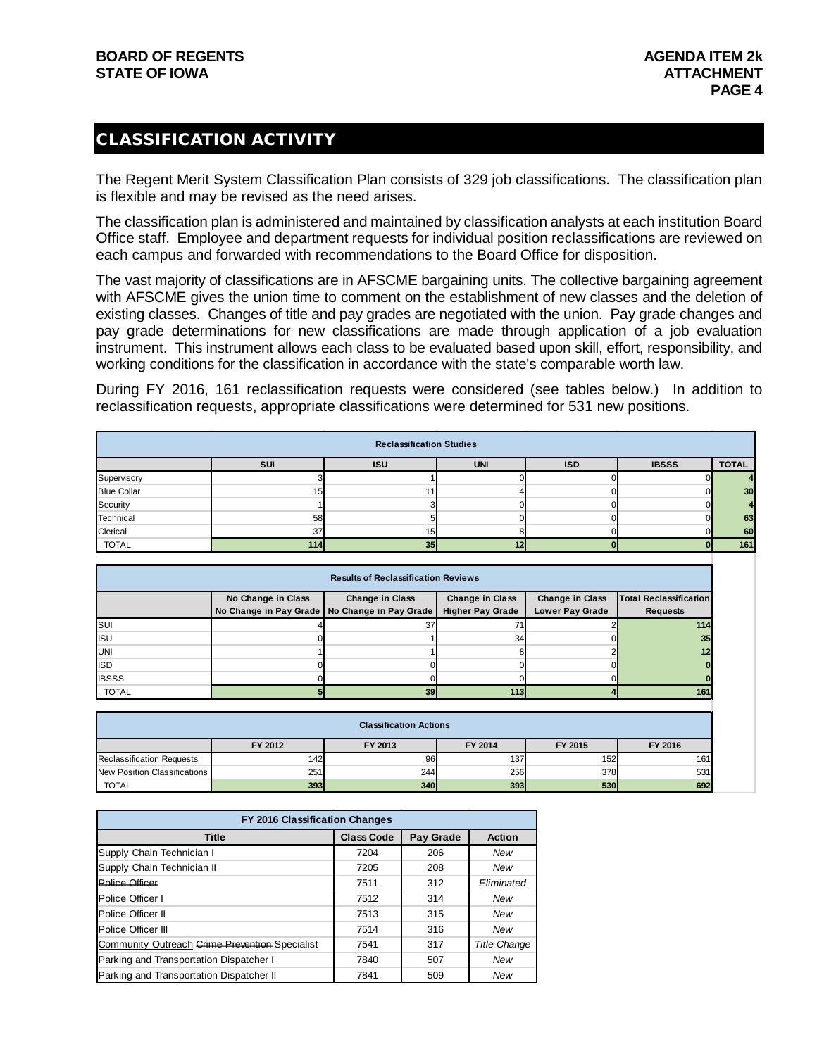## CLASSIFICATION ACTIVITY

The Regent Merit System Classification Plan consists of 329 job classifications. The classification plan is flexible and may be revised as the need arises.

The classification plan is administered and maintained by classification analysts at each institution Board Office staff. Employee and department requests for individual position reclassifications are reviewed on each campus and forwarded with recommendations to the Board Office for disposition.

The vast majority of classifications are in AFSCME bargaining units. The collective bargaining agreement with AFSCME gives the union time to comment on the establishment of new classes and the deletion of existing classes. Changes of title and pay grades are negotiated with the union. Pay grade changes and pay grade determinations for new classifications are made through application of a job evaluation instrument. This instrument allows each class to be evaluated based upon skill, effort, responsibility, and working conditions for the classification in accordance with the state's comparable worth law.

During FY 2016, 161 reclassification requests were considered (see tables below.) In addition to reclassification requests, appropriate classifications were determined for 531 new positions.

**Reclassification Studies**

| | SUI | ISU | UNI | ISD | IBSSS | TOTAL |
|---|---|---|---|---|---|---|
| Supervisory | 3 | 1 | 0 | 0 | 0 | 4 |
| Blue Collar | 15 | 11 | 4 | 0 | 0 | 30 |
| Security | 1 | 3 | 0 | 0 | 0 | 4 |
| Technical | 58 | 5 | 0 | 0 | 0 | 63 |
| Clerical | 37 | 15 | 8 | 0 | 0 | 60 |
| TOTAL | 114 | 35 | 12 | 0 | 0 | 161 |

**Results of Reclassification Reviews**

| | No Change in Class No Change in Pay Grade | Change in Class No Change in Pay Grade | Change in Class Higher Pay Grade | Change in Class Lower Pay Grade | Total Reclassification Requests |
|---|---|---|---|---|---|
| SUI | 4 | 37 | 71 | 2 | 114 |
| ISU | 0 | 1 | 34 | 0 | 35 |
| UNI | 1 | 1 | 8 | 2 | 12 |
| ISD | 0 | 0 | 0 | 0 | 0 |
| IBSSS | 0 | 0 | 0 | 0 | 0 |
| TOTAL | 5 | 39 | 113 | 4 | 161 |

**Classification Actions**

| | FY 2012 | FY 2013 | FY 2014 | FY 2015 | FY 2016 |
|---|---|---|---|---|---|
| Reclassification Requests | 142 | 96 | 137 | 152 | 161 |
| New Position Classifications | 251 | 244 | 256 | 378 | 531 |
| TOTAL | 393 | 340 | 393 | 530 | 692 |

**FY 2016 Classification Changes**

| Title | Class Code | Pay Grade | Action |
|---|---|---|---|
| Supply Chain Technician I | 7204 | 206 | *New* |
| Supply Chain Technician II | 7205 | 208 | *New* |
| ~~Police Officer~~ | 7511 | 312 | *Eliminated* |
| Police Officer I | 7512 | 314 | *New* |
| Police Officer II | 7513 | 315 | *New* |
| Police Officer III | 7514 | 316 | *New* |
| <u>Community Outreach</u> ~~Crime Prevention~~ Specialist | 7541 | 317 | *Title Change* |
| Parking and Transportation Dispatcher I | 7840 | 507 | *New* |
| Parking and Transportation Dispatcher II | 7841 | 509 | *New* |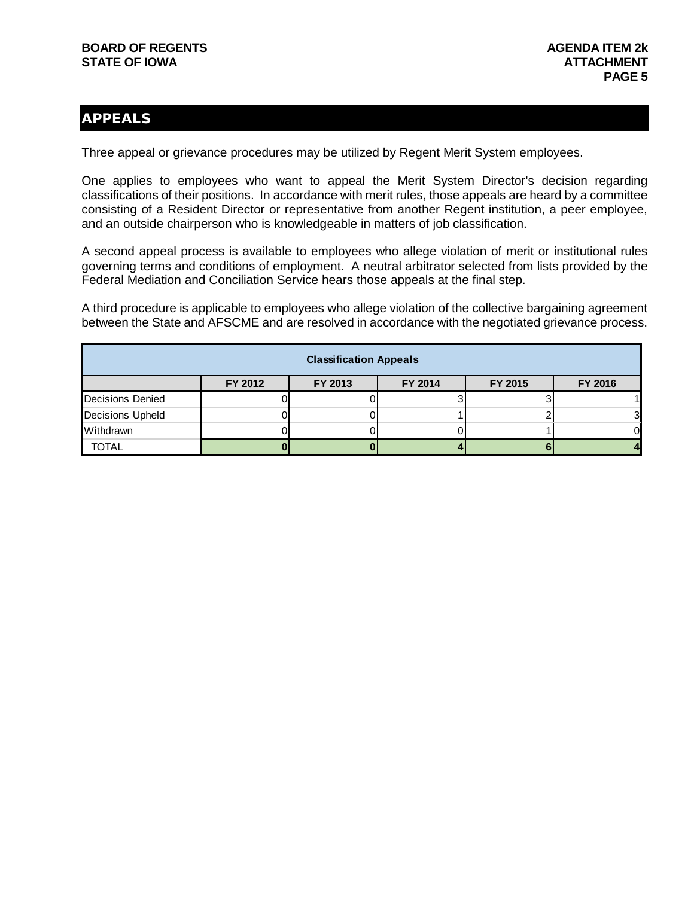## APPEALS

Three appeal or grievance procedures may be utilized by Regent Merit System employees.

One applies to employees who want to appeal the Merit System Director's decision regarding classifications of their positions. In accordance with merit rules, those appeals are heard by a committee consisting of a Resident Director or representative from another Regent institution, a peer employee, and an outside chairperson who is knowledgeable in matters of job classification.

A second appeal process is available to employees who allege violation of merit or institutional rules governing terms and conditions of employment. A neutral arbitrator selected from lists provided by the Federal Mediation and Conciliation Service hears those appeals at the final step.

A third procedure is applicable to employees who allege violation of the collective bargaining agreement between the State and AFSCME and are resolved in accordance with the negotiated grievance process.

| Classification Appeals | | | | | |
|---|---|---|---|---|---|
| | FY 2012 | FY 2013 | FY 2014 | FY 2015 | FY 2016 |
| Decisions Denied | 0 | 0 | 3 | 3 | 1 |
| Decisions Upheld | 0 | 0 | 1 | 2 | 3 |
| Withdrawn | 0 | 0 | 0 | 1 | 0 |
| TOTAL | **0** | **0** | **4** | **6** | **4** |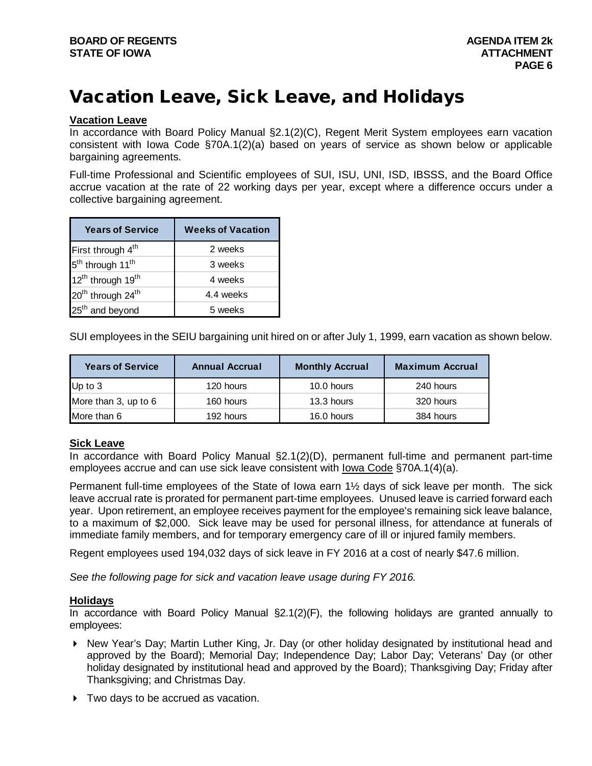# Vacation Leave, Sick Leave, and Holidays

**Vacation Leave**

In accordance with Board Policy Manual §2.1(2)(C), Regent Merit System employees earn vacation consistent with Iowa Code §70A.1(2)(a) based on years of service as shown below or applicable bargaining agreements.

Full-time Professional and Scientific employees of SUI, ISU, UNI, ISD, IBSSS, and the Board Office accrue vacation at the rate of 22 working days per year, except where a difference occurs under a collective bargaining agreement.

| Years of Service | Weeks of Vacation |
|---|---|
| First through 4th | 2 weeks |
| 5th through 11th | 3 weeks |
| 12th through 19th | 4 weeks |
| 20th through 24th | 4.4 weeks |
| 25th and beyond | 5 weeks |

SUI employees in the SEIU bargaining unit hired on or after July 1, 1999, earn vacation as shown below.

| Years of Service | Annual Accrual | Monthly Accrual | Maximum Accrual |
|---|---|---|---|
| Up to 3 | 120 hours | 10.0 hours | 240 hours |
| More than 3, up to 6 | 160 hours | 13.3 hours | 320 hours |
| More than 6 | 192 hours | 16.0 hours | 384 hours |

**Sick Leave**

In accordance with Board Policy Manual §2.1(2)(D), permanent full-time and permanent part-time employees accrue and can use sick leave consistent with Iowa Code §70A.1(4)(a).

Permanent full-time employees of the State of Iowa earn 1½ days of sick leave per month. The sick leave accrual rate is prorated for permanent part-time employees. Unused leave is carried forward each year. Upon retirement, an employee receives payment for the employee's remaining sick leave balance, to a maximum of $2,000. Sick leave may be used for personal illness, for attendance at funerals of immediate family members, and for temporary emergency care of ill or injured family members.

Regent employees used 194,032 days of sick leave in FY 2016 at a cost of nearly $47.6 million.

*See the following page for sick and vacation leave usage during FY 2016.*

**Holidays**

In accordance with Board Policy Manual §2.1(2)(F), the following holidays are granted annually to employees:

- New Year's Day; Martin Luther King, Jr. Day (or other holiday designated by institutional head and approved by the Board); Memorial Day; Independence Day; Labor Day; Veterans' Day (or other holiday designated by institutional head and approved by the Board); Thanksgiving Day; Friday after Thanksgiving; and Christmas Day.
- Two days to be accrued as vacation.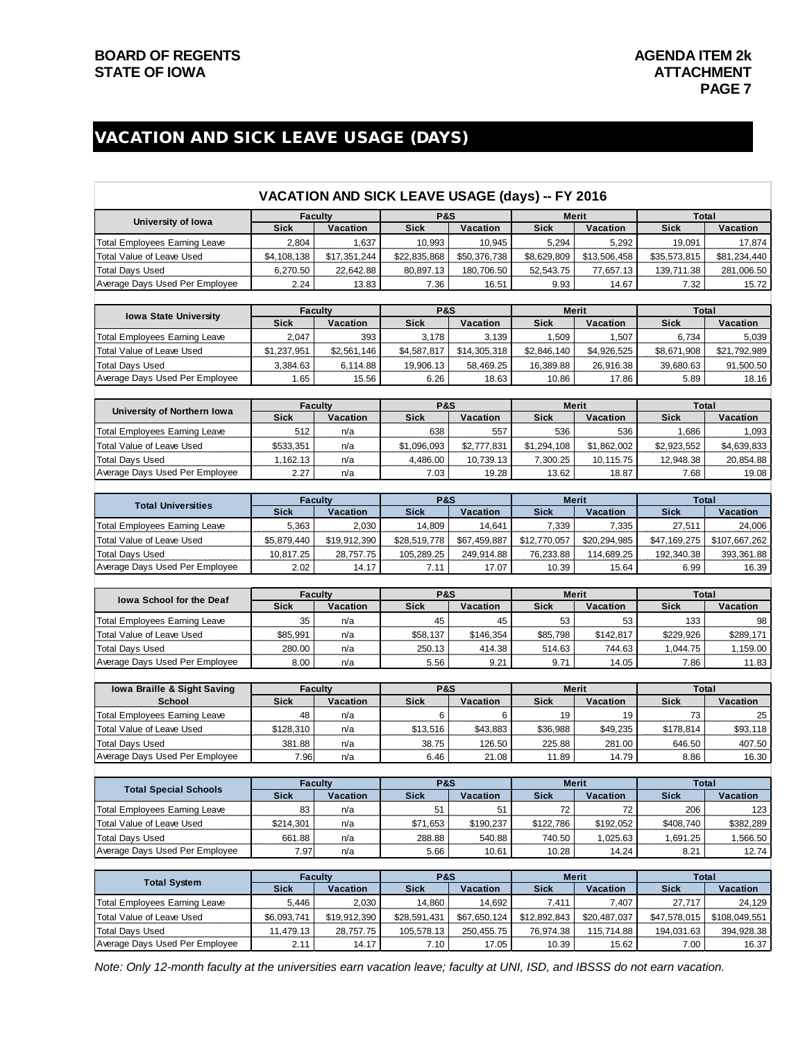## VACATION AND SICK LEAVE USAGE (DAYS)

### VACATION AND SICK LEAVE USAGE (days) -- FY 2016

| University of Iowa | Faculty | | P&S | | Merit | | Total | |
|---|---|---|---|---|---|---|---|---|
| | Sick | Vacation | Sick | Vacation | Sick | Vacation | Sick | Vacation |
| Total Employees Earning Leave | 2,804 | 1,637 | 10,993 | 10,945 | 5,294 | 5,292 | 19,091 | 17,874 |
| Total Value of Leave Used | $4,108,138 | $17,351,244 | $22,835,868 | $50,376,738 | $8,629,809 | $13,506,458 | $35,573,815 | $81,234,440 |
| Total Days Used | 6,270.50 | 22,642.88 | 80,897.13 | 180,706.50 | 52,543.75 | 77,657.13 | 139,711.38 | 281,006.50 |
| Average Days Used Per Employee | 2.24 | 13.83 | 7.36 | 16.51 | 9.93 | 14.67 | 7.32 | 15.72 |

| Iowa State University | Faculty | | P&S | | Merit | | Total | |
|---|---|---|---|---|---|---|---|---|
| | Sick | Vacation | Sick | Vacation | Sick | Vacation | Sick | Vacation |
| Total Employees Earning Leave | 2,047 | 393 | 3,178 | 3,139 | 1,509 | 1,507 | 6,734 | 5,039 |
| Total Value of Leave Used | $1,237,951 | $2,561,146 | $4,587,817 | $14,305,318 | $2,846,140 | $4,926,525 | $8,671,908 | $21,792,989 |
| Total Days Used | 3,384.63 | 6,114.88 | 19,906.13 | 58,469.25 | 16,389.88 | 26,916.38 | 39,680.63 | 91,500.50 |
| Average Days Used Per Employee | 1.65 | 15.56 | 6.26 | 18.63 | 10.86 | 17.86 | 5.89 | 18.16 |

| University of Northern Iowa | Faculty | | P&S | | Merit | | Total | |
|---|---|---|---|---|---|---|---|---|
| | Sick | Vacation | Sick | Vacation | Sick | Vacation | Sick | Vacation |
| Total Employees Earning Leave | 512 | n/a | 638 | 557 | 536 | 536 | 1,686 | 1,093 |
| Total Value of Leave Used | $533,351 | n/a | $1,096,093 | $2,777,831 | $1,294,108 | $1,862,002 | $2,923,552 | $4,639,833 |
| Total Days Used | 1,162.13 | n/a | 4,486.00 | 10,739.13 | 7,300.25 | 10,115.75 | 12,948.38 | 20,854.88 |
| Average Days Used Per Employee | 2.27 | n/a | 7.03 | 19.28 | 13.62 | 18.87 | 7.68 | 19.08 |

| Total Universities | Faculty | | P&S | | Merit | | Total | |
|---|---|---|---|---|---|---|---|---|
| | Sick | Vacation | Sick | Vacation | Sick | Vacation | Sick | Vacation |
| Total Employees Earning Leave | 5,363 | 2,030 | 14,809 | 14,641 | 7,339 | 7,335 | 27,511 | 24,006 |
| Total Value of Leave Used | $5,879,440 | $19,912,390 | $28,519,778 | $67,459,887 | $12,770,057 | $20,294,985 | $47,169,275 | $107,667,262 |
| Total Days Used | 10,817.25 | 28,757.75 | 105,289.25 | 249,914.88 | 76,233.88 | 114,689.25 | 192,340.38 | 393,361.88 |
| Average Days Used Per Employee | 2.02 | 14.17 | 7.11 | 17.07 | 10.39 | 15.64 | 6.99 | 16.39 |

| Iowa School for the Deaf | Faculty | | P&S | | Merit | | Total | |
|---|---|---|---|---|---|---|---|---|
| | Sick | Vacation | Sick | Vacation | Sick | Vacation | Sick | Vacation |
| Total Employees Earning Leave | 35 | n/a | 45 | 45 | 53 | 53 | 133 | 98 |
| Total Value of Leave Used | $85,991 | n/a | $58,137 | $146,354 | $85,798 | $142,817 | $229,926 | $289,171 |
| Total Days Used | 280.00 | n/a | 250.13 | 414.38 | 514.63 | 744.63 | 1,044.75 | 1,159.00 |
| Average Days Used Per Employee | 8.00 | n/a | 5.56 | 9.21 | 9.71 | 14.05 | 7.86 | 11.83 |

| Iowa Braille & Sight Saving School | Faculty | | P&S | | Merit | | Total | |
|---|---|---|---|---|---|---|---|---|
| | Sick | Vacation | Sick | Vacation | Sick | Vacation | Sick | Vacation |
| Total Employees Earning Leave | 48 | n/a | 6 | 6 | 19 | 19 | 73 | 25 |
| Total Value of Leave Used | $128,310 | n/a | $13,516 | $43,883 | $36,988 | $49,235 | $178,814 | $93,118 |
| Total Days Used | 381.88 | n/a | 38.75 | 126.50 | 225.88 | 281.00 | 646.50 | 407.50 |
| Average Days Used Per Employee | 7.96 | n/a | 6.46 | 21.08 | 11.89 | 14.79 | 8.86 | 16.30 |

| Total Special Schools | Faculty | | P&S | | Merit | | Total | |
|---|---|---|---|---|---|---|---|---|
| | Sick | Vacation | Sick | Vacation | Sick | Vacation | Sick | Vacation |
| Total Employees Earning Leave | 83 | n/a | 51 | 51 | 72 | 72 | 206 | 123 |
| Total Value of Leave Used | $214,301 | n/a | $71,653 | $190,237 | $122,786 | $192,052 | $408,740 | $382,289 |
| Total Days Used | 661.88 | n/a | 288.88 | 540.88 | 740.50 | 1,025.63 | 1,691.25 | 1,566.50 |
| Average Days Used Per Employee | 7.97 | n/a | 5.66 | 10.61 | 10.28 | 14.24 | 8.21 | 12.74 |

| Total System | Faculty | | P&S | | Merit | | Total | |
|---|---|---|---|---|---|---|---|---|
| | Sick | Vacation | Sick | Vacation | Sick | Vacation | Sick | Vacation |
| Total Employees Earning Leave | 5,446 | 2,030 | 14,860 | 14,692 | 7,411 | 7,407 | 27,717 | 24,129 |
| Total Value of Leave Used | $6,093,741 | $19,912,390 | $28,591,431 | $67,650,124 | $12,892,843 | $20,487,037 | $47,578,015 | $108,049,551 |
| Total Days Used | 11,479.13 | 28,757.75 | 105,578.13 | 250,455.75 | 76,974.38 | 115,714.88 | 194,031.63 | 394,928.38 |
| Average Days Used Per Employee | 2.11 | 14.17 | 7.10 | 17.05 | 10.39 | 15.62 | 7.00 | 16.37 |

*Note: Only 12-month faculty at the universities earn vacation leave; faculty at UNI, ISD, and IBSSS do not earn vacation.*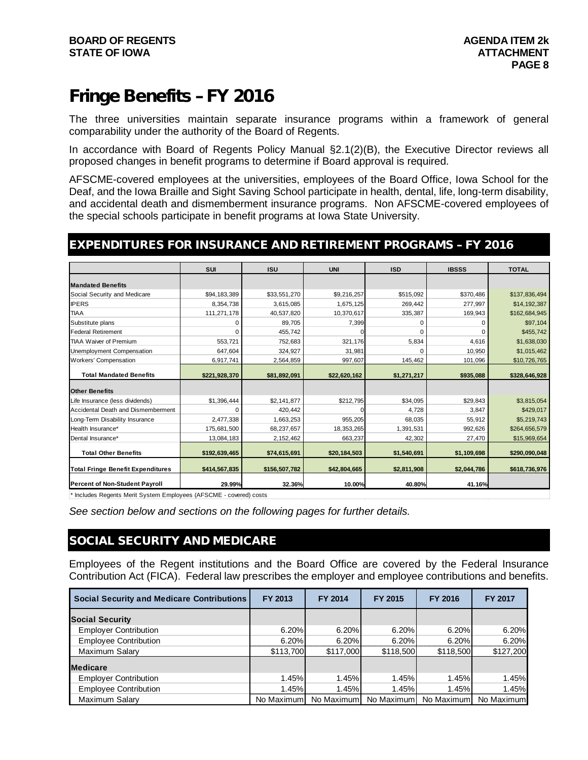# Fringe Benefits – FY 2016

The three universities maintain separate insurance programs within a framework of general comparability under the authority of the Board of Regents.

In accordance with Board of Regents Policy Manual §2.1(2)(B), the Executive Director reviews all proposed changes in benefit programs to determine if Board approval is required.

AFSCME-covered employees at the universities, employees of the Board Office, Iowa School for the Deaf, and the Iowa Braille and Sight Saving School participate in health, dental, life, long-term disability, and accidental death and dismemberment insurance programs. Non AFSCME-covered employees of the special schools participate in benefit programs at Iowa State University.

## EXPENDITURES FOR INSURANCE AND RETIREMENT PROGRAMS – FY 2016

| | SUI | ISU | UNI | ISD | IBSSS | TOTAL |
|---|---|---|---|---|---|---|
| **Mandated Benefits** | | | | | | |
| Social Security and Medicare | $94,183,389 | $33,551,270 | $9,216,257 | $515,092 | $370,486 | $137,836,494 |
| IPERS | 8,354,738 | 3,615,085 | 1,675,125 | 269,442 | 277,997 | $14,192,387 |
| TIAA | 111,271,178 | 40,537,820 | 10,370,617 | 335,387 | 169,943 | $162,684,945 |
| Substitute plans | 0 | 89,705 | 7,399 | 0 | 0 | $97,104 |
| Federal Retirement | 0 | 455,742 | 0 | 0 | 0 | $455,742 |
| TIAA Waiver of Premium | 553,721 | 752,683 | 321,176 | 5,834 | 4,616 | $1,638,030 |
| Unemployment Compensation | 647,604 | 324,927 | 31,981 | 0 | 10,950 | $1,015,462 |
| Workers' Compensation | 6,917,741 | 2,564,859 | 997,607 | 145,462 | 101,096 | $10,726,765 |
| **Total Mandated Benefits** | **$221,928,370** | **$81,892,091** | **$22,620,162** | **$1,271,217** | **$935,088** | **$328,646,928** |
| **Other Benefits** | | | | | | |
| Life Insurance (less dividends) | $1,396,444 | $2,141,877 | $212,795 | $34,095 | $29,843 | $3,815,054 |
| Accidental Death and Dismemberment | 0 | 420,442 | 0 | 4,728 | 3,847 | $429,017 |
| Long-Term Disability Insurance | 2,477,338 | 1,663,253 | 955,205 | 68,035 | 55,912 | $5,219,743 |
| Health Insurance* | 175,681,500 | 68,237,657 | 18,353,265 | 1,391,531 | 992,626 | $264,656,579 |
| Dental Insurance* | 13,084,183 | 2,152,462 | 663,237 | 42,302 | 27,470 | $15,969,654 |
| **Total Other Benefits** | **$192,639,465** | **$74,615,691** | **$20,184,503** | **$1,540,691** | **$1,109,698** | **$290,090,048** |
| **Total Fringe Benefit Expenditures** | **$414,567,835** | **$156,507,782** | **$42,804,665** | **$2,811,908** | **$2,044,786** | **$618,736,976** |
| **Percent of Non-Student Payroll** | **29.99%** | **32.36%** | **10.00%** | **40.80%** | **41.16%** | |

\* Includes Regents Merit System Employees (AFSCME - covered) costs

*See section below and sections on the following pages for further details.*

## SOCIAL SECURITY AND MEDICARE

Employees of the Regent institutions and the Board Office are covered by the Federal Insurance Contribution Act (FICA). Federal law prescribes the employer and employee contributions and benefits.

| Social Security and Medicare Contributions | FY 2013 | FY 2014 | FY 2015 | FY 2016 | FY 2017 |
|---|---|---|---|---|---|
| **Social Security** | | | | | |
| Employer Contribution | 6.20% | 6.20% | 6.20% | 6.20% | 6.20% |
| Employee Contribution | 6.20% | 6.20% | 6.20% | 6.20% | 6.20% |
| Maximum Salary | $113,700 | $117,000 | $118,500 | $118,500 | $127,200 |
| **Medicare** | | | | | |
| Employer Contribution | 1.45% | 1.45% | 1.45% | 1.45% | 1.45% |
| Employee Contribution | 1.45% | 1.45% | 1.45% | 1.45% | 1.45% |
| Maximum Salary | No Maximum | No Maximum | No Maximum | No Maximum | No Maximum |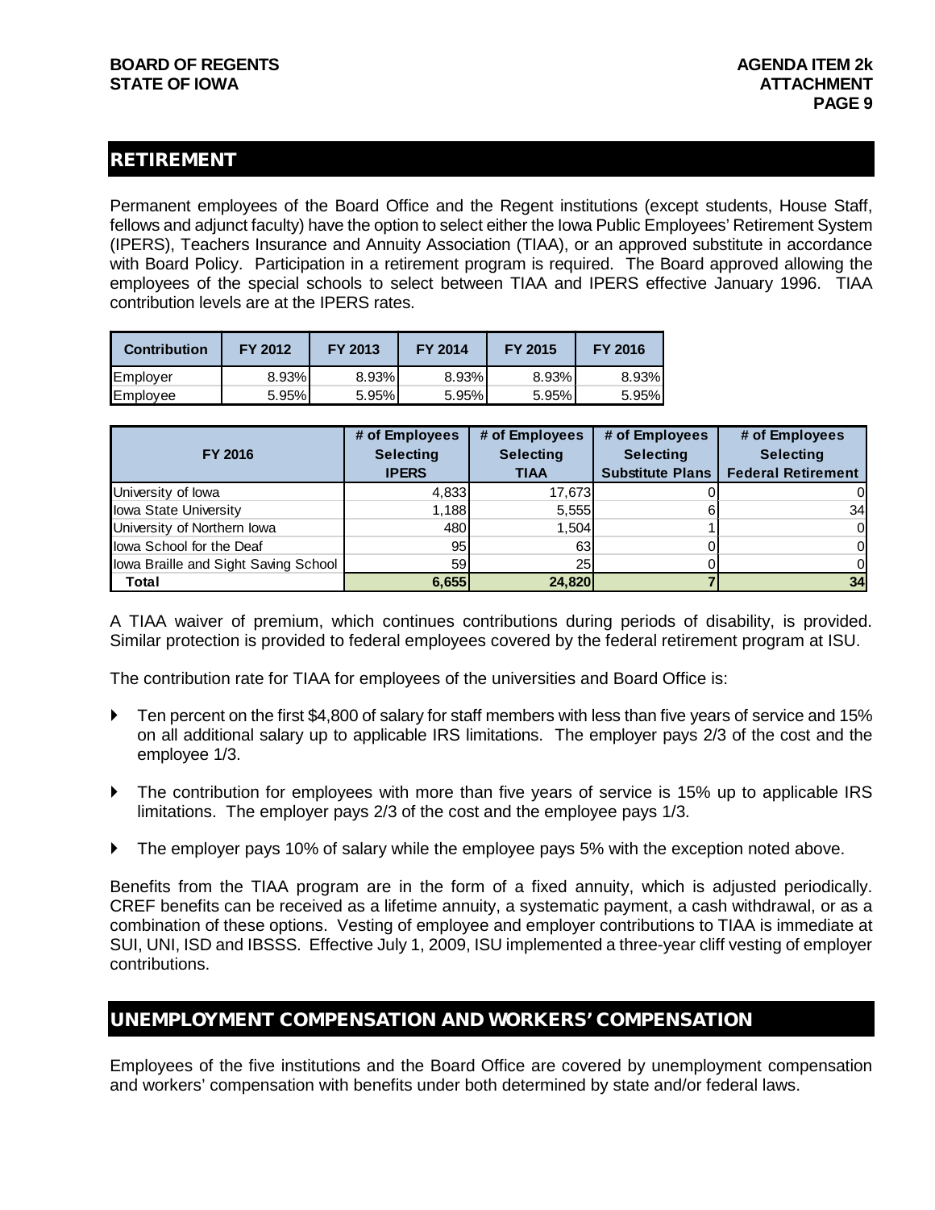## RETIREMENT

Permanent employees of the Board Office and the Regent institutions (except students, House Staff, fellows and adjunct faculty) have the option to select either the Iowa Public Employees' Retirement System (IPERS), Teachers Insurance and Annuity Association (TIAA), or an approved substitute in accordance with Board Policy. Participation in a retirement program is required. The Board approved allowing the employees of the special schools to select between TIAA and IPERS effective January 1996. TIAA contribution levels are at the IPERS rates.

| Contribution | FY 2012 | FY 2013 | FY 2014 | FY 2015 | FY 2016 |
|---|---|---|---|---|---|
| Employer | 8.93% | 8.93% | 8.93% | 8.93% | 8.93% |
| Employee | 5.95% | 5.95% | 5.95% | 5.95% | 5.95% |

| FY 2016 | # of Employees Selecting IPERS | # of Employees Selecting TIAA | # of Employees Selecting Substitute Plans | # of Employees Selecting Federal Retirement |
|---|---|---|---|---|
| University of Iowa | 4,833 | 17,673 | 0 | 0 |
| Iowa State University | 1,188 | 5,555 | 6 | 34 |
| University of Northern Iowa | 480 | 1,504 | 1 | 0 |
| Iowa School for the Deaf | 95 | 63 | 0 | 0 |
| Iowa Braille and Sight Saving School | 59 | 25 | 0 | 0 |
| **Total** | **6,655** | **24,820** | **7** | **34** |

A TIAA waiver of premium, which continues contributions during periods of disability, is provided. Similar protection is provided to federal employees covered by the federal retirement program at ISU.

The contribution rate for TIAA for employees of the universities and Board Office is:

- Ten percent on the first $4,800 of salary for staff members with less than five years of service and 15% on all additional salary up to applicable IRS limitations. The employer pays 2/3 of the cost and the employee 1/3.
- The contribution for employees with more than five years of service is 15% up to applicable IRS limitations. The employer pays 2/3 of the cost and the employee pays 1/3.
- The employer pays 10% of salary while the employee pays 5% with the exception noted above.

Benefits from the TIAA program are in the form of a fixed annuity, which is adjusted periodically. CREF benefits can be received as a lifetime annuity, a systematic payment, a cash withdrawal, or as a combination of these options. Vesting of employee and employer contributions to TIAA is immediate at SUI, UNI, ISD and IBSSS. Effective July 1, 2009, ISU implemented a three-year cliff vesting of employer contributions.

## UNEMPLOYMENT COMPENSATION AND WORKERS' COMPENSATION

Employees of the five institutions and the Board Office are covered by unemployment compensation and workers' compensation with benefits under both determined by state and/or federal laws.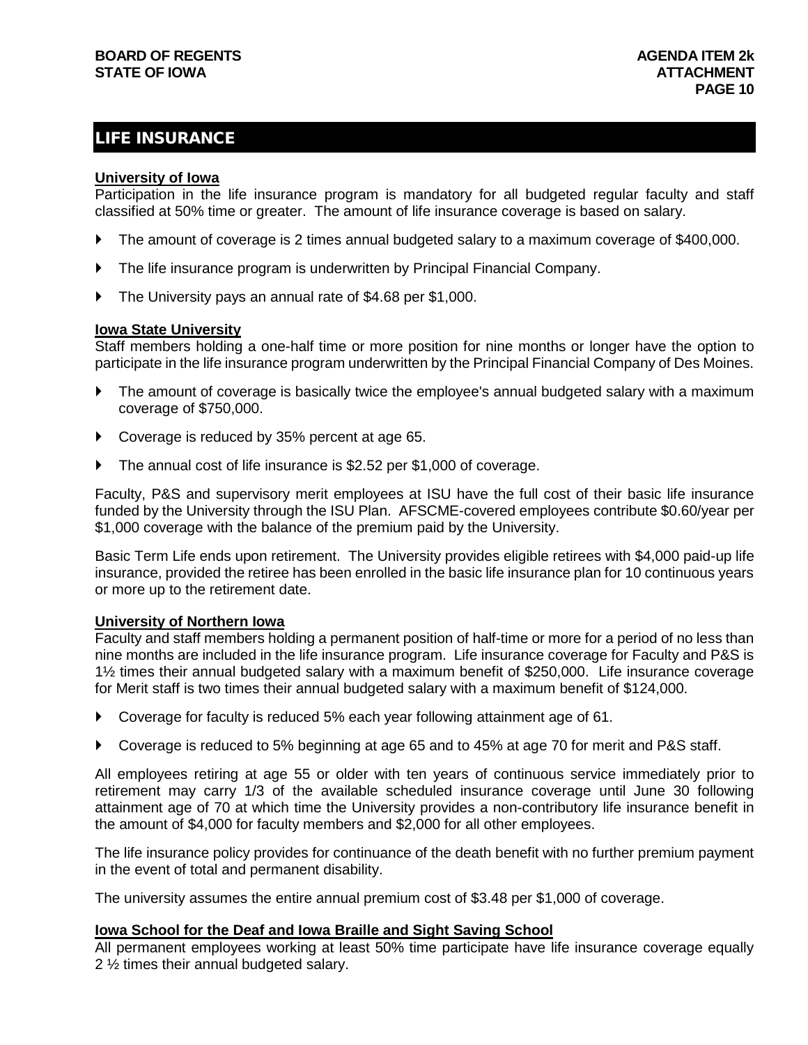## LIFE INSURANCE

**University of Iowa**

Participation in the life insurance program is mandatory for all budgeted regular faculty and staff classified at 50% time or greater. The amount of life insurance coverage is based on salary.

- The amount of coverage is 2 times annual budgeted salary to a maximum coverage of $400,000.
- The life insurance program is underwritten by Principal Financial Company.
- The University pays an annual rate of $4.68 per $1,000.

**Iowa State University**

Staff members holding a one-half time or more position for nine months or longer have the option to participate in the life insurance program underwritten by the Principal Financial Company of Des Moines.

- The amount of coverage is basically twice the employee's annual budgeted salary with a maximum coverage of $750,000.
- Coverage is reduced by 35% percent at age 65.
- The annual cost of life insurance is $2.52 per $1,000 of coverage.

Faculty, P&S and supervisory merit employees at ISU have the full cost of their basic life insurance funded by the University through the ISU Plan. AFSCME-covered employees contribute $0.60/year per $1,000 coverage with the balance of the premium paid by the University.

Basic Term Life ends upon retirement. The University provides eligible retirees with $4,000 paid-up life insurance, provided the retiree has been enrolled in the basic life insurance plan for 10 continuous years or more up to the retirement date.

**University of Northern Iowa**

Faculty and staff members holding a permanent position of half-time or more for a period of no less than nine months are included in the life insurance program. Life insurance coverage for Faculty and P&S is 1½ times their annual budgeted salary with a maximum benefit of $250,000. Life insurance coverage for Merit staff is two times their annual budgeted salary with a maximum benefit of $124,000.

- Coverage for faculty is reduced 5% each year following attainment age of 61.
- Coverage is reduced to 5% beginning at age 65 and to 45% at age 70 for merit and P&S staff.

All employees retiring at age 55 or older with ten years of continuous service immediately prior to retirement may carry 1/3 of the available scheduled insurance coverage until June 30 following attainment age of 70 at which time the University provides a non-contributory life insurance benefit in the amount of $4,000 for faculty members and $2,000 for all other employees.

The life insurance policy provides for continuance of the death benefit with no further premium payment in the event of total and permanent disability.

The university assumes the entire annual premium cost of $3.48 per $1,000 of coverage.

**Iowa School for the Deaf and Iowa Braille and Sight Saving School**

All permanent employees working at least 50% time participate have life insurance coverage equally 2 ½ times their annual budgeted salary.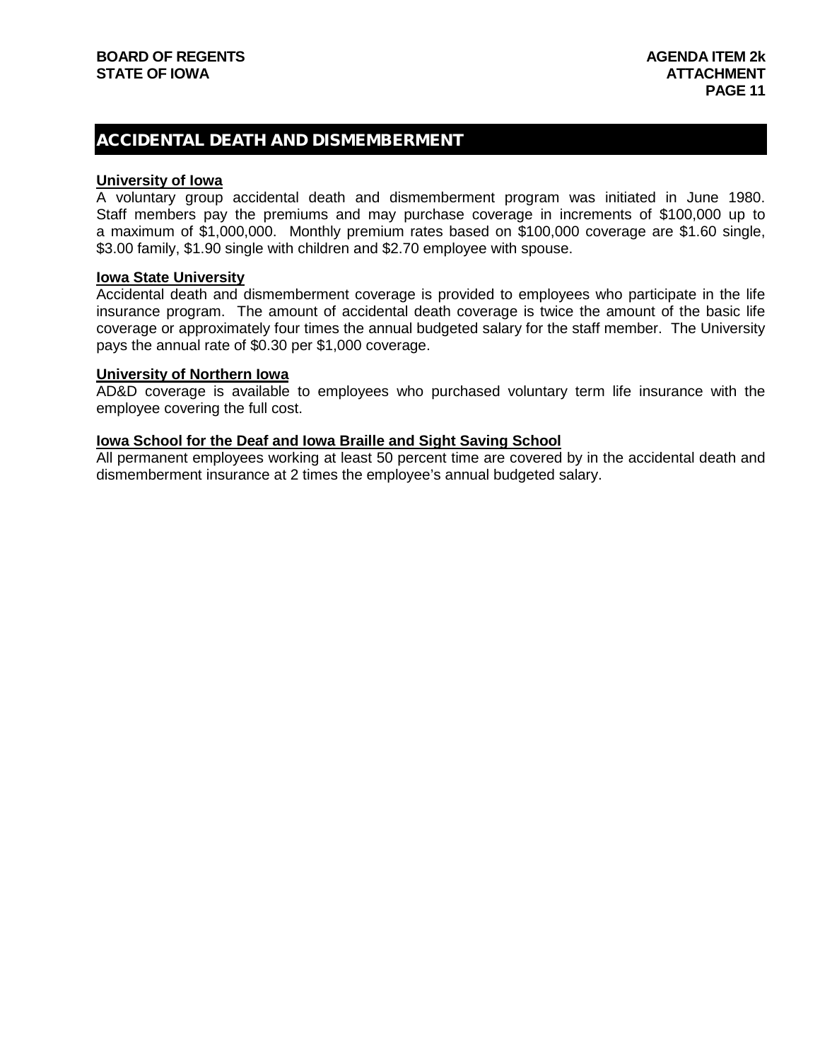## ACCIDENTAL DEATH AND DISMEMBERMENT

**University of Iowa**

A voluntary group accidental death and dismemberment program was initiated in June 1980. Staff members pay the premiums and may purchase coverage in increments of $100,000 up to a maximum of $1,000,000. Monthly premium rates based on $100,000 coverage are $1.60 single, $3.00 family, $1.90 single with children and $2.70 employee with spouse.

**Iowa State University**

Accidental death and dismemberment coverage is provided to employees who participate in the life insurance program. The amount of accidental death coverage is twice the amount of the basic life coverage or approximately four times the annual budgeted salary for the staff member. The University pays the annual rate of $0.30 per $1,000 coverage.

**University of Northern Iowa**

AD&D coverage is available to employees who purchased voluntary term life insurance with the employee covering the full cost.

**Iowa School for the Deaf and Iowa Braille and Sight Saving School**

All permanent employees working at least 50 percent time are covered by in the accidental death and dismemberment insurance at 2 times the employee's annual budgeted salary.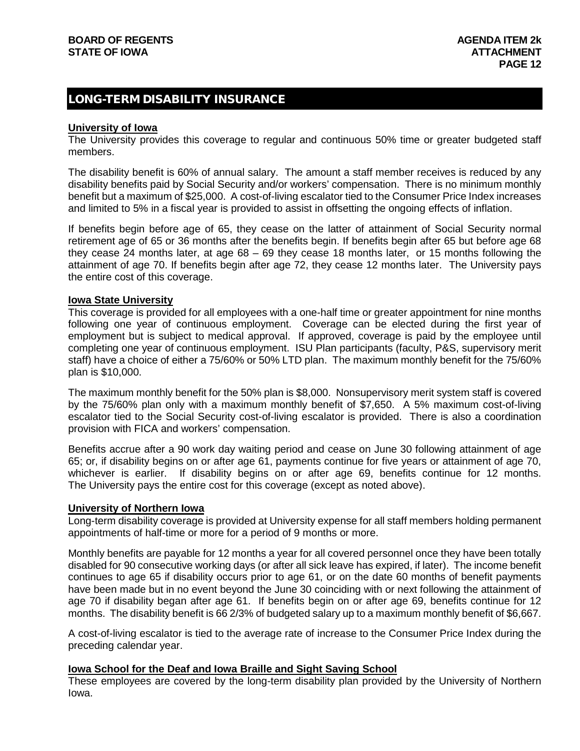## LONG-TERM DISABILITY INSURANCE

**University of Iowa**

The University provides this coverage to regular and continuous 50% time or greater budgeted staff members.

The disability benefit is 60% of annual salary. The amount a staff member receives is reduced by any disability benefits paid by Social Security and/or workers' compensation. There is no minimum monthly benefit but a maximum of $25,000. A cost-of-living escalator tied to the Consumer Price Index increases and limited to 5% in a fiscal year is provided to assist in offsetting the ongoing effects of inflation.

If benefits begin before age of 65, they cease on the latter of attainment of Social Security normal retirement age of 65 or 36 months after the benefits begin. If benefits begin after 65 but before age 68 they cease 24 months later, at age 68 – 69 they cease 18 months later, or 15 months following the attainment of age 70. If benefits begin after age 72, they cease 12 months later. The University pays the entire cost of this coverage.

**Iowa State University**

This coverage is provided for all employees with a one-half time or greater appointment for nine months following one year of continuous employment. Coverage can be elected during the first year of employment but is subject to medical approval. If approved, coverage is paid by the employee until completing one year of continuous employment. ISU Plan participants (faculty, P&S, supervisory merit staff) have a choice of either a 75/60% or 50% LTD plan. The maximum monthly benefit for the 75/60% plan is $10,000.

The maximum monthly benefit for the 50% plan is $8,000. Nonsupervisory merit system staff is covered by the 75/60% plan only with a maximum monthly benefit of $7,650. A 5% maximum cost-of-living escalator tied to the Social Security cost-of-living escalator is provided. There is also a coordination provision with FICA and workers' compensation.

Benefits accrue after a 90 work day waiting period and cease on June 30 following attainment of age 65; or, if disability begins on or after age 61, payments continue for five years or attainment of age 70, whichever is earlier. If disability begins on or after age 69, benefits continue for 12 months. The University pays the entire cost for this coverage (except as noted above).

**University of Northern Iowa**

Long-term disability coverage is provided at University expense for all staff members holding permanent appointments of half-time or more for a period of 9 months or more.

Monthly benefits are payable for 12 months a year for all covered personnel once they have been totally disabled for 90 consecutive working days (or after all sick leave has expired, if later). The income benefit continues to age 65 if disability occurs prior to age 61, or on the date 60 months of benefit payments have been made but in no event beyond the June 30 coinciding with or next following the attainment of age 70 if disability began after age 61. If benefits begin on or after age 69, benefits continue for 12 months. The disability benefit is 66 2/3% of budgeted salary up to a maximum monthly benefit of $6,667.

A cost-of-living escalator is tied to the average rate of increase to the Consumer Price Index during the preceding calendar year.

**Iowa School for the Deaf and Iowa Braille and Sight Saving School**

These employees are covered by the long-term disability plan provided by the University of Northern Iowa.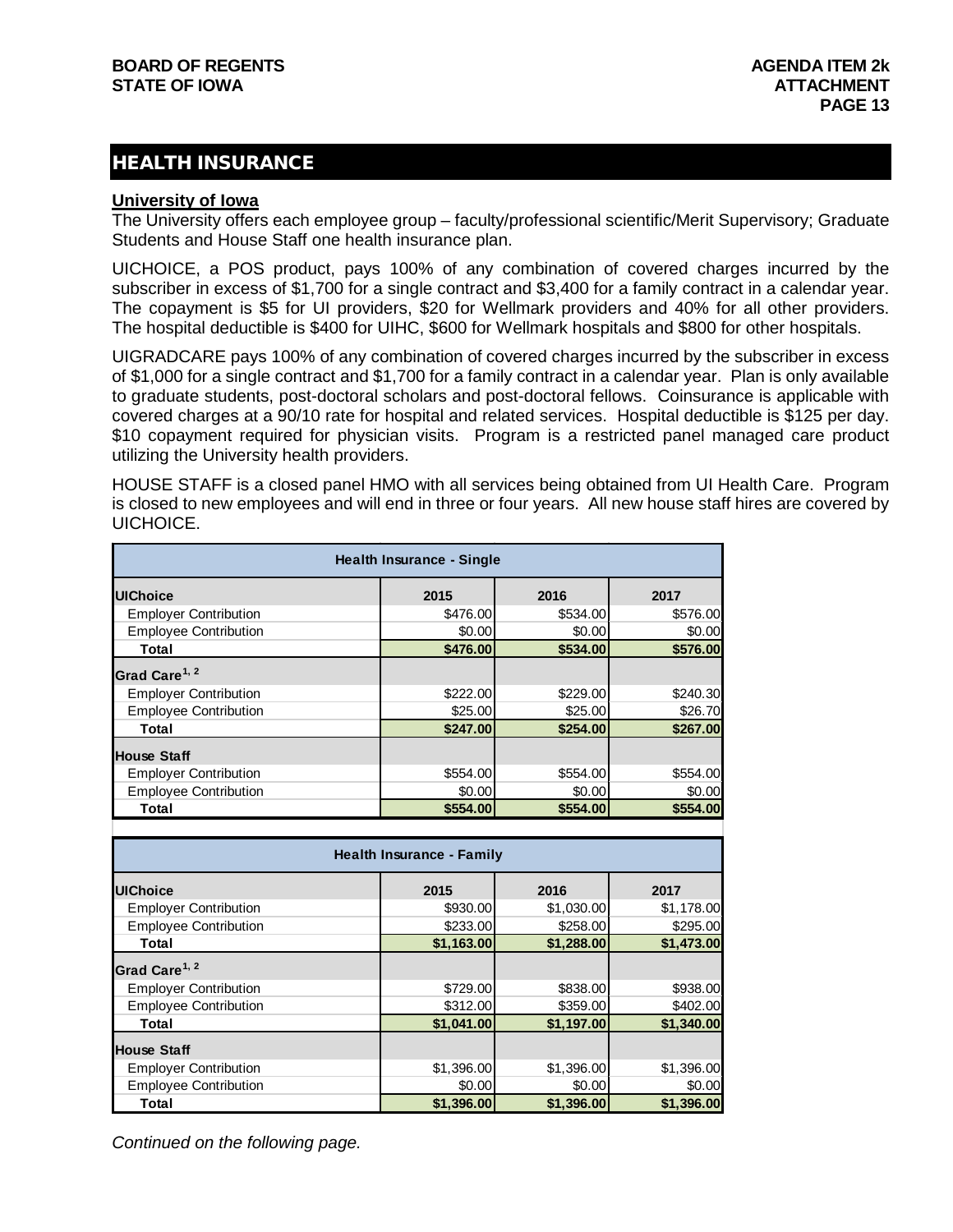## HEALTH INSURANCE

**University of Iowa**

The University offers each employee group – faculty/professional scientific/Merit Supervisory; Graduate Students and House Staff one health insurance plan.

UICHOICE, a POS product, pays 100% of any combination of covered charges incurred by the subscriber in excess of $1,700 for a single contract and $3,400 for a family contract in a calendar year. The copayment is $5 for UI providers, $20 for Wellmark providers and 40% for all other providers. The hospital deductible is $400 for UIHC, $600 for Wellmark hospitals and $800 for other hospitals.

UIGRADCARE pays 100% of any combination of covered charges incurred by the subscriber in excess of $1,000 for a single contract and $1,700 for a family contract in a calendar year. Plan is only available to graduate students, post-doctoral scholars and post-doctoral fellows. Coinsurance is applicable with covered charges at a 90/10 rate for hospital and related services. Hospital deductible is $125 per day. $10 copayment required for physician visits. Program is a restricted panel managed care product utilizing the University health providers.

HOUSE STAFF is a closed panel HMO with all services being obtained from UI Health Care. Program is closed to new employees and will end in three or four years. All new house staff hires are covered by UICHOICE.

| Health Insurance - Single | | | |
|---|---|---|---|
| **UIChoice** | **2015** | **2016** | **2017** |
| Employer Contribution | $476.00 | $534.00 | $576.00 |
| Employee Contribution | $0.00 | $0.00 | $0.00 |
| **Total** | **$476.00** | **$534.00** | **$576.00** |
| **Grad Care[1, 2]** | | | |
| Employer Contribution | $222.00 | $229.00 | $240.30 |
| Employee Contribution | $25.00 | $25.00 | $26.70 |
| **Total** | **$247.00** | **$254.00** | **$267.00** |
| **House Staff** | | | |
| Employer Contribution | $554.00 | $554.00 | $554.00 |
| Employee Contribution | $0.00 | $0.00 | $0.00 |
| **Total** | **$554.00** | **$554.00** | **$554.00** |

| Health Insurance - Family | | | |
|---|---|---|---|
| **UIChoice** | **2015** | **2016** | **2017** |
| Employer Contribution | $930.00 | $1,030.00 | $1,178.00 |
| Employee Contribution | $233.00 | $258.00 | $295.00 |
| **Total** | **$1,163.00** | **$1,288.00** | **$1,473.00** |
| **Grad Care[1, 2]** | | | |
| Employer Contribution | $729.00 | $838.00 | $938.00 |
| Employee Contribution | $312.00 | $359.00 | $402.00 |
| **Total** | **$1,041.00** | **$1,197.00** | **$1,340.00** |
| **House Staff** | | | |
| Employer Contribution | $1,396.00 | $1,396.00 | $1,396.00 |
| Employee Contribution | $0.00 | $0.00 | $0.00 |
| **Total** | **$1,396.00** | **$1,396.00** | **$1,396.00** |

*Continued on the following page.*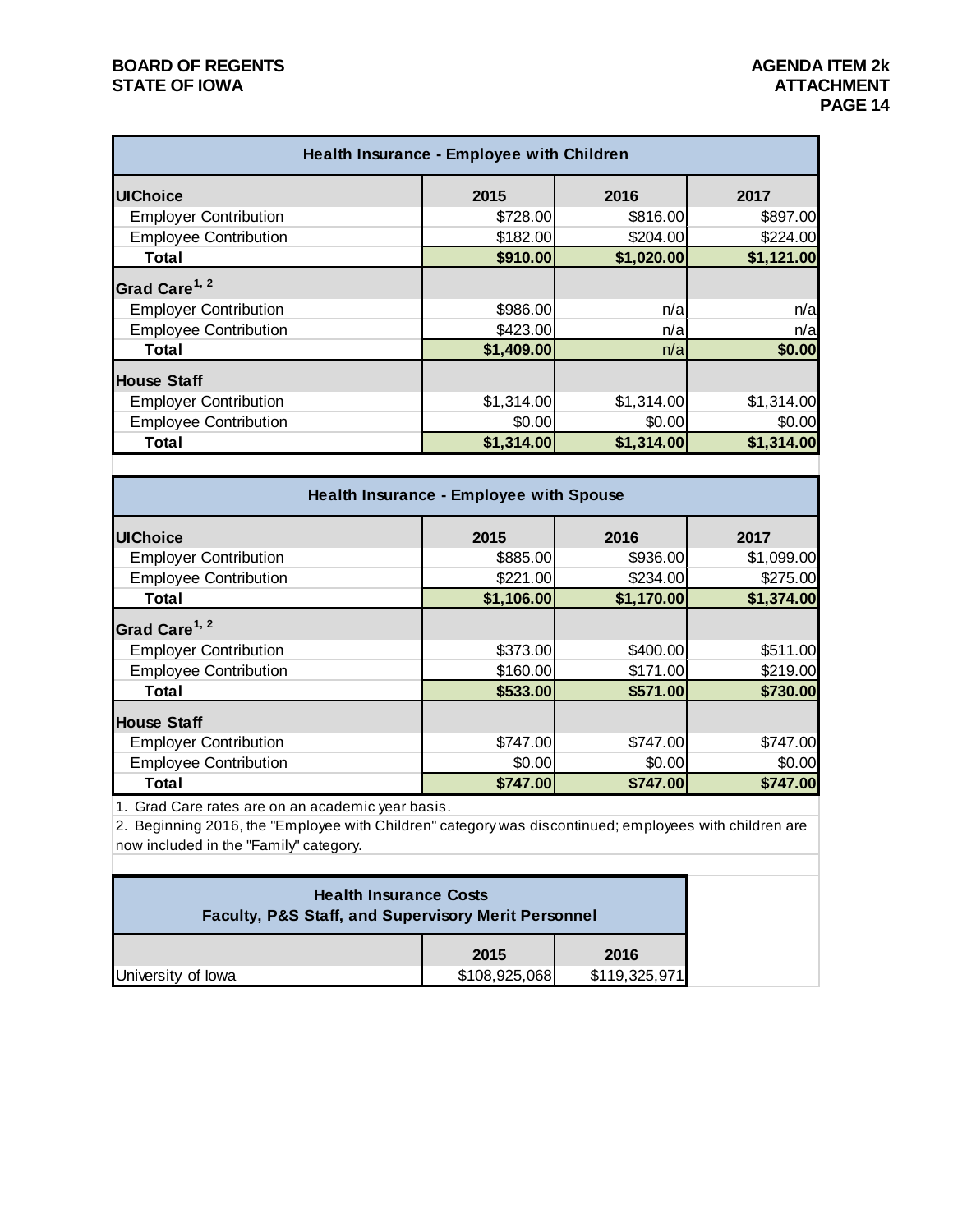| Health Insurance - Employee with Children | | | |
|---|---|---|---|
| **UIChoice** | **2015** | **2016** | **2017** |
| Employer Contribution | $728.00 | $816.00 | $897.00 |
| Employee Contribution | $182.00 | $204.00 | $224.00 |
| **Total** | **$910.00** | **$1,020.00** | **$1,121.00** |
| **Grad Care[1, 2]** | | | |
| Employer Contribution | $986.00 | n/a | n/a |
| Employee Contribution | $423.00 | n/a | n/a |
| **Total** | **$1,409.00** | n/a | **$0.00** |
| **House Staff** | | | |
| Employer Contribution | $1,314.00 | $1,314.00 | $1,314.00 |
| Employee Contribution | $0.00 | $0.00 | $0.00 |
| **Total** | **$1,314.00** | **$1,314.00** | **$1,314.00** |

| Health Insurance - Employee with Spouse | | | |
|---|---|---|---|
| **UIChoice** | **2015** | **2016** | **2017** |
| Employer Contribution | $885.00 | $936.00 | $1,099.00 |
| Employee Contribution | $221.00 | $234.00 | $275.00 |
| **Total** | **$1,106.00** | **$1,170.00** | **$1,374.00** |
| **Grad Care[1, 2]** | | | |
| Employer Contribution | $373.00 | $400.00 | $511.00 |
| Employee Contribution | $160.00 | $171.00 | $219.00 |
| **Total** | **$533.00** | **$571.00** | **$730.00** |
| **House Staff** | | | |
| Employer Contribution | $747.00 | $747.00 | $747.00 |
| Employee Contribution | $0.00 | $0.00 | $0.00 |
| **Total** | **$747.00** | **$747.00** | **$747.00** |

1. Grad Care rates are on an academic year basis.
2. Beginning 2016, the "Employee with Children" category was discontinued; employees with children are now included in the "Family" category.

| Health Insurance Costs<br>Faculty, P&S Staff, and Supervisory Merit Personnel | | |
|---|---|---|
| | **2015** | **2016** |
| University of Iowa | $108,925,068 | $119,325,971 |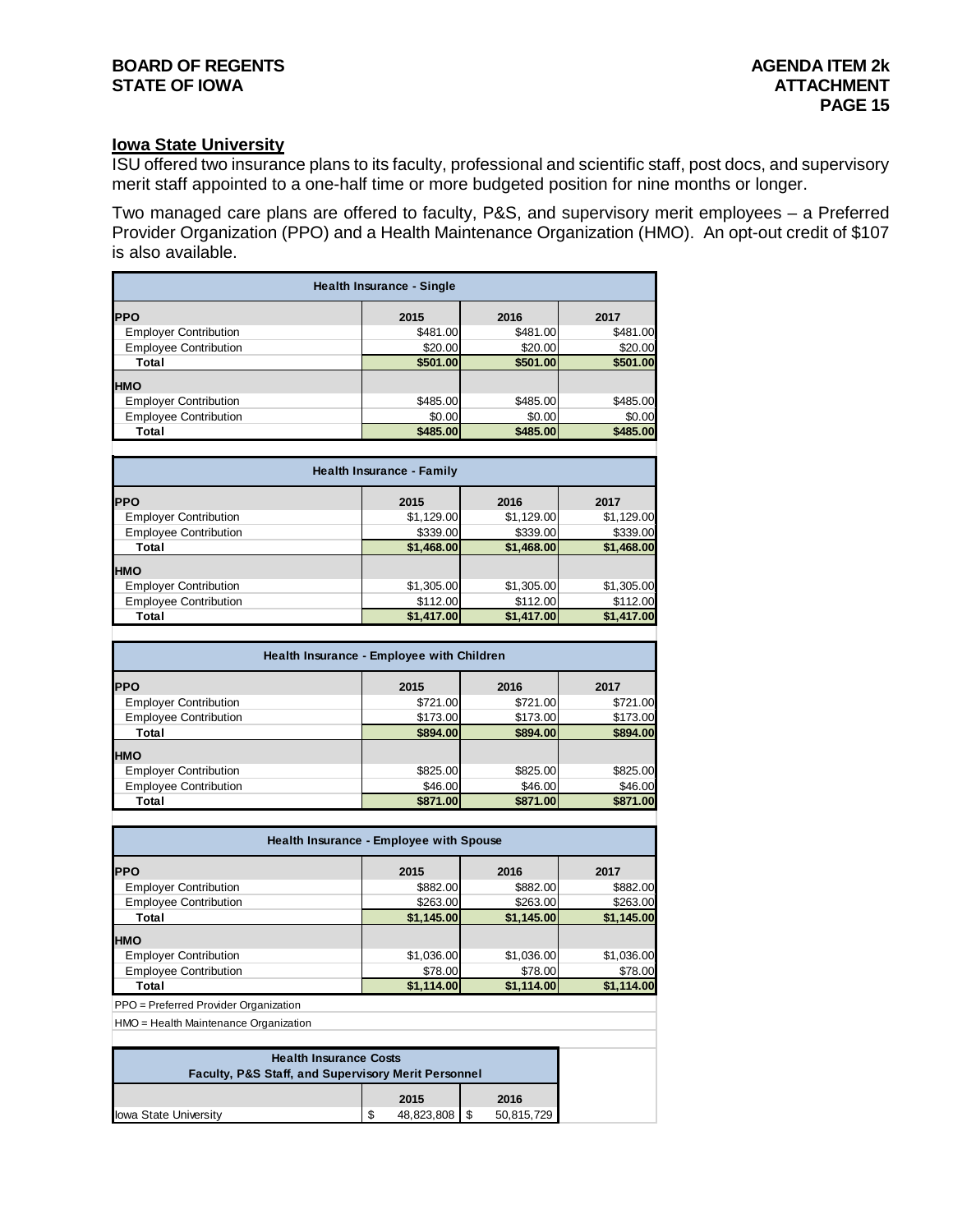## Iowa State University

ISU offered two insurance plans to its faculty, professional and scientific staff, post docs, and supervisory merit staff appointed to a one-half time or more budgeted position for nine months or longer.

Two managed care plans are offered to faculty, P&S, and supervisory merit employees – a Preferred Provider Organization (PPO) and a Health Maintenance Organization (HMO). An opt-out credit of $107 is also available.

| Health Insurance - Single | | | |
|---|---|---|---|
| **PPO** | **2015** | **2016** | **2017** |
| Employer Contribution | $481.00 | $481.00 | $481.00 |
| Employee Contribution | $20.00 | $20.00 | $20.00 |
| **Total** | **$501.00** | **$501.00** | **$501.00** |
| **HMO** | | | |
| Employer Contribution | $485.00 | $485.00 | $485.00 |
| Employee Contribution | $0.00 | $0.00 | $0.00 |
| **Total** | **$485.00** | **$485.00** | **$485.00** |

| Health Insurance - Family | | | |
|---|---|---|---|
| **PPO** | **2015** | **2016** | **2017** |
| Employer Contribution | $1,129.00 | $1,129.00 | $1,129.00 |
| Employee Contribution | $339.00 | $339.00 | $339.00 |
| **Total** | **$1,468.00** | **$1,468.00** | **$1,468.00** |
| **HMO** | | | |
| Employer Contribution | $1,305.00 | $1,305.00 | $1,305.00 |
| Employee Contribution | $112.00 | $112.00 | $112.00 |
| **Total** | **$1,417.00** | **$1,417.00** | **$1,417.00** |

| Health Insurance - Employee with Children | | | |
|---|---|---|---|
| **PPO** | **2015** | **2016** | **2017** |
| Employer Contribution | $721.00 | $721.00 | $721.00 |
| Employee Contribution | $173.00 | $173.00 | $173.00 |
| **Total** | **$894.00** | **$894.00** | **$894.00** |
| **HMO** | | | |
| Employer Contribution | $825.00 | $825.00 | $825.00 |
| Employee Contribution | $46.00 | $46.00 | $46.00 |
| **Total** | **$871.00** | **$871.00** | **$871.00** |

| Health Insurance - Employee with Spouse | | | |
|---|---|---|---|
| **PPO** | **2015** | **2016** | **2017** |
| Employer Contribution | $882.00 | $882.00 | $882.00 |
| Employee Contribution | $263.00 | $263.00 | $263.00 |
| **Total** | **$1,145.00** | **$1,145.00** | **$1,145.00** |
| **HMO** | | | |
| Employer Contribution | $1,036.00 | $1,036.00 | $1,036.00 |
| Employee Contribution | $78.00 | $78.00 | $78.00 |
| **Total** | **$1,114.00** | **$1,114.00** | **$1,114.00** |

PPO = Preferred Provider Organization

HMO = Health Maintenance Organization

| Health Insurance Costs<br>Faculty, P&S Staff, and Supervisory Merit Personnel | | |
|---|---|---|
| | **2015** | **2016** |
| Iowa State University | $ 48,823,808 | $ 50,815,729 |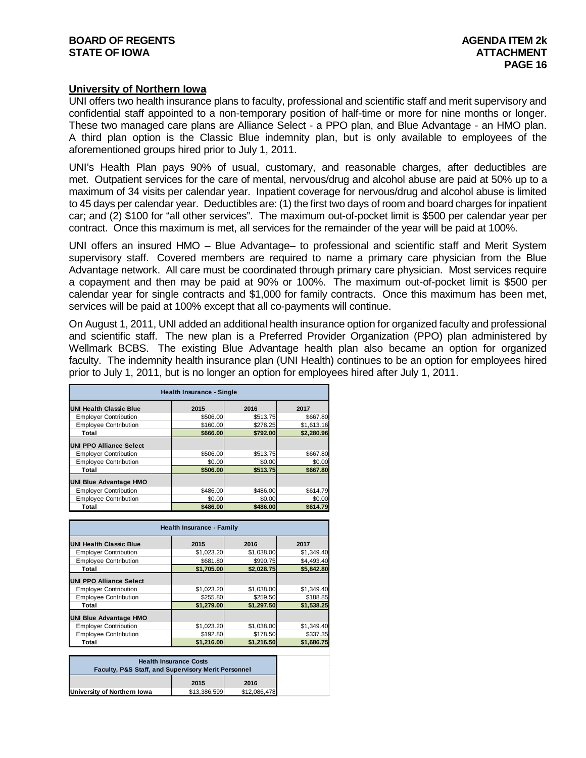## University of Northern Iowa

UNI offers two health insurance plans to faculty, professional and scientific staff and merit supervisory and confidential staff appointed to a non-temporary position of half-time or more for nine months or longer. These two managed care plans are Alliance Select - a PPO plan, and Blue Advantage - an HMO plan. A third plan option is the Classic Blue indemnity plan, but is only available to employees of the aforementioned groups hired prior to July 1, 2011.

UNI's Health Plan pays 90% of usual, customary, and reasonable charges, after deductibles are met. Outpatient services for the care of mental, nervous/drug and alcohol abuse are paid at 50% up to a maximum of 34 visits per calendar year. Inpatient coverage for nervous/drug and alcohol abuse is limited to 45 days per calendar year. Deductibles are: (1) the first two days of room and board charges for inpatient car; and (2) $100 for "all other services". The maximum out-of-pocket limit is $500 per calendar year per contract. Once this maximum is met, all services for the remainder of the year will be paid at 100%.

UNI offers an insured HMO – Blue Advantage– to professional and scientific staff and Merit System supervisory staff. Covered members are required to name a primary care physician from the Blue Advantage network. All care must be coordinated through primary care physician. Most services require a copayment and then may be paid at 90% or 100%. The maximum out-of-pocket limit is $500 per calendar year for single contracts and $1,000 for family contracts. Once this maximum has been met, services will be paid at 100% except that all co-payments will continue.

On August 1, 2011, UNI added an additional health insurance option for organized faculty and professional and scientific staff. The new plan is a Preferred Provider Organization (PPO) plan administered by Wellmark BCBS. The existing Blue Advantage health plan also became an option for organized faculty. The indemnity health insurance plan (UNI Health) continues to be an option for employees hired prior to July 1, 2011, but is no longer an option for employees hired after July 1, 2011.

| Health Insurance - Single | | | |
|---|---|---|---|
| **UNI Health Classic Blue** | **2015** | **2016** | **2017** |
| Employer Contribution | $506.00 | $513.75 | $667.80 |
| Employee Contribution | $160.00 | $278.25 | $1,613.16 |
| **Total** | **$666.00** | **$792.00** | **$2,280.96** |
| **UNI PPO Alliance Select** | | | |
| Employer Contribution | $506.00 | $513.75 | $667.80 |
| Employee Contribution | $0.00 | $0.00 | $0.00 |
| **Total** | **$506.00** | **$513.75** | **$667.80** |
| **UNI Blue Advantage HMO** | | | |
| Employer Contribution | $486.00 | $486.00 | $614.79 |
| Employee Contribution | $0.00 | $0.00 | $0.00 |
| **Total** | **$486.00** | **$486.00** | **$614.79** |

| Health Insurance - Family | | | |
|---|---|---|---|
| **UNI Health Classic Blue** | **2015** | **2016** | **2017** |
| Employer Contribution | $1,023.20 | $1,038.00 | $1,349.40 |
| Employee Contribution | $681.80 | $990.75 | $4,493.40 |
| **Total** | **$1,705.00** | **$2,028.75** | **$5,842.80** |
| **UNI PPO Alliance Select** | | | |
| Employer Contribution | $1,023.20 | $1,038.00 | $1,349.40 |
| Employee Contribution | $255.80 | $259.50 | $188.85 |
| **Total** | **$1,279.00** | **$1,297.50** | **$1,538.25** |
| **UNI Blue Advantage HMO** | | | |
| Employer Contribution | $1,023.20 | $1,038.00 | $1,349.40 |
| Employee Contribution | $192.80 | $178.50 | $337.35 |
| **Total** | **$1,216.00** | **$1,216.50** | **$1,686.75** |

| Health Insurance Costs<br>Faculty, P&S Staff, and Supervisory Merit Personnel | | |
|---|---|---|
| | **2015** | **2016** |
| **University of Northern Iowa** | $13,386,599 | $12,086,478 |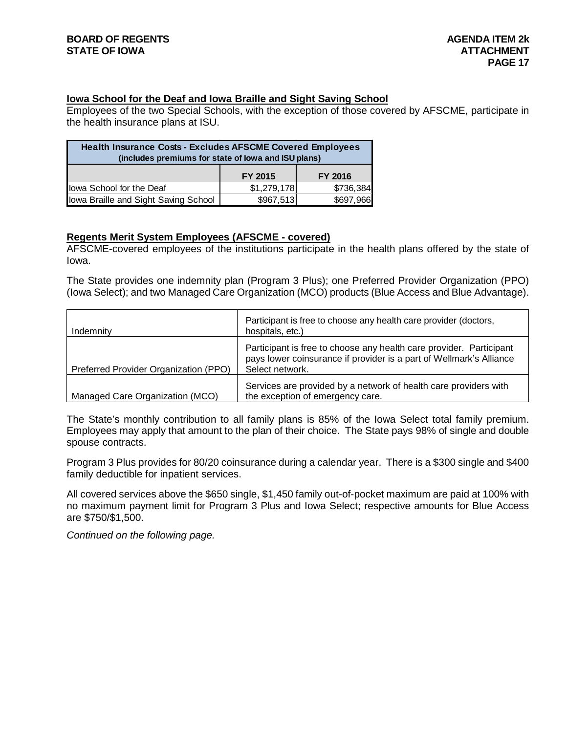### Iowa School for the Deaf and Iowa Braille and Sight Saving School

Employees of the two Special Schools, with the exception of those covered by AFSCME, participate in the health insurance plans at ISU.

| Health Insurance Costs - Excludes AFSCME Covered Employees (includes premiums for state of Iowa and ISU plans) | | |
|---|---|---|
| | FY 2015 | FY 2016 |
| Iowa School for the Deaf | $1,279,178 | $736,384 |
| Iowa Braille and Sight Saving School | $967,513 | $697,966 |

### Regents Merit System Employees (AFSCME - covered)

AFSCME-covered employees of the institutions participate in the health plans offered by the state of Iowa.

The State provides one indemnity plan (Program 3 Plus); one Preferred Provider Organization (PPO) (Iowa Select); and two Managed Care Organization (MCO) products (Blue Access and Blue Advantage).

| | |
|---|---|
| Indemnity | Participant is free to choose any health care provider (doctors, hospitals, etc.) |
| Preferred Provider Organization (PPO) | Participant is free to choose any health care provider. Participant pays lower coinsurance if provider is a part of Wellmark's Alliance Select network. |
| Managed Care Organization (MCO) | Services are provided by a network of health care providers with the exception of emergency care. |

The State's monthly contribution to all family plans is 85% of the Iowa Select total family premium. Employees may apply that amount to the plan of their choice. The State pays 98% of single and double spouse contracts.

Program 3 Plus provides for 80/20 coinsurance during a calendar year. There is a $300 single and $400 family deductible for inpatient services.

All covered services above the $650 single, $1,450 family out-of-pocket maximum are paid at 100% with no maximum payment limit for Program 3 Plus and Iowa Select; respective amounts for Blue Access are $750/$1,500.

*Continued on the following page.*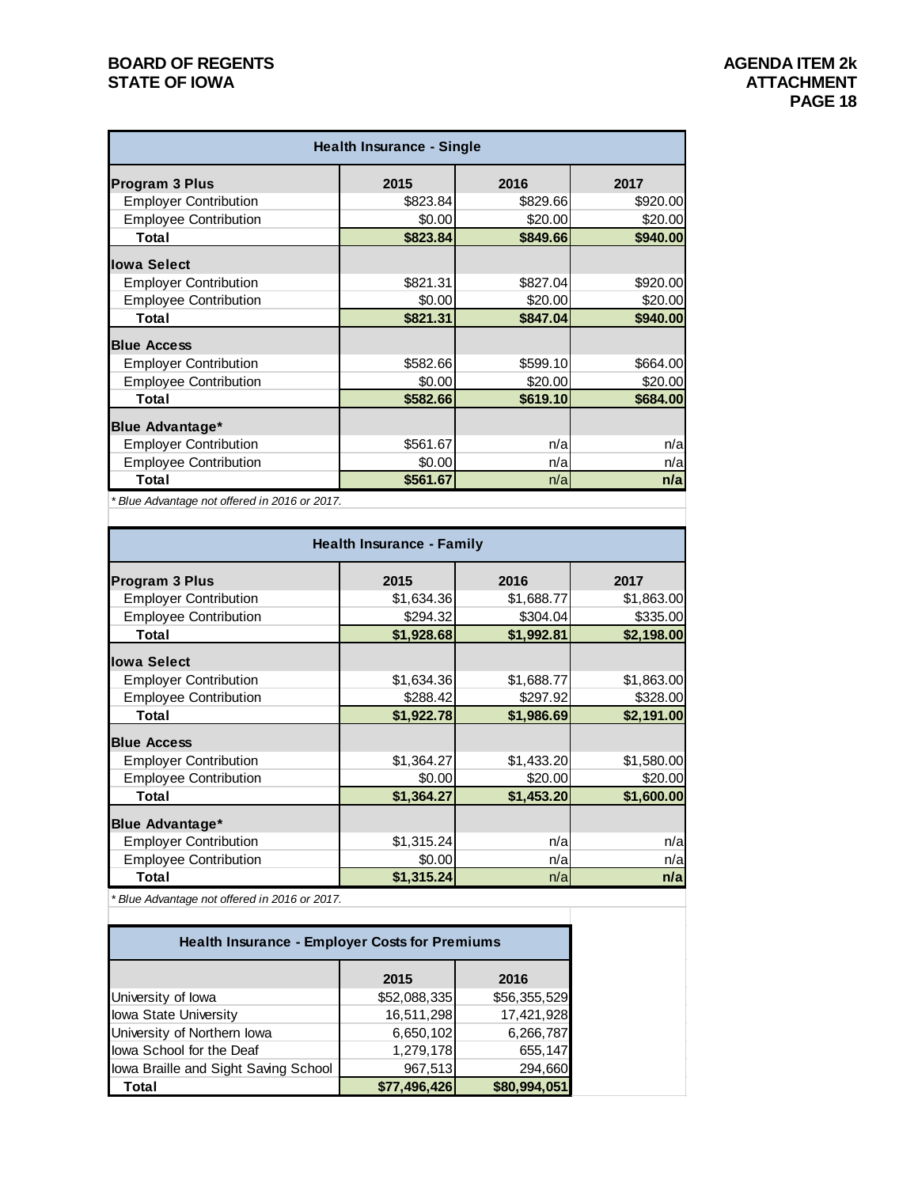| Health Insurance - Single | | | |
|---|---|---|---|
| **Program 3 Plus** | **2015** | **2016** | **2017** |
| Employer Contribution | $823.84 | $829.66 | $920.00 |
| Employee Contribution | $0.00 | $20.00 | $20.00 |
| **Total** | **$823.84** | **$849.66** | **$940.00** |
| **Iowa Select** | | | |
| Employer Contribution | $821.31 | $827.04 | $920.00 |
| Employee Contribution | $0.00 | $20.00 | $20.00 |
| **Total** | **$821.31** | **$847.04** | **$940.00** |
| **Blue Access** | | | |
| Employer Contribution | $582.66 | $599.10 | $664.00 |
| Employee Contribution | $0.00 | $20.00 | $20.00 |
| **Total** | **$582.66** | **$619.10** | **$684.00** |
| **Blue Advantage*** | | | |
| Employer Contribution | $561.67 | n/a | n/a |
| Employee Contribution | $0.00 | n/a | n/a |
| **Total** | **$561.67** | n/a | **n/a** |

*\* Blue Advantage not offered in 2016 or 2017.*

| Health Insurance - Family | | | |
|---|---|---|---|
| **Program 3 Plus** | **2015** | **2016** | **2017** |
| Employer Contribution | $1,634.36 | $1,688.77 | $1,863.00 |
| Employee Contribution | $294.32 | $304.04 | $335.00 |
| **Total** | **$1,928.68** | **$1,992.81** | **$2,198.00** |
| **Iowa Select** | | | |
| Employer Contribution | $1,634.36 | $1,688.77 | $1,863.00 |
| Employee Contribution | $288.42 | $297.92 | $328.00 |
| **Total** | **$1,922.78** | **$1,986.69** | **$2,191.00** |
| **Blue Access** | | | |
| Employer Contribution | $1,364.27 | $1,433.20 | $1,580.00 |
| Employee Contribution | $0.00 | $20.00 | $20.00 |
| **Total** | **$1,364.27** | **$1,453.20** | **$1,600.00** |
| **Blue Advantage*** | | | |
| Employer Contribution | $1,315.24 | n/a | n/a |
| Employee Contribution | $0.00 | n/a | n/a |
| **Total** | **$1,315.24** | n/a | **n/a** |

*\* Blue Advantage not offered in 2016 or 2017.*

| Health Insurance - Employer Costs for Premiums | | |
|---|---|---|
| | **2015** | **2016** |
| University of Iowa | $52,088,335 | $56,355,529 |
| Iowa State University | 16,511,298 | 17,421,928 |
| University of Northern Iowa | 6,650,102 | 6,266,787 |
| Iowa School for the Deaf | 1,279,178 | 655,147 |
| Iowa Braille and Sight Saving School | 967,513 | 294,660 |
| **Total** | **$77,496,426** | **$80,994,051** |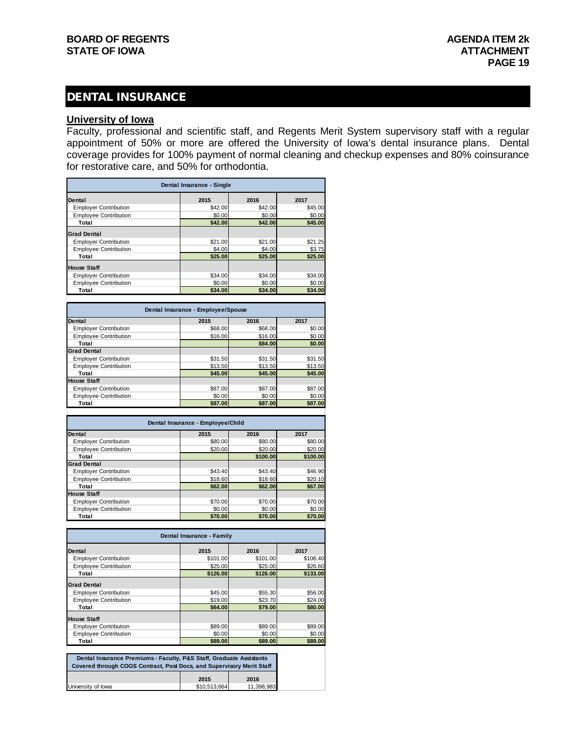## DENTAL INSURANCE

**University of Iowa**

Faculty, professional and scientific staff, and Regents Merit System supervisory staff with a regular appointment of 50% or more are offered the University of Iowa's dental insurance plans. Dental coverage provides for 100% payment of normal cleaning and checkup expenses and 80% coinsurance for restorative care, and 50% for orthodontia.

| Dental Insurance - Single | | | |
|---|---|---|---|
| **Dental** | **2015** | **2016** | **2017** |
| Employer Contribution | $42.00 | $42.00 | $45.00 |
| Employee Contribution | $0.00 | $0.00 | $0.00 |
| **Total** | **$42.00** | **$42.00** | **$45.00** |
| **Grad Dental** | | | |
| Employer Contribution | $21.00 | $21.00 | $21.25 |
| Employee Contribution | $4.00 | $4.00 | $3.75 |
| **Total** | **$25.00** | **$25.00** | **$25.00** |
| **House Staff** | | | |
| Employer Contribution | $34.00 | $34.00 | $34.00 |
| Employee Contribution | $0.00 | $0.00 | $0.00 |
| **Total** | **$34.00** | **$34.00** | **$34.00** |

| Dental Insurance - Employee/Spouse | | | |
|---|---|---|---|
| **Dental** | **2015** | **2016** | **2017** |
| Employer Contribution | $68.00 | $68.00 | $0.00 |
| Employee Contribution | $16.00 | $16.00 | $0.00 |
| **Total** | | **$84.00** | **$0.00** |
| **Grad Dental** | | | |
| Employer Contribution | $31.50 | $31.50 | $31.50 |
| Employee Contribution | $13.50 | $13.50 | $13.50 |
| **Total** | **$45.00** | **$45.00** | **$45.00** |
| **House Staff** | | | |
| Employer Contribution | $87.00 | $87.00 | $87.00 |
| Employee Contribution | $0.00 | $0.00 | $0.00 |
| **Total** | **$87.00** | **$87.00** | **$87.00** |

| Dental Insurance - Employee/Child | | | |
|---|---|---|---|
| **Dental** | **2015** | **2016** | **2017** |
| Employer Contribution | $80.00 | $80.00 | $80.00 |
| Employee Contribution | $20.00 | $20.00 | $20.00 |
| **Total** | | **$100.00** | **$100.00** |
| **Grad Dental** | | | |
| Employer Contribution | $43.40 | $43.40 | $46.90 |
| Employee Contribution | $18.60 | $18.60 | $20.10 |
| **Total** | **$62.00** | **$62.00** | **$67.00** |
| **House Staff** | | | |
| Employer Contribution | $70.00 | $70.00 | $70.00 |
| Employee Contribution | $0.00 | $0.00 | $0.00 |
| **Total** | **$70.00** | **$70.00** | **$70.00** |

| Dental Insurance - Family | | | |
|---|---|---|---|
| **Dental** | **2015** | **2016** | **2017** |
| Employer Contribution | $101.00 | $101.00 | $106.40 |
| Employee Contribution | $25.00 | $25.00 | $26.60 |
| **Total** | **$126.00** | **$126.00** | **$133.00** |
| **Grad Dental** | | | |
| Employer Contribution | $45.00 | $55.30 | $56.00 |
| Employee Contribution | $19.00 | $23.70 | $24.00 |
| **Total** | **$64.00** | **$79.00** | **$80.00** |
| **House Staff** | | | |
| Employer Contribution | $89.00 | $89.00 | $89.00 |
| Employee Contribution | $0.00 | $0.00 | $0.00 |
| **Total** | **$89.00** | **$89.00** | **$89.00** |

| Dental Insurance Premiums - Faculty, P&S Staff, Graduate Assistants Covered through COGS Contract, Post Docs, and Supervisory Merit Staff | | |
|---|---|---|
| | **2015** | **2016** |
| University of Iowa | $10,513,664 | 11,398,983 |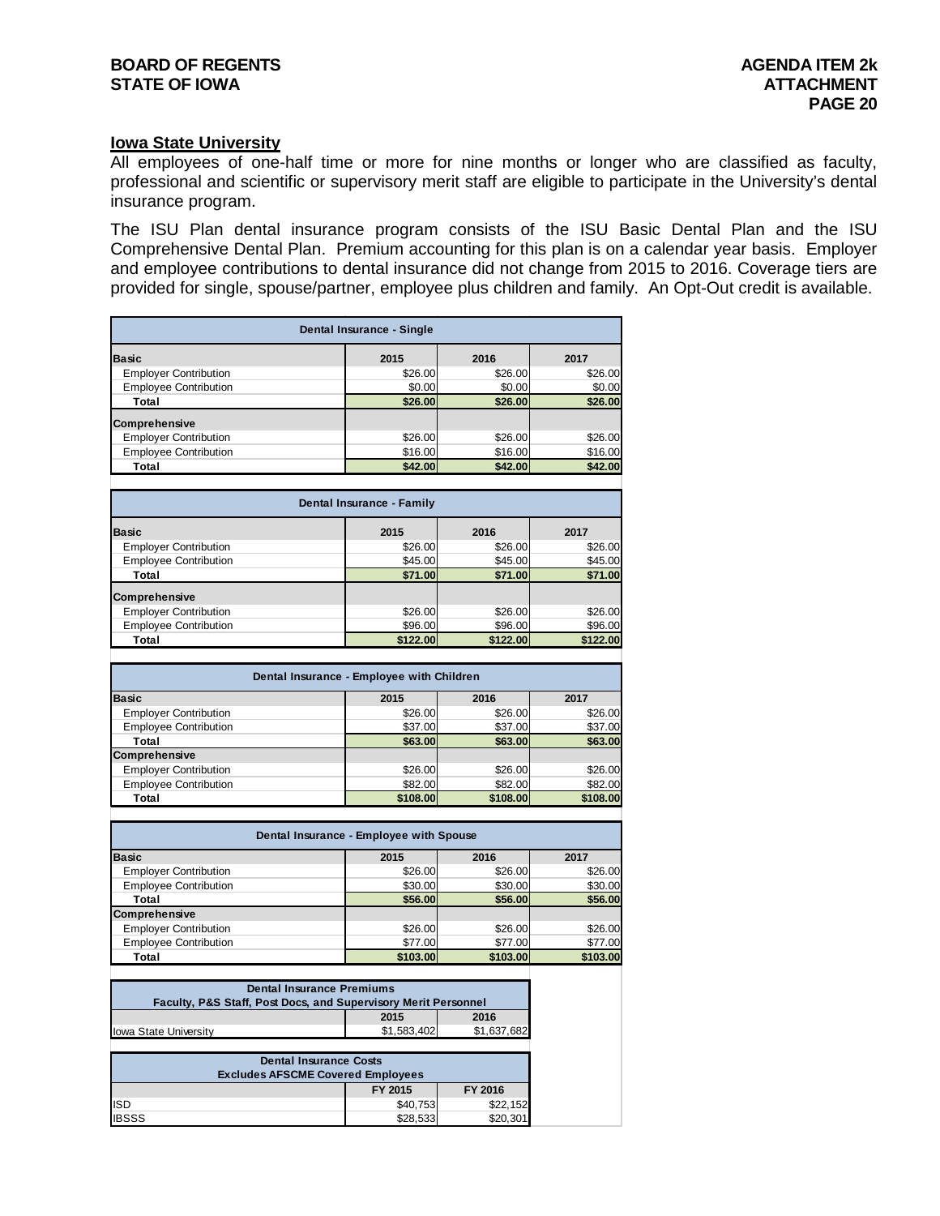## Iowa State University

All employees of one-half time or more for nine months or longer who are classified as faculty, professional and scientific or supervisory merit staff are eligible to participate in the University's dental insurance program.

The ISU Plan dental insurance program consists of the ISU Basic Dental Plan and the ISU Comprehensive Dental Plan. Premium accounting for this plan is on a calendar year basis. Employer and employee contributions to dental insurance did not change from 2015 to 2016. Coverage tiers are provided for single, spouse/partner, employee plus children and family. An Opt-Out credit is available.

| Dental Insurance - Single | | | |
|---|---|---|---|
| **Basic** | **2015** | **2016** | **2017** |
| Employer Contribution | $26.00 | $26.00 | $26.00 |
| Employee Contribution | $0.00 | $0.00 | $0.00 |
| **Total** | **$26.00** | **$26.00** | **$26.00** |
| **Comprehensive** | | | |
| Employer Contribution | $26.00 | $26.00 | $26.00 |
| Employee Contribution | $16.00 | $16.00 | $16.00 |
| **Total** | **$42.00** | **$42.00** | **$42.00** |

| Dental Insurance - Family | | | |
|---|---|---|---|
| **Basic** | **2015** | **2016** | **2017** |
| Employer Contribution | $26.00 | $26.00 | $26.00 |
| Employee Contribution | $45.00 | $45.00 | $45.00 |
| **Total** | **$71.00** | **$71.00** | **$71.00** |
| **Comprehensive** | | | |
| Employer Contribution | $26.00 | $26.00 | $26.00 |
| Employee Contribution | $96.00 | $96.00 | $96.00 |
| **Total** | **$122.00** | **$122.00** | **$122.00** |

| Dental Insurance - Employee with Children | | | |
|---|---|---|---|
| **Basic** | **2015** | **2016** | **2017** |
| Employer Contribution | $26.00 | $26.00 | $26.00 |
| Employee Contribution | $37.00 | $37.00 | $37.00 |
| **Total** | **$63.00** | **$63.00** | **$63.00** |
| **Comprehensive** | | | |
| Employer Contribution | $26.00 | $26.00 | $26.00 |
| Employee Contribution | $82.00 | $82.00 | $82.00 |
| **Total** | **$108.00** | **$108.00** | **$108.00** |

| Dental Insurance - Employee with Spouse | | | |
|---|---|---|---|
| **Basic** | **2015** | **2016** | **2017** |
| Employer Contribution | $26.00 | $26.00 | $26.00 |
| Employee Contribution | $30.00 | $30.00 | $30.00 |
| **Total** | **$56.00** | **$56.00** | **$56.00** |
| **Comprehensive** | | | |
| Employer Contribution | $26.00 | $26.00 | $26.00 |
| Employee Contribution | $77.00 | $77.00 | $77.00 |
| **Total** | **$103.00** | **$103.00** | **$103.00** |

| Dental Insurance Premiums<br>Faculty, P&S Staff, Post Docs, and Supervisory Merit Personnel | | |
|---|---|---|
| | **2015** | **2016** |
| Iowa State University | $1,583,402 | $1,637,682 |

| Dental Insurance Costs<br>Excludes AFSCME Covered Employees | | |
|---|---|---|
| | **FY 2015** | **FY 2016** |
| ISD | $40,753 | $22,152 |
| IBSSS | $28,533 | $20,301 |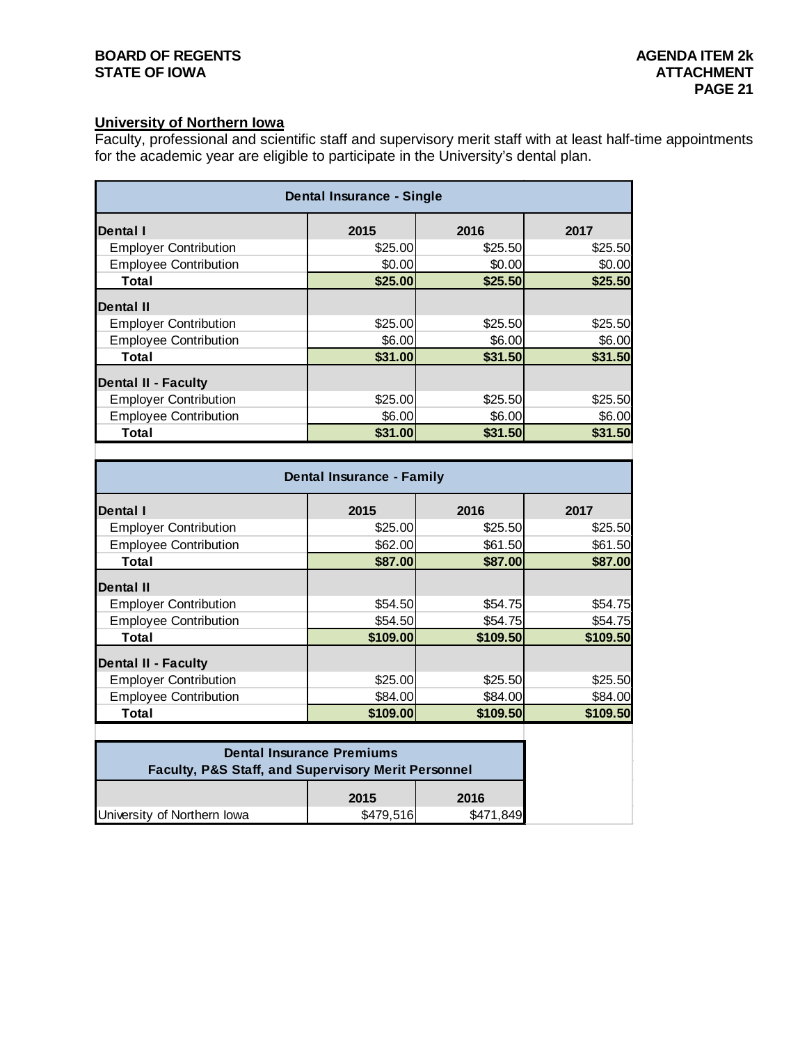## University of Northern Iowa

Faculty, professional and scientific staff and supervisory merit staff with at least half-time appointments for the academic year are eligible to participate in the University's dental plan.

| Dental Insurance - Single | | | |
|---|---|---|---|
| **Dental I** | **2015** | **2016** | **2017** |
| Employer Contribution | $25.00 | $25.50 | $25.50 |
| Employee Contribution | $0.00 | $0.00 | $0.00 |
| **Total** | **$25.00** | **$25.50** | **$25.50** |
| **Dental II** | | | |
| Employer Contribution | $25.00 | $25.50 | $25.50 |
| Employee Contribution | $6.00 | $6.00 | $6.00 |
| **Total** | **$31.00** | **$31.50** | **$31.50** |
| **Dental II - Faculty** | | | |
| Employer Contribution | $25.00 | $25.50 | $25.50 |
| Employee Contribution | $6.00 | $6.00 | $6.00 |
| **Total** | **$31.00** | **$31.50** | **$31.50** |

| Dental Insurance - Family | | | |
|---|---|---|---|
| **Dental I** | **2015** | **2016** | **2017** |
| Employer Contribution | $25.00 | $25.50 | $25.50 |
| Employee Contribution | $62.00 | $61.50 | $61.50 |
| **Total** | **$87.00** | **$87.00** | **$87.00** |
| **Dental II** | | | |
| Employer Contribution | $54.50 | $54.75 | $54.75 |
| Employee Contribution | $54.50 | $54.75 | $54.75 |
| **Total** | **$109.00** | **$109.50** | **$109.50** |
| **Dental II - Faculty** | | | |
| Employer Contribution | $25.00 | $25.50 | $25.50 |
| Employee Contribution | $84.00 | $84.00 | $84.00 |
| **Total** | **$109.00** | **$109.50** | **$109.50** |

| Dental Insurance Premiums Faculty, P&S Staff, and Supervisory Merit Personnel | | |
|---|---|---|
| | **2015** | **2016** |
| University of Northern Iowa | $479,516 | $471,849 |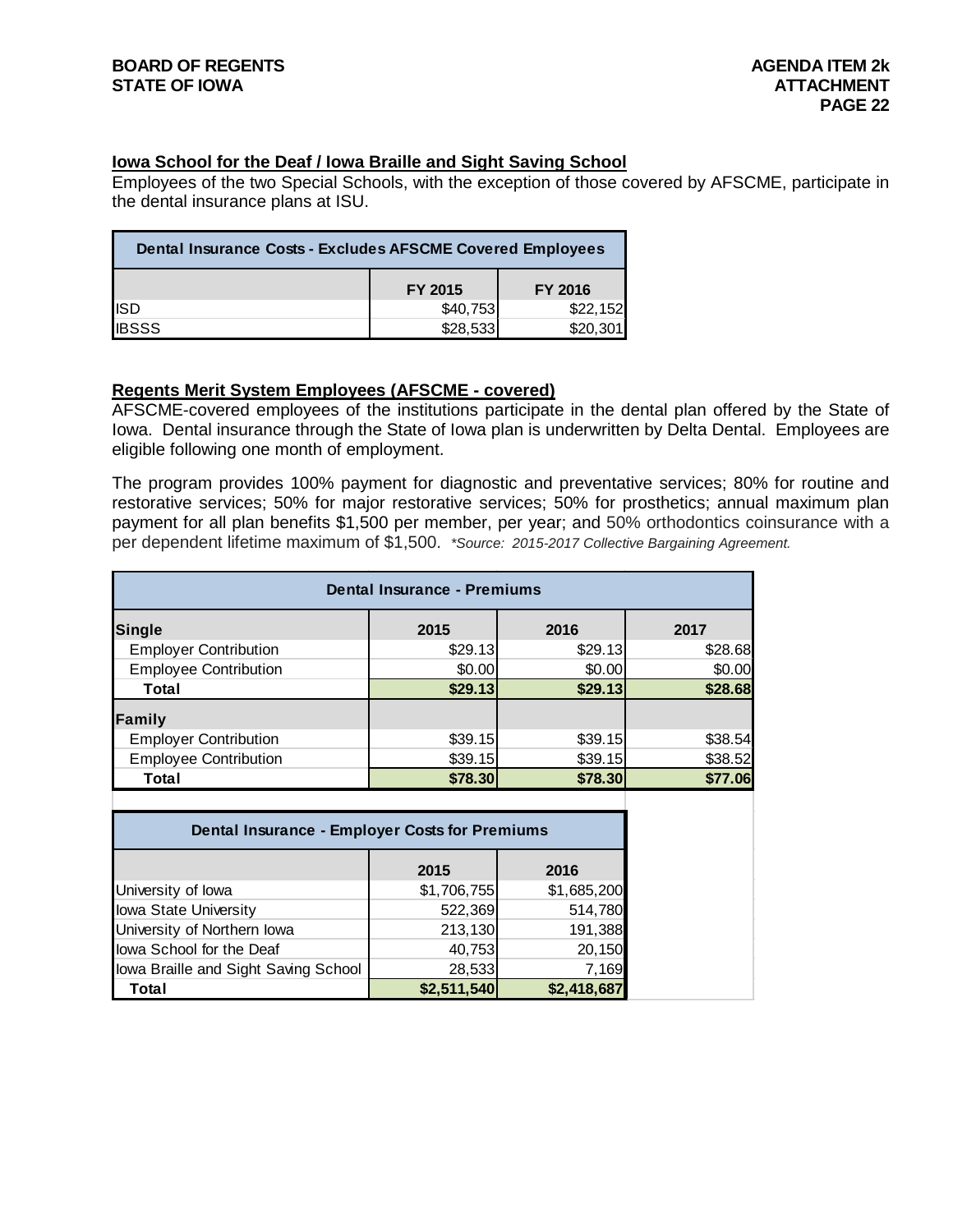### Iowa School for the Deaf / Iowa Braille and Sight Saving School

Employees of the two Special Schools, with the exception of those covered by AFSCME, participate in the dental insurance plans at ISU.

| Dental Insurance Costs - Excludes AFSCME Covered Employees | | |
|---|---|---|
| | FY 2015 | FY 2016 |
| ISD | $40,753 | $22,152 |
| IBSSS | $28,533 | $20,301 |

### Regents Merit System Employees (AFSCME - covered)

AFSCME-covered employees of the institutions participate in the dental plan offered by the State of Iowa. Dental insurance through the State of Iowa plan is underwritten by Delta Dental. Employees are eligible following one month of employment.

The program provides 100% payment for diagnostic and preventative services; 80% for routine and restorative services; 50% for major restorative services; 50% for prosthetics; annual maximum plan payment for all plan benefits $1,500 per member, per year; and 50% orthodontics coinsurance with a per dependent lifetime maximum of $1,500. *\*Source: 2015-2017 Collective Bargaining Agreement.*

| Dental Insurance - Premiums | | | |
|---|---|---|---|
| **Single** | **2015** | **2016** | **2017** |
| Employer Contribution | $29.13 | $29.13 | $28.68 |
| Employee Contribution | $0.00 | $0.00 | $0.00 |
| **Total** | **$29.13** | **$29.13** | **$28.68** |
| **Family** | | | |
| Employer Contribution | $39.15 | $39.15 | $38.54 |
| Employee Contribution | $39.15 | $39.15 | $38.52 |
| **Total** | **$78.30** | **$78.30** | **$77.06** |

| Dental Insurance - Employer Costs for Premiums | | |
|---|---|---|
| | 2015 | 2016 |
| University of Iowa | $1,706,755 | $1,685,200 |
| Iowa State University | 522,369 | 514,780 |
| University of Northern Iowa | 213,130 | 191,388 |
| Iowa School for the Deaf | 40,753 | 20,150 |
| Iowa Braille and Sight Saving School | 28,533 | 7,169 |
| **Total** | **$2,511,540** | **$2,418,687** |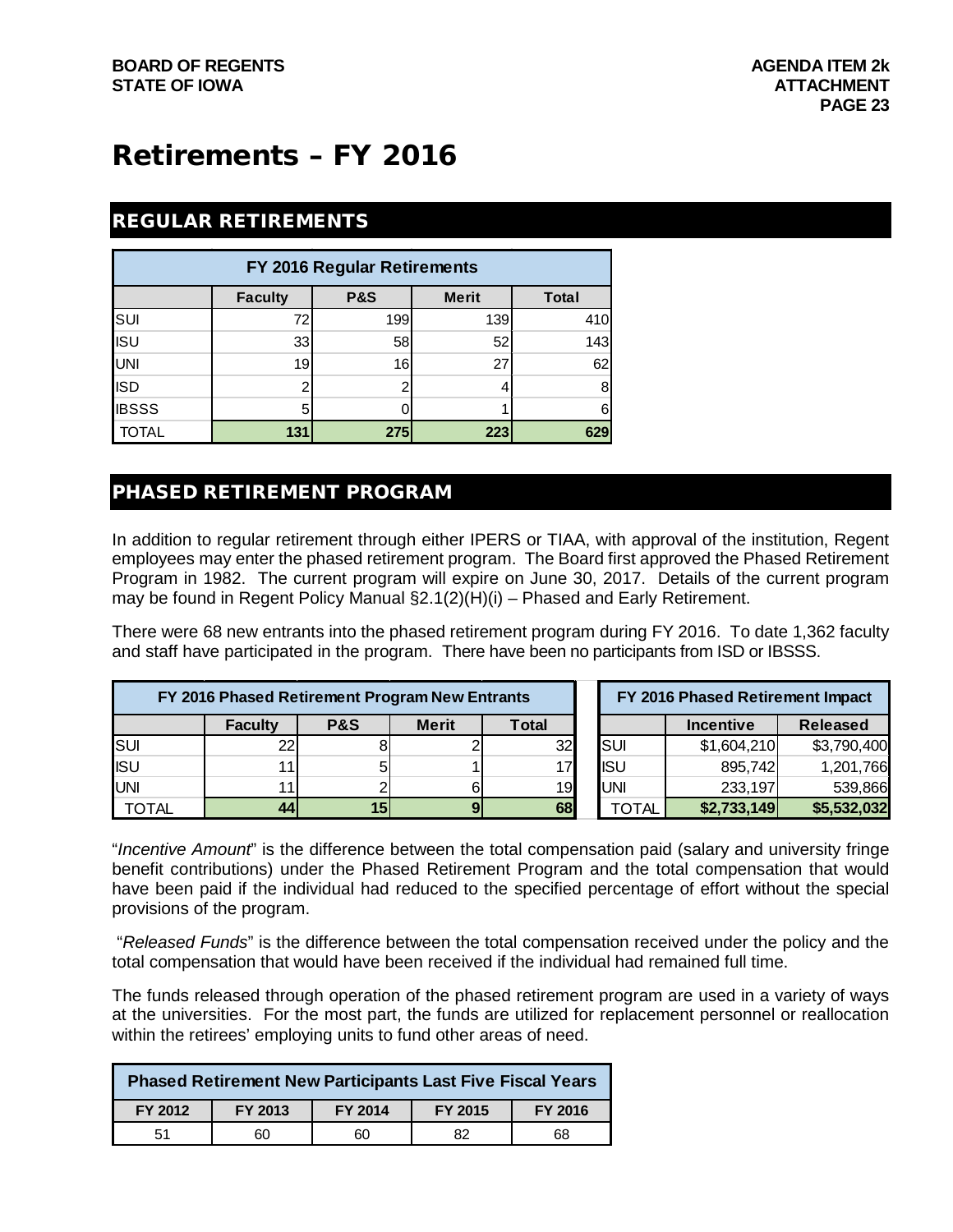# Retirements – FY 2016

## REGULAR RETIREMENTS

| FY 2016 Regular Retirements | | | | |
|---|---|---|---|---|
| | Faculty | P&S | Merit | Total |
| SUI | 72 | 199 | 139 | 410 |
| ISU | 33 | 58 | 52 | 143 |
| UNI | 19 | 16 | 27 | 62 |
| ISD | 2 | 2 | 4 | 8 |
| IBSSS | 5 | 0 | 1 | 6 |
| TOTAL | **131** | **275** | **223** | **629** |

## PHASED RETIREMENT PROGRAM

In addition to regular retirement through either IPERS or TIAA, with approval of the institution, Regent employees may enter the phased retirement program. The Board first approved the Phased Retirement Program in 1982. The current program will expire on June 30, 2017. Details of the current program may be found in Regent Policy Manual §2.1(2)(H)(i) – Phased and Early Retirement.

There were 68 new entrants into the phased retirement program during FY 2016. To date 1,362 faculty and staff have participated in the program. There have been no participants from ISD or IBSSS.

| FY 2016 Phased Retirement Program New Entrants | | | | |
|---|---|---|---|---|
| | Faculty | P&S | Merit | Total |
| SUI | 22 | 8 | 2 | 32 |
| ISU | 11 | 5 | 1 | 17 |
| UNI | 11 | 2 | 6 | 19 |
| TOTAL | **44** | **15** | **9** | **68** |

| FY 2016 Phased Retirement Impact | | |
|---|---|---|
| | Incentive | Released |
| SUI | $1,604,210 | $3,790,400 |
| ISU | 895,742 | 1,201,766 |
| UNI | 233,197 | 539,866 |
| TOTAL | **$2,733,149** | **$5,532,032** |

"*Incentive Amount*" is the difference between the total compensation paid (salary and university fringe benefit contributions) under the Phased Retirement Program and the total compensation that would have been paid if the individual had reduced to the specified percentage of effort without the special provisions of the program.

"*Released Funds*" is the difference between the total compensation received under the policy and the total compensation that would have been received if the individual had remained full time.

The funds released through operation of the phased retirement program are used in a variety of ways at the universities. For the most part, the funds are utilized for replacement personnel or reallocation within the retirees' employing units to fund other areas of need.

| Phased Retirement New Participants Last Five Fiscal Years | | | | |
|---|---|---|---|---|
| FY 2012 | FY 2013 | FY 2014 | FY 2015 | FY 2016 |
| 51 | 60 | 60 | 82 | 68 |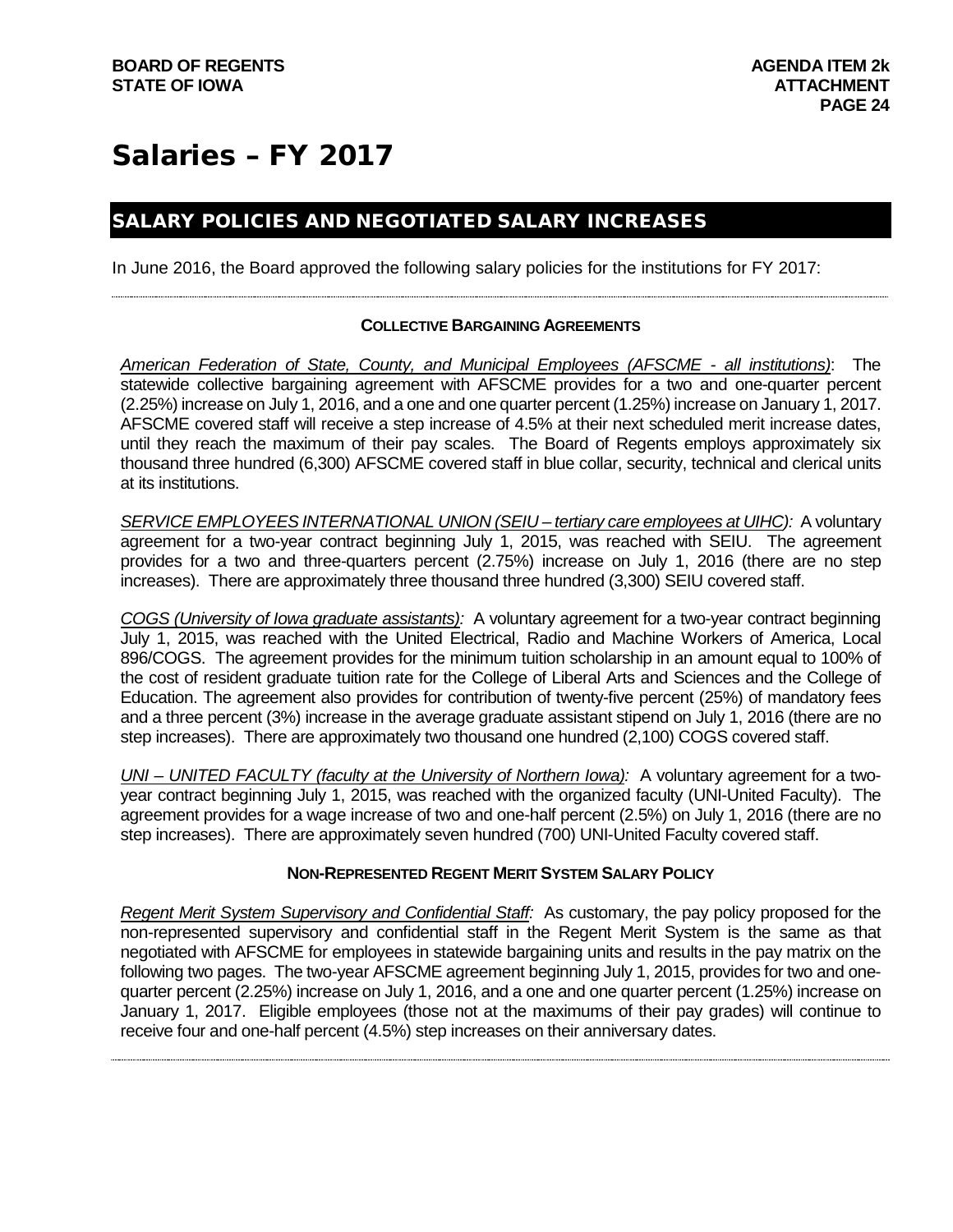# Salaries – FY 2017

## SALARY POLICIES AND NEGOTIATED SALARY INCREASES

In June 2016, the Board approved the following salary policies for the institutions for FY 2017:

### COLLECTIVE BARGAINING AGREEMENTS

*American Federation of State, County, and Municipal Employees (AFSCME - all institutions)*: The statewide collective bargaining agreement with AFSCME provides for a two and one-quarter percent (2.25%) increase on July 1, 2016, and a one and one quarter percent (1.25%) increase on January 1, 2017. AFSCME covered staff will receive a step increase of 4.5% at their next scheduled merit increase dates, until they reach the maximum of their pay scales. The Board of Regents employs approximately six thousand three hundred (6,300) AFSCME covered staff in blue collar, security, technical and clerical units at its institutions.

*SERVICE EMPLOYEES INTERNATIONAL UNION (SEIU – tertiary care employees at UIHC):* A voluntary agreement for a two-year contract beginning July 1, 2015, was reached with SEIU. The agreement provides for a two and three-quarters percent (2.75%) increase on July 1, 2016 (there are no step increases). There are approximately three thousand three hundred (3,300) SEIU covered staff.

*COGS (University of Iowa graduate assistants):* A voluntary agreement for a two-year contract beginning July 1, 2015, was reached with the United Electrical, Radio and Machine Workers of America, Local 896/COGS. The agreement provides for the minimum tuition scholarship in an amount equal to 100% of the cost of resident graduate tuition rate for the College of Liberal Arts and Sciences and the College of Education. The agreement also provides for contribution of twenty-five percent (25%) of mandatory fees and a three percent (3%) increase in the average graduate assistant stipend on July 1, 2016 (there are no step increases). There are approximately two thousand one hundred (2,100) COGS covered staff.

*UNI – UNITED FACULTY (faculty at the University of Northern Iowa):* A voluntary agreement for a two-year contract beginning July 1, 2015, was reached with the organized faculty (UNI-United Faculty). The agreement provides for a wage increase of two and one-half percent (2.5%) on July 1, 2016 (there are no step increases). There are approximately seven hundred (700) UNI-United Faculty covered staff.

### NON-REPRESENTED REGENT MERIT SYSTEM SALARY POLICY

*Regent Merit System Supervisory and Confidential Staff:* As customary, the pay policy proposed for the non-represented supervisory and confidential staff in the Regent Merit System is the same as that negotiated with AFSCME for employees in statewide bargaining units and results in the pay matrix on the following two pages. The two-year AFSCME agreement beginning July 1, 2015, provides for two and one-quarter percent (2.25%) increase on July 1, 2016, and a one and one quarter percent (1.25%) increase on January 1, 2017. Eligible employees (those not at the maximums of their pay grades) will continue to receive four and one-half percent (4.5%) step increases on their anniversary dates.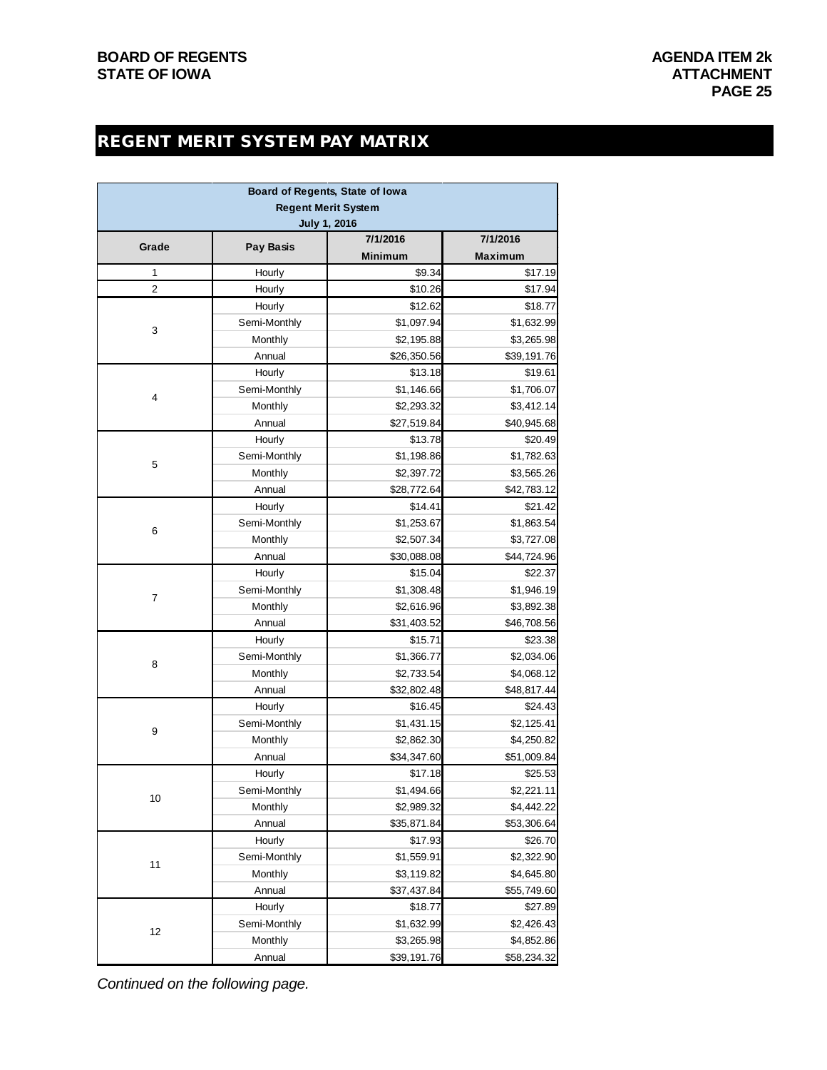BOARD OF REGENTS
STATE OF IOWA

AGENDA ITEM 2k
ATTACHMENT

# REGENT MERIT SYSTEM PAY MATRIX

| Board of Regents, State of Iowa<br>Regent Merit System<br>July 1, 2016 | | | |
|---|---|---|---|
| Grade | Pay Basis | 7/1/2016<br>Minimum | 7/1/2016<br>Maximum |
| 1 | Hourly | $9.34 | $17.19 |
| 2 | Hourly | $10.26 | $17.94 |
| 3 | Hourly | $12.62 | $18.77 |
| | Semi-Monthly | $1,097.94 | $1,632.99 |
| | Monthly | $2,195.88 | $3,265.98 |
| | Annual | $26,350.56 | $39,191.76 |
| 4 | Hourly | $13.18 | $19.61 |
| | Semi-Monthly | $1,146.66 | $1,706.07 |
| | Monthly | $2,293.32 | $3,412.14 |
| | Annual | $27,519.84 | $40,945.68 |
| 5 | Hourly | $13.78 | $20.49 |
| | Semi-Monthly | $1,198.86 | $1,782.63 |
| | Monthly | $2,397.72 | $3,565.26 |
| | Annual | $28,772.64 | $42,783.12 |
| 6 | Hourly | $14.41 | $21.42 |
| | Semi-Monthly | $1,253.67 | $1,863.54 |
| | Monthly | $2,507.34 | $3,727.08 |
| | Annual | $30,088.08 | $44,724.96 |
| 7 | Hourly | $15.04 | $22.37 |
| | Semi-Monthly | $1,308.48 | $1,946.19 |
| | Monthly | $2,616.96 | $3,892.38 |
| | Annual | $31,403.52 | $46,708.56 |
| 8 | Hourly | $15.71 | $23.38 |
| | Semi-Monthly | $1,366.77 | $2,034.06 |
| | Monthly | $2,733.54 | $4,068.12 |
| | Annual | $32,802.48 | $48,817.44 |
| 9 | Hourly | $16.45 | $24.43 |
| | Semi-Monthly | $1,431.15 | $2,125.41 |
| | Monthly | $2,862.30 | $4,250.82 |
| | Annual | $34,347.60 | $51,009.84 |
| 10 | Hourly | $17.18 | $25.53 |
| | Semi-Monthly | $1,494.66 | $2,221.11 |
| | Monthly | $2,989.32 | $4,442.22 |
| | Annual | $35,871.84 | $53,306.64 |
| 11 | Hourly | $17.93 | $26.70 |
| | Semi-Monthly | $1,559.91 | $2,322.90 |
| | Monthly | $3,119.82 | $4,645.80 |
| | Annual | $37,437.84 | $55,749.60 |
| 12 | Hourly | $18.77 | $27.89 |
| | Semi-Monthly | $1,632.99 | $2,426.43 |
| | Monthly | $3,265.98 | $4,852.86 |
| | Annual | $39,191.76 | $58,234.32 |

*Continued on the following page.*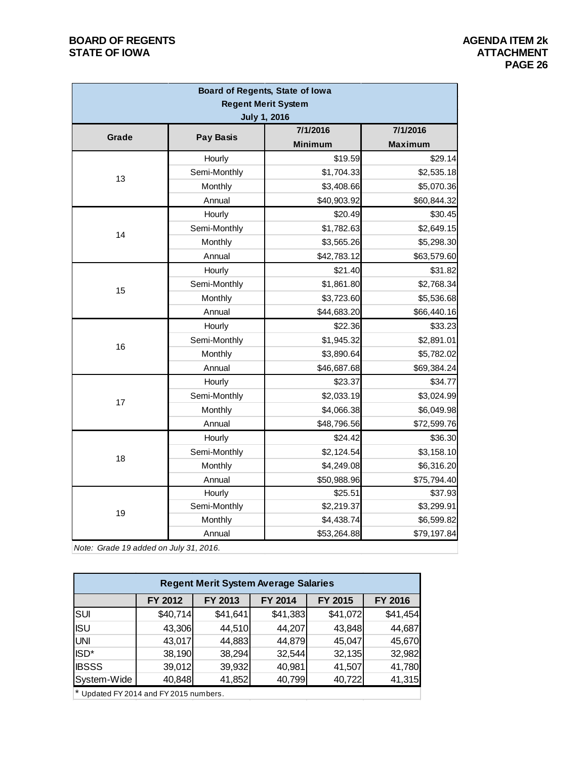**BOARD OF REGENTS**
**STATE OF IOWA**

**AGENDA ITEM 2k**
**ATTACHMENT**

| **Board of Regents, State of Iowa<br>Regent Merit System<br>July 1, 2016** | | | |
|---|---|---|---|
| **Grade** | **Pay Basis** | **7/1/2016 Minimum** | **7/1/2016 Maximum** |
| 13 | Hourly | $19.59 | $29.14 |
| | Semi-Monthly | $1,704.33 | $2,535.18 |
| | Monthly | $3,408.66 | $5,070.36 |
| | Annual | $40,903.92 | $60,844.32 |
| 14 | Hourly | $20.49 | $30.45 |
| | Semi-Monthly | $1,782.63 | $2,649.15 |
| | Monthly | $3,565.26 | $5,298.30 |
| | Annual | $42,783.12 | $63,579.60 |
| 15 | Hourly | $21.40 | $31.82 |
| | Semi-Monthly | $1,861.80 | $2,768.34 |
| | Monthly | $3,723.60 | $5,536.68 |
| | Annual | $44,683.20 | $66,440.16 |
| 16 | Hourly | $22.36 | $33.23 |
| | Semi-Monthly | $1,945.32 | $2,891.01 |
| | Monthly | $3,890.64 | $5,782.02 |
| | Annual | $46,687.68 | $69,384.24 |
| 17 | Hourly | $23.37 | $34.77 |
| | Semi-Monthly | $2,033.19 | $3,024.99 |
| | Monthly | $4,066.38 | $6,049.98 |
| | Annual | $48,796.56 | $72,599.76 |
| 18 | Hourly | $24.42 | $36.30 |
| | Semi-Monthly | $2,124.54 | $3,158.10 |
| | Monthly | $4,249.08 | $6,316.20 |
| | Annual | $50,988.96 | $75,794.40 |
| 19 | Hourly | $25.51 | $37.93 |
| | Semi-Monthly | $2,219.37 | $3,299.91 |
| | Monthly | $4,438.74 | $6,599.82 |
| | Annual | $53,264.88 | $79,197.84 |

*Note: Grade 19 added on July 31, 2016.*

| **Regent Merit System Average Salaries** | | | | | |
|---|---|---|---|---|---|
| | **FY 2012** | **FY 2013** | **FY 2014** | **FY 2015** | **FY 2016** |
| SUI | $40,714 | $41,641 | $41,383 | $41,072 | $41,454 |
| ISU | 43,306 | 44,510 | 44,207 | 43,848 | 44,687 |
| UNI | 43,017 | 44,883 | 44,879 | 45,047 | 45,670 |
| ISD* | 38,190 | 38,294 | 32,544 | 32,135 | 32,982 |
| IBSSS | 39,012 | 39,932 | 40,981 | 41,507 | 41,780 |
| System-Wide | 40,848 | 41,852 | 40,799 | 40,722 | 41,315 |

* Updated FY 2014 and FY 2015 numbers.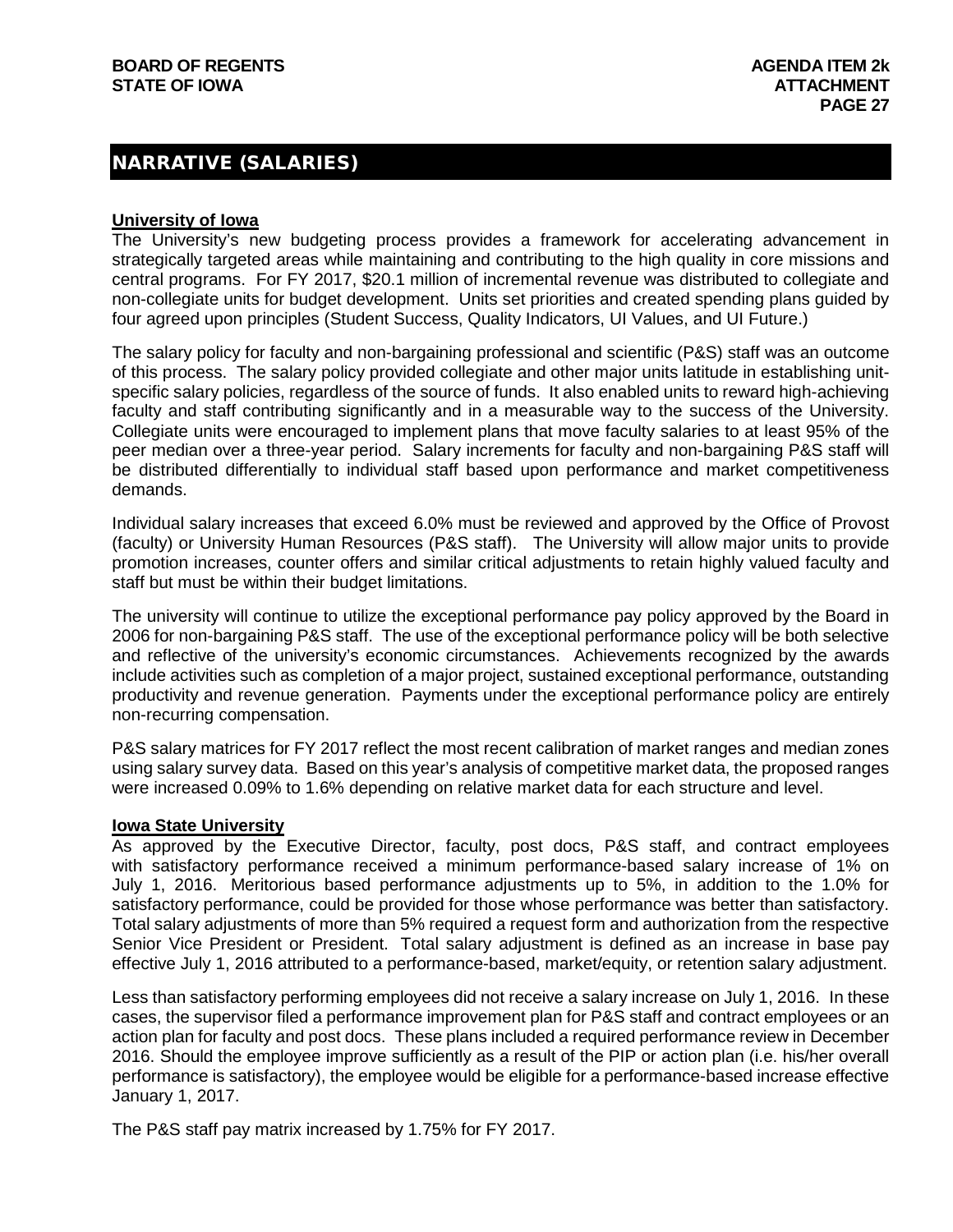## NARRATIVE (SALARIES)

### University of Iowa

The University's new budgeting process provides a framework for accelerating advancement in strategically targeted areas while maintaining and contributing to the high quality in core missions and central programs. For FY 2017, $20.1 million of incremental revenue was distributed to collegiate and non-collegiate units for budget development. Units set priorities and created spending plans guided by four agreed upon principles (Student Success, Quality Indicators, UI Values, and UI Future.)

The salary policy for faculty and non-bargaining professional and scientific (P&S) staff was an outcome of this process. The salary policy provided collegiate and other major units latitude in establishing unit-specific salary policies, regardless of the source of funds. It also enabled units to reward high-achieving faculty and staff contributing significantly and in a measurable way to the success of the University. Collegiate units were encouraged to implement plans that move faculty salaries to at least 95% of the peer median over a three-year period. Salary increments for faculty and non-bargaining P&S staff will be distributed differentially to individual staff based upon performance and market competitiveness demands.

Individual salary increases that exceed 6.0% must be reviewed and approved by the Office of Provost (faculty) or University Human Resources (P&S staff). The University will allow major units to provide promotion increases, counter offers and similar critical adjustments to retain highly valued faculty and staff but must be within their budget limitations.

The university will continue to utilize the exceptional performance pay policy approved by the Board in 2006 for non-bargaining P&S staff. The use of the exceptional performance policy will be both selective and reflective of the university's economic circumstances. Achievements recognized by the awards include activities such as completion of a major project, sustained exceptional performance, outstanding productivity and revenue generation. Payments under the exceptional performance policy are entirely non-recurring compensation.

P&S salary matrices for FY 2017 reflect the most recent calibration of market ranges and median zones using salary survey data. Based on this year's analysis of competitive market data, the proposed ranges were increased 0.09% to 1.6% depending on relative market data for each structure and level.

### Iowa State University

As approved by the Executive Director, faculty, post docs, P&S staff, and contract employees with satisfactory performance received a minimum performance-based salary increase of 1% on July 1, 2016. Meritorious based performance adjustments up to 5%, in addition to the 1.0% for satisfactory performance, could be provided for those whose performance was better than satisfactory. Total salary adjustments of more than 5% required a request form and authorization from the respective Senior Vice President or President. Total salary adjustment is defined as an increase in base pay effective July 1, 2016 attributed to a performance-based, market/equity, or retention salary adjustment.

Less than satisfactory performing employees did not receive a salary increase on July 1, 2016. In these cases, the supervisor filed a performance improvement plan for P&S staff and contract employees or an action plan for faculty and post docs. These plans included a required performance review in December 2016. Should the employee improve sufficiently as a result of the PIP or action plan (i.e. his/her overall performance is satisfactory), the employee would be eligible for a performance-based increase effective January 1, 2017.

The P&S staff pay matrix increased by 1.75% for FY 2017.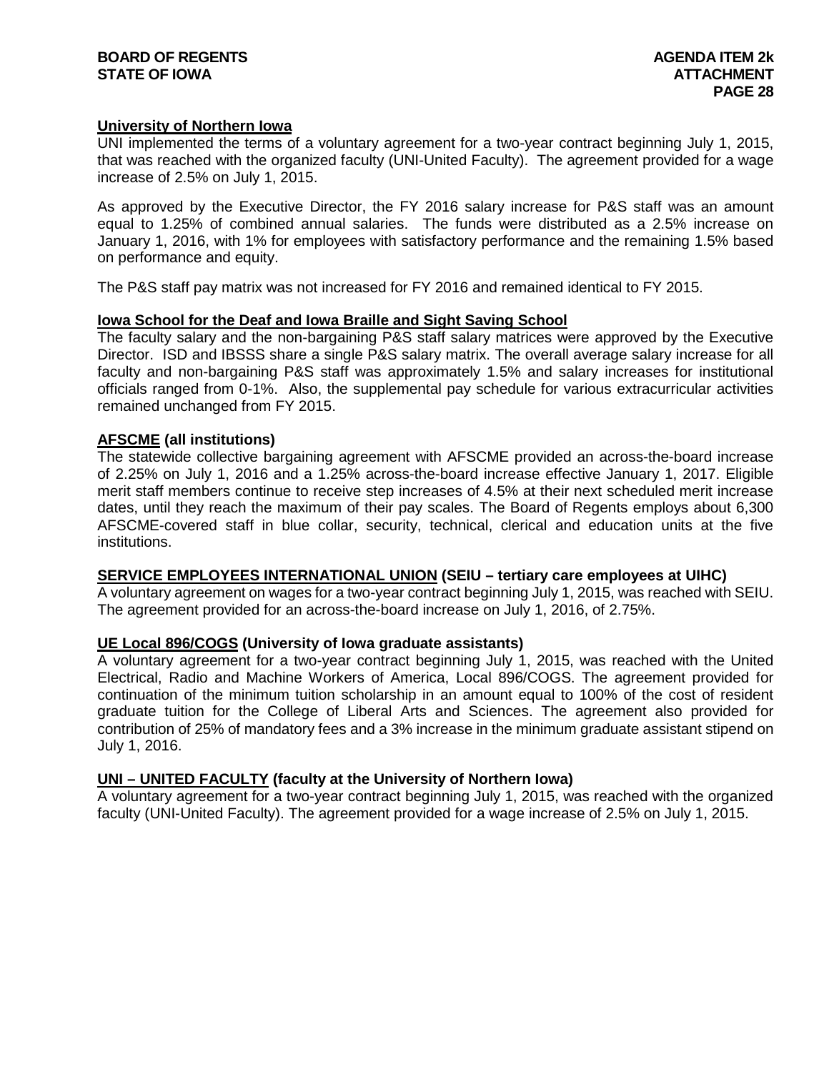**University of Northern Iowa**

UNI implemented the terms of a voluntary agreement for a two-year contract beginning July 1, 2015, that was reached with the organized faculty (UNI-United Faculty). The agreement provided for a wage increase of 2.5% on July 1, 2015.

As approved by the Executive Director, the FY 2016 salary increase for P&S staff was an amount equal to 1.25% of combined annual salaries. The funds were distributed as a 2.5% increase on January 1, 2016, with 1% for employees with satisfactory performance and the remaining 1.5% based on performance and equity.

The P&S staff pay matrix was not increased for FY 2016 and remained identical to FY 2015.

**Iowa School for the Deaf and Iowa Braille and Sight Saving School**

The faculty salary and the non-bargaining P&S staff salary matrices were approved by the Executive Director. ISD and IBSSS share a single P&S salary matrix. The overall average salary increase for all faculty and non-bargaining P&S staff was approximately 1.5% and salary increases for institutional officials ranged from 0-1%. Also, the supplemental pay schedule for various extracurricular activities remained unchanged from FY 2015.

**AFSCME (all institutions)**

The statewide collective bargaining agreement with AFSCME provided an across-the-board increase of 2.25% on July 1, 2016 and a 1.25% across-the-board increase effective January 1, 2017. Eligible merit staff members continue to receive step increases of 4.5% at their next scheduled merit increase dates, until they reach the maximum of their pay scales. The Board of Regents employs about 6,300 AFSCME-covered staff in blue collar, security, technical, clerical and education units at the five institutions.

**SERVICE EMPLOYEES INTERNATIONAL UNION (SEIU – tertiary care employees at UIHC)**

A voluntary agreement on wages for a two-year contract beginning July 1, 2015, was reached with SEIU. The agreement provided for an across-the-board increase on July 1, 2016, of 2.75%.

**UE Local 896/COGS (University of Iowa graduate assistants)**

A voluntary agreement for a two-year contract beginning July 1, 2015, was reached with the United Electrical, Radio and Machine Workers of America, Local 896/COGS. The agreement provided for continuation of the minimum tuition scholarship in an amount equal to 100% of the cost of resident graduate tuition for the College of Liberal Arts and Sciences. The agreement also provided for contribution of 25% of mandatory fees and a 3% increase in the minimum graduate assistant stipend on July 1, 2016.

**UNI – UNITED FACULTY (faculty at the University of Northern Iowa)**

A voluntary agreement for a two-year contract beginning July 1, 2015, was reached with the organized faculty (UNI-United Faculty). The agreement provided for a wage increase of 2.5% on July 1, 2015.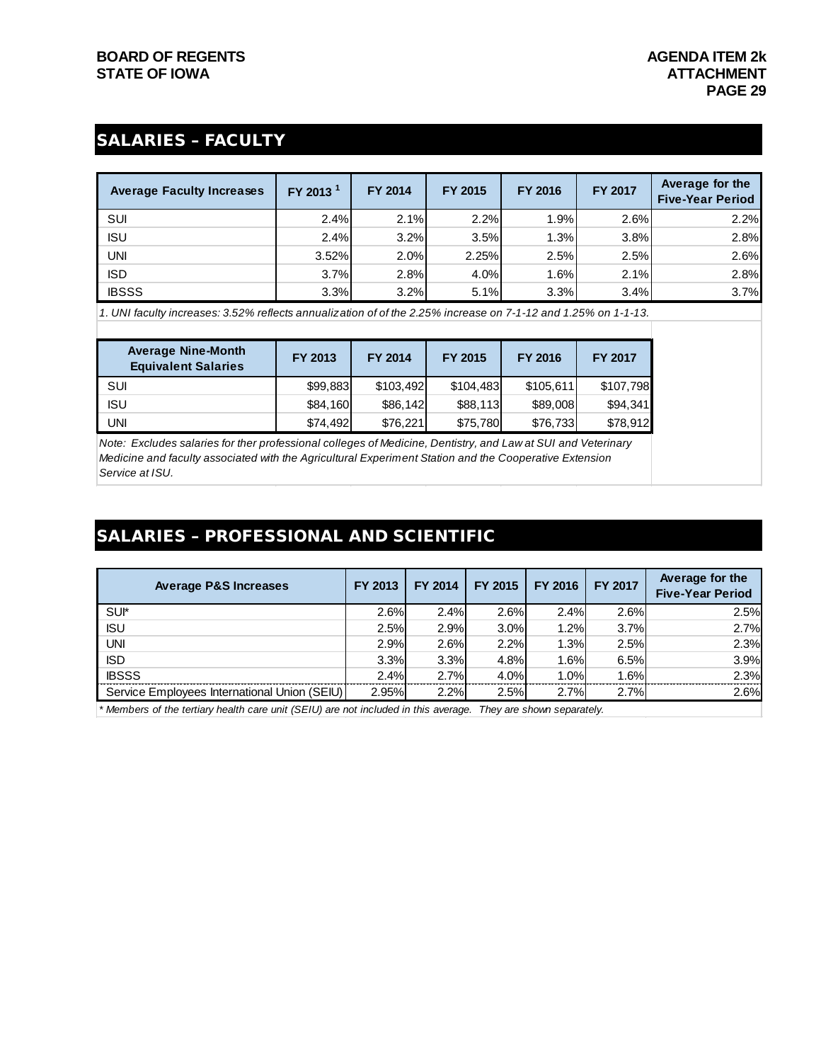## SALARIES – FACULTY

| Average Faculty Increases | FY 2013 [1] | FY 2014 | FY 2015 | FY 2016 | FY 2017 | Average for the Five-Year Period |
|---|---|---|---|---|---|---|
| SUI | 2.4% | 2.1% | 2.2% | 1.9% | 2.6% | 2.2% |
| ISU | 2.4% | 3.2% | 3.5% | 1.3% | 3.8% | 2.8% |
| UNI | 3.52% | 2.0% | 2.25% | 2.5% | 2.5% | 2.6% |
| ISD | 3.7% | 2.8% | 4.0% | 1.6% | 2.1% | 2.8% |
| IBSSS | 3.3% | 3.2% | 5.1% | 3.3% | 3.4% | 3.7% |

*1. UNI faculty increases: 3.52% reflects annualization of of the 2.25% increase on 7-1-12 and 1.25% on 1-1-13.*

| Average Nine-Month Equivalent Salaries | FY 2013 | FY 2014 | FY 2015 | FY 2016 | FY 2017 |
|---|---|---|---|---|---|
| SUI | $99,883 | $103,492 | $104,483 | $105,611 | $107,798 |
| ISU | $84,160 | $86,142 | $88,113 | $89,008 | $94,341 |
| UNI | $74,492 | $76,221 | $75,780 | $76,733 | $78,912 |

*Note: Excludes salaries for ther professional colleges of Medicine, Dentistry, and Law at SUI and Veterinary Medicine and faculty associated with the Agricultural Experiment Station and the Cooperative Extension Service at ISU.*

## SALARIES – PROFESSIONAL AND SCIENTIFIC

| Average P&S Increases | FY 2013 | FY 2014 | FY 2015 | FY 2016 | FY 2017 | Average for the Five-Year Period |
|---|---|---|---|---|---|---|
| SUI* | 2.6% | 2.4% | 2.6% | 2.4% | 2.6% | 2.5% |
| ISU | 2.5% | 2.9% | 3.0% | 1.2% | 3.7% | 2.7% |
| UNI | 2.9% | 2.6% | 2.2% | 1.3% | 2.5% | 2.3% |
| ISD | 3.3% | 3.3% | 4.8% | 1.6% | 6.5% | 3.9% |
| IBSSS | 2.4% | 2.7% | 4.0% | 1.0% | 1.6% | 2.3% |
| Service Employees International Union (SEIU) | 2.95% | 2.2% | 2.5% | 2.7% | 2.7% | 2.6% |

*\* Members of the tertiary health care unit (SEIU) are not included in this average. They are shown separately.*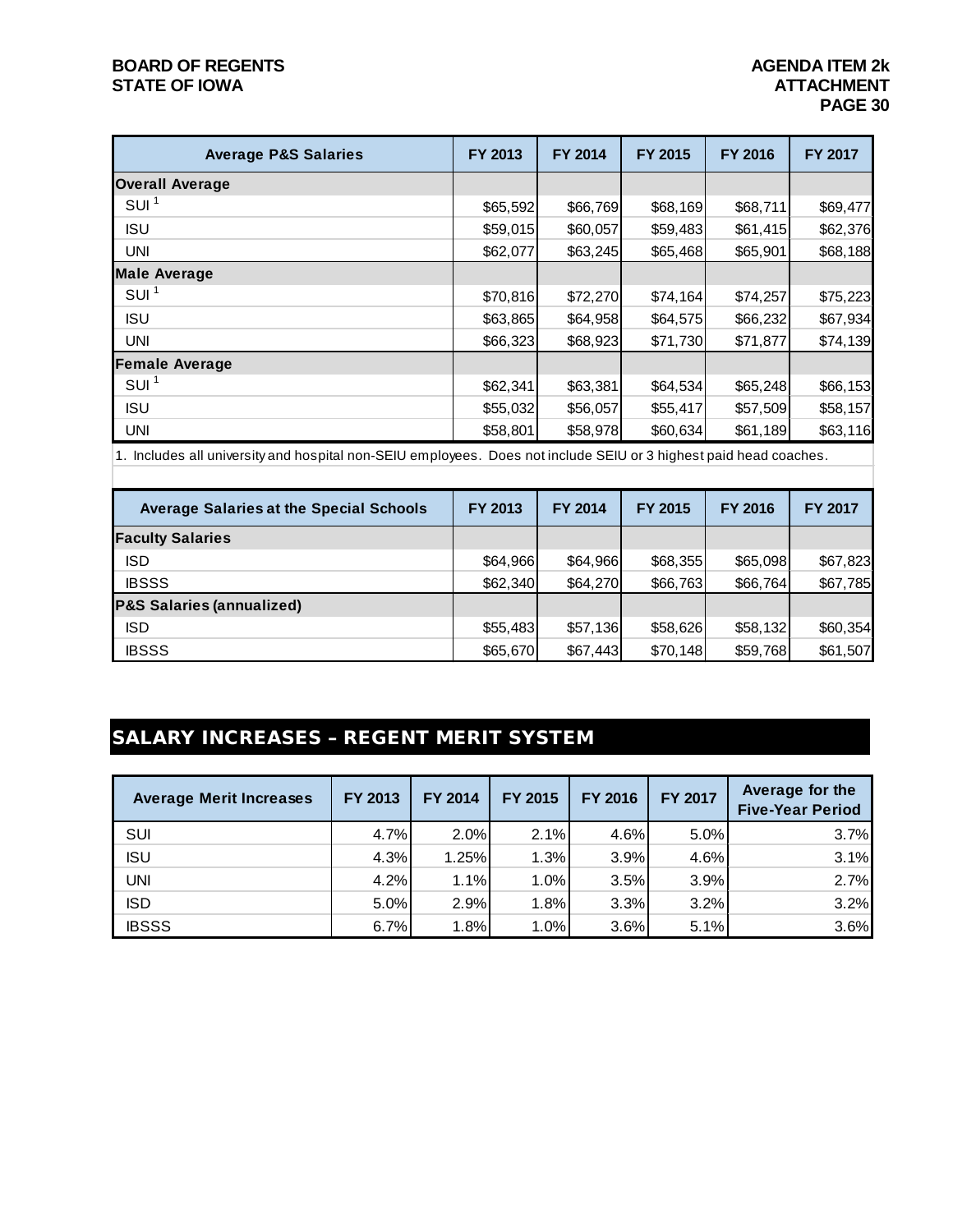| Average P&S Salaries | FY 2013 | FY 2014 | FY 2015 | FY 2016 | FY 2017 |
|---|---|---|---|---|---|
| **Overall Average** | | | | | |
| SUI [1] | $65,592 | $66,769 | $68,169 | $68,711 | $69,477 |
| ISU | $59,015 | $60,057 | $59,483 | $61,415 | $62,376 |
| UNI | $62,077 | $63,245 | $65,468 | $65,901 | $68,188 |
| **Male Average** | | | | | |
| SUI [1] | $70,816 | $72,270 | $74,164 | $74,257 | $75,223 |
| ISU | $63,865 | $64,958 | $64,575 | $66,232 | $67,934 |
| UNI | $66,323 | $68,923 | $71,730 | $71,877 | $74,139 |
| **Female Average** | | | | | |
| SUI [1] | $62,341 | $63,381 | $64,534 | $65,248 | $66,153 |
| ISU | $55,032 | $56,057 | $55,417 | $57,509 | $58,157 |
| UNI | $58,801 | $58,978 | $60,634 | $61,189 | $63,116 |

1. Includes all university and hospital non-SEIU employees. Does not include SEIU or 3 highest paid head coaches.

| Average Salaries at the Special Schools | FY 2013 | FY 2014 | FY 2015 | FY 2016 | FY 2017 |
|---|---|---|---|---|---|
| **Faculty Salaries** | | | | | |
| ISD | $64,966 | $64,966 | $68,355 | $65,098 | $67,823 |
| IBSSS | $62,340 | $64,270 | $66,763 | $66,764 | $67,785 |
| **P&S Salaries (annualized)** | | | | | |
| ISD | $55,483 | $57,136 | $58,626 | $58,132 | $60,354 |
| IBSSS | $65,670 | $67,443 | $70,148 | $59,768 | $61,507 |

## SALARY INCREASES – REGENT MERIT SYSTEM

| Average Merit Increases | FY 2013 | FY 2014 | FY 2015 | FY 2016 | FY 2017 | Average for the Five-Year Period |
|---|---|---|---|---|---|---|
| SUI | 4.7% | 2.0% | 2.1% | 4.6% | 5.0% | 3.7% |
| ISU | 4.3% | 1.25% | 1.3% | 3.9% | 4.6% | 3.1% |
| UNI | 4.2% | 1.1% | 1.0% | 3.5% | 3.9% | 2.7% |
| ISD | 5.0% | 2.9% | 1.8% | 3.3% | 3.2% | 3.2% |
| IBSSS | 6.7% | 1.8% | 1.0% | 3.6% | 5.1% | 3.6% |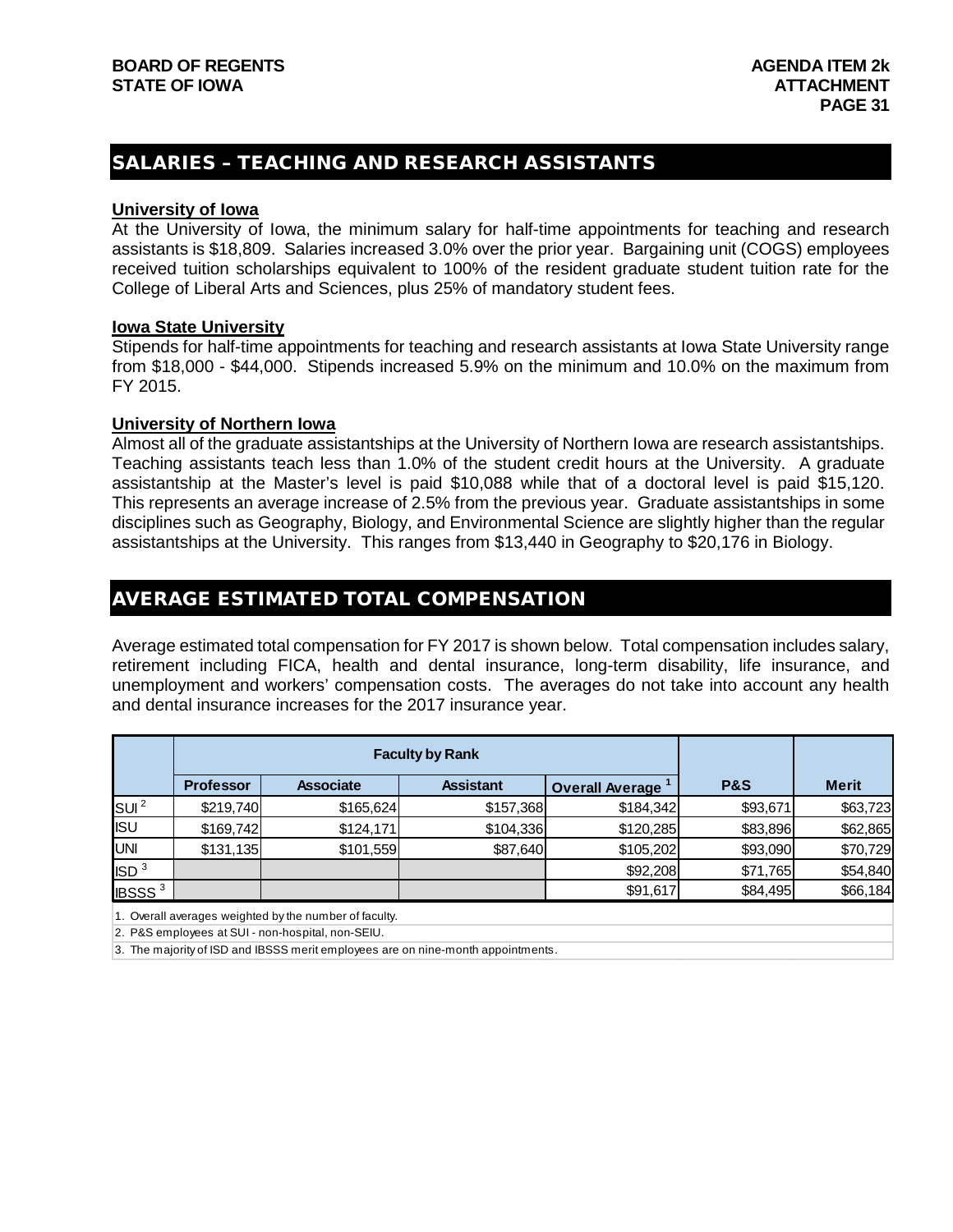## SALARIES – TEACHING AND RESEARCH ASSISTANTS

**University of Iowa**

At the University of Iowa, the minimum salary for half-time appointments for teaching and research assistants is $18,809. Salaries increased 3.0% over the prior year. Bargaining unit (COGS) employees received tuition scholarships equivalent to 100% of the resident graduate student tuition rate for the College of Liberal Arts and Sciences, plus 25% of mandatory student fees.

**Iowa State University**

Stipends for half-time appointments for teaching and research assistants at Iowa State University range from $18,000 - $44,000. Stipends increased 5.9% on the minimum and 10.0% on the maximum from FY 2015.

**University of Northern Iowa**

Almost all of the graduate assistantships at the University of Northern Iowa are research assistantships. Teaching assistants teach less than 1.0% of the student credit hours at the University. A graduate assistantship at the Master's level is paid $10,088 while that of a doctoral level is paid $15,120. This represents an average increase of 2.5% from the previous year. Graduate assistantships in some disciplines such as Geography, Biology, and Environmental Science are slightly higher than the regular assistantships at the University. This ranges from $13,440 in Geography to $20,176 in Biology.

## AVERAGE ESTIMATED TOTAL COMPENSATION

Average estimated total compensation for FY 2017 is shown below. Total compensation includes salary, retirement including FICA, health and dental insurance, long-term disability, life insurance, and unemployment and workers' compensation costs. The averages do not take into account any health and dental insurance increases for the 2017 insurance year.

| | Faculty by Rank | | | | | |
|---|---|---|---|---|---|---|
| | Professor | Associate | Assistant | Overall Average [1] | P&S | Merit |
| SUI [2] | $219,740 | $165,624 | $157,368 | $184,342 | $93,671 | $63,723 |
| ISU | $169,742 | $124,171 | $104,336 | $120,285 | $83,896 | $62,865 |
| UNI | $131,135 | $101,559 | $87,640 | $105,202 | $93,090 | $70,729 |
| ISD [3] | | | | $92,208 | $71,765 | $54,840 |
| IBSSS [3] | | | | $91,617 | $84,495 | $66,184 |

1. Overall averages weighted by the number of faculty.
2. P&S employees at SUI - non-hospital, non-SEIU.
3. The majority of ISD and IBSSS merit employees are on nine-month appointments.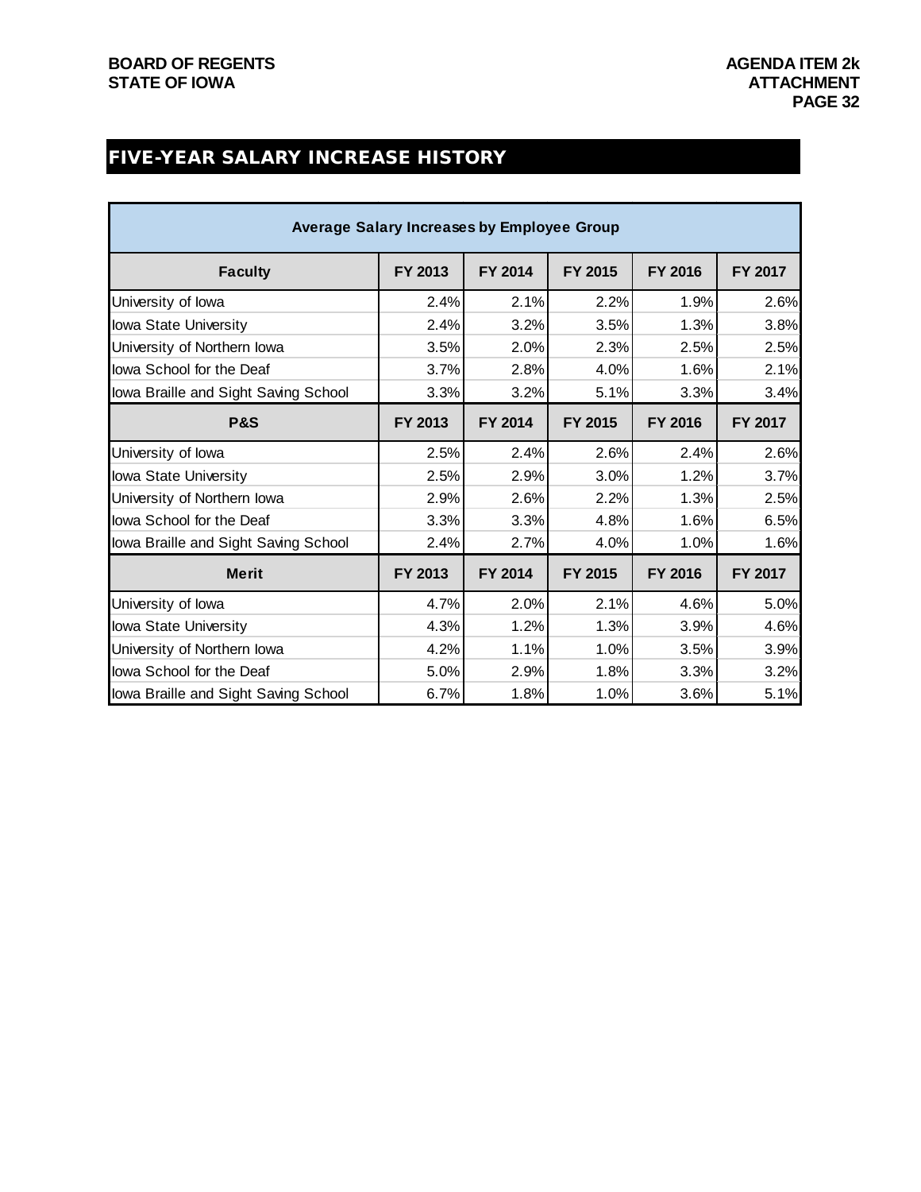## FIVE-YEAR SALARY INCREASE HISTORY

| Average Salary Increases by Employee Group | | | | | |
|---|---|---|---|---|---|
| **Faculty** | **FY 2013** | **FY 2014** | **FY 2015** | **FY 2016** | **FY 2017** |
| University of Iowa | 2.4% | 2.1% | 2.2% | 1.9% | 2.6% |
| Iowa State University | 2.4% | 3.2% | 3.5% | 1.3% | 3.8% |
| University of Northern Iowa | 3.5% | 2.0% | 2.3% | 2.5% | 2.5% |
| Iowa School for the Deaf | 3.7% | 2.8% | 4.0% | 1.6% | 2.1% |
| Iowa Braille and Sight Saving School | 3.3% | 3.2% | 5.1% | 3.3% | 3.4% |
| **P&S** | **FY 2013** | **FY 2014** | **FY 2015** | **FY 2016** | **FY 2017** |
| University of Iowa | 2.5% | 2.4% | 2.6% | 2.4% | 2.6% |
| Iowa State University | 2.5% | 2.9% | 3.0% | 1.2% | 3.7% |
| University of Northern Iowa | 2.9% | 2.6% | 2.2% | 1.3% | 2.5% |
| Iowa School for the Deaf | 3.3% | 3.3% | 4.8% | 1.6% | 6.5% |
| Iowa Braille and Sight Saving School | 2.4% | 2.7% | 4.0% | 1.0% | 1.6% |
| **Merit** | **FY 2013** | **FY 2014** | **FY 2015** | **FY 2016** | **FY 2017** |
| University of Iowa | 4.7% | 2.0% | 2.1% | 4.6% | 5.0% |
| Iowa State University | 4.3% | 1.2% | 1.3% | 3.9% | 4.6% |
| University of Northern Iowa | 4.2% | 1.1% | 1.0% | 3.5% | 3.9% |
| Iowa School for the Deaf | 5.0% | 2.9% | 1.8% | 3.3% | 3.2% |
| Iowa Braille and Sight Saving School | 6.7% | 1.8% | 1.0% | 3.6% | 5.1% |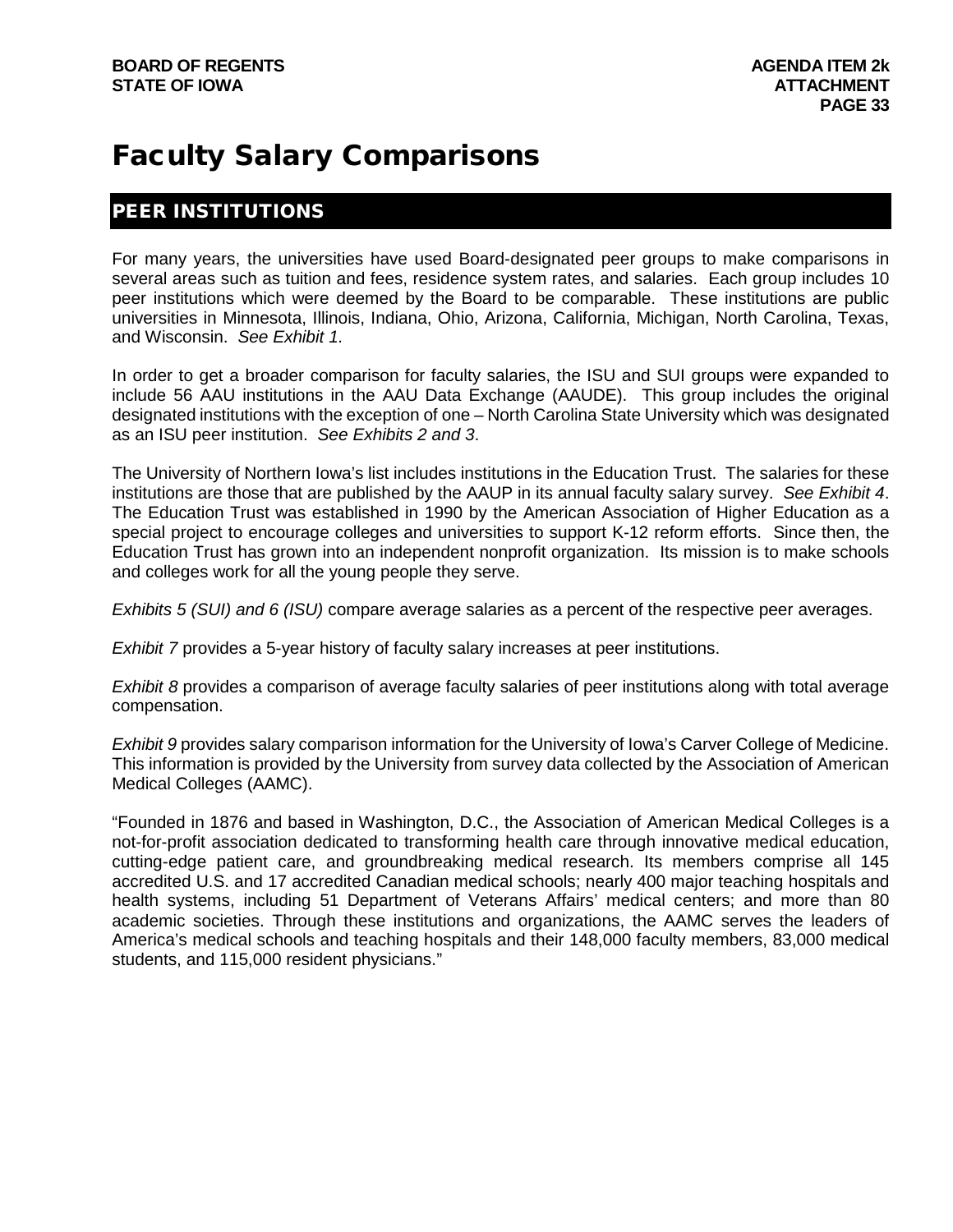# Faculty Salary Comparisons

## PEER INSTITUTIONS

For many years, the universities have used Board-designated peer groups to make comparisons in several areas such as tuition and fees, residence system rates, and salaries. Each group includes 10 peer institutions which were deemed by the Board to be comparable. These institutions are public universities in Minnesota, Illinois, Indiana, Ohio, Arizona, California, Michigan, North Carolina, Texas, and Wisconsin. *See Exhibit 1.*

In order to get a broader comparison for faculty salaries, the ISU and SUI groups were expanded to include 56 AAU institutions in the AAU Data Exchange (AAUDE). This group includes the original designated institutions with the exception of one – North Carolina State University which was designated as an ISU peer institution. *See Exhibits 2 and 3*.

The University of Northern Iowa's list includes institutions in the Education Trust. The salaries for these institutions are those that are published by the AAUP in its annual faculty salary survey. *See Exhibit 4*. The Education Trust was established in 1990 by the American Association of Higher Education as a special project to encourage colleges and universities to support K-12 reform efforts. Since then, the Education Trust has grown into an independent nonprofit organization. Its mission is to make schools and colleges work for all the young people they serve.

*Exhibits 5 (SUI) and 6 (ISU)* compare average salaries as a percent of the respective peer averages.

*Exhibit 7* provides a 5-year history of faculty salary increases at peer institutions.

*Exhibit 8* provides a comparison of average faculty salaries of peer institutions along with total average compensation.

*Exhibit 9* provides salary comparison information for the University of Iowa's Carver College of Medicine. This information is provided by the University from survey data collected by the Association of American Medical Colleges (AAMC).

"Founded in 1876 and based in Washington, D.C., the Association of American Medical Colleges is a not-for-profit association dedicated to transforming health care through innovative medical education, cutting-edge patient care, and groundbreaking medical research. Its members comprise all 145 accredited U.S. and 17 accredited Canadian medical schools; nearly 400 major teaching hospitals and health systems, including 51 Department of Veterans Affairs' medical centers; and more than 80 academic societies. Through these institutions and organizations, the AAMC serves the leaders of America's medical schools and teaching hospitals and their 148,000 faculty members, 83,000 medical students, and 115,000 resident physicians."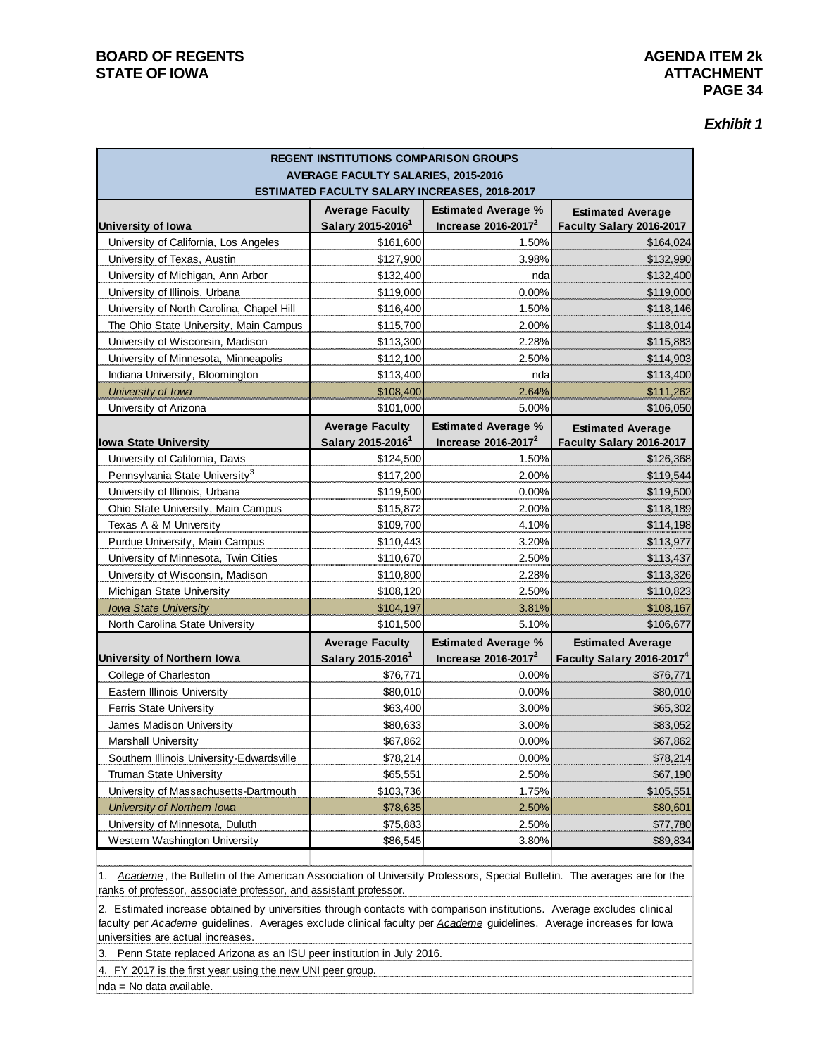## Exhibit 1

| REGENT INSTITUTIONS COMPARISON GROUPS AVERAGE FACULTY SALARIES, 2015-2016 ESTIMATED FACULTY SALARY INCREASES, 2016-2017 | | | |
|---|---|---|---|
| **University of Iowa** | **Average Faculty Salary 2015-2016[1]** | **Estimated Average % Increase 2016-2017[2]** | **Estimated Average Faculty Salary 2016-2017** |
| University of California, Los Angeles | $161,600 | 1.50% | $164,024 |
| University of Texas, Austin | $127,900 | 3.98% | $132,990 |
| University of Michigan, Ann Arbor | $132,400 | nda | $132,400 |
| University of Illinois, Urbana | $119,000 | 0.00% | $119,000 |
| University of North Carolina, Chapel Hill | $116,400 | 1.50% | $118,146 |
| The Ohio State University, Main Campus | $115,700 | 2.00% | $118,014 |
| University of Wisconsin, Madison | $113,300 | 2.28% | $115,883 |
| University of Minnesota, Minneapolis | $112,100 | 2.50% | $114,903 |
| Indiana University, Bloomington | $113,400 | nda | $113,400 |
| *University of Iowa* | $108,400 | 2.64% | $111,262 |
| University of Arizona | $101,000 | 5.00% | $106,050 |
| **Iowa State University** | **Average Faculty Salary 2015-2016[1]** | **Estimated Average % Increase 2016-2017[2]** | **Estimated Average Faculty Salary 2016-2017** |
| University of California, Davis | $124,500 | 1.50% | $126,368 |
| Pennsylvania State University[3] | $117,200 | 2.00% | $119,544 |
| University of Illinois, Urbana | $119,500 | 0.00% | $119,500 |
| Ohio State University, Main Campus | $115,872 | 2.00% | $118,189 |
| Texas A & M University | $109,700 | 4.10% | $114,198 |
| Purdue University, Main Campus | $110,443 | 3.20% | $113,977 |
| University of Minnesota, Twin Cities | $110,670 | 2.50% | $113,437 |
| University of Wisconsin, Madison | $110,800 | 2.28% | $113,326 |
| Michigan State University | $108,120 | 2.50% | $110,823 |
| *Iowa State University* | $104,197 | 3.81% | $108,167 |
| North Carolina State University | $101,500 | 5.10% | $106,677 |
| **University of Northern Iowa** | **Average Faculty Salary 2015-2016[1]** | **Estimated Average % Increase 2016-2017[2]** | **Estimated Average Faculty Salary 2016-2017[4]** |
| College of Charleston | $76,771 | 0.00% | $76,771 |
| Eastern Illinois University | $80,010 | 0.00% | $80,010 |
| Ferris State University | $63,400 | 3.00% | $65,302 |
| James Madison University | $80,633 | 3.00% | $83,052 |
| Marshall University | $67,862 | 0.00% | $67,862 |
| Southern Illinois University-Edwardsville | $78,214 | 0.00% | $78,214 |
| Truman State University | $65,551 | 2.50% | $67,190 |
| University of Massachusetts-Dartmouth | $103,736 | 1.75% | $105,551 |
| *University of Northern Iowa* | $78,635 | 2.50% | $80,601 |
| University of Minnesota, Duluth | $75,883 | 2.50% | $77,780 |
| Western Washington University | $86,545 | 3.80% | $89,834 |

1. *Academe*, the Bulletin of the American Association of University Professors, Special Bulletin. The averages are for the ranks of professor, associate professor, and assistant professor.

2. Estimated increase obtained by universities through contacts with comparison institutions. Average excludes clinical faculty per *Academe* guidelines. Averages exclude clinical faculty per *Academe* guidelines. Average increases for Iowa universities are actual increases.

3. Penn State replaced Arizona as an ISU peer institution in July 2016.

4. FY 2017 is the first year using the new UNI peer group.

nda = No data available.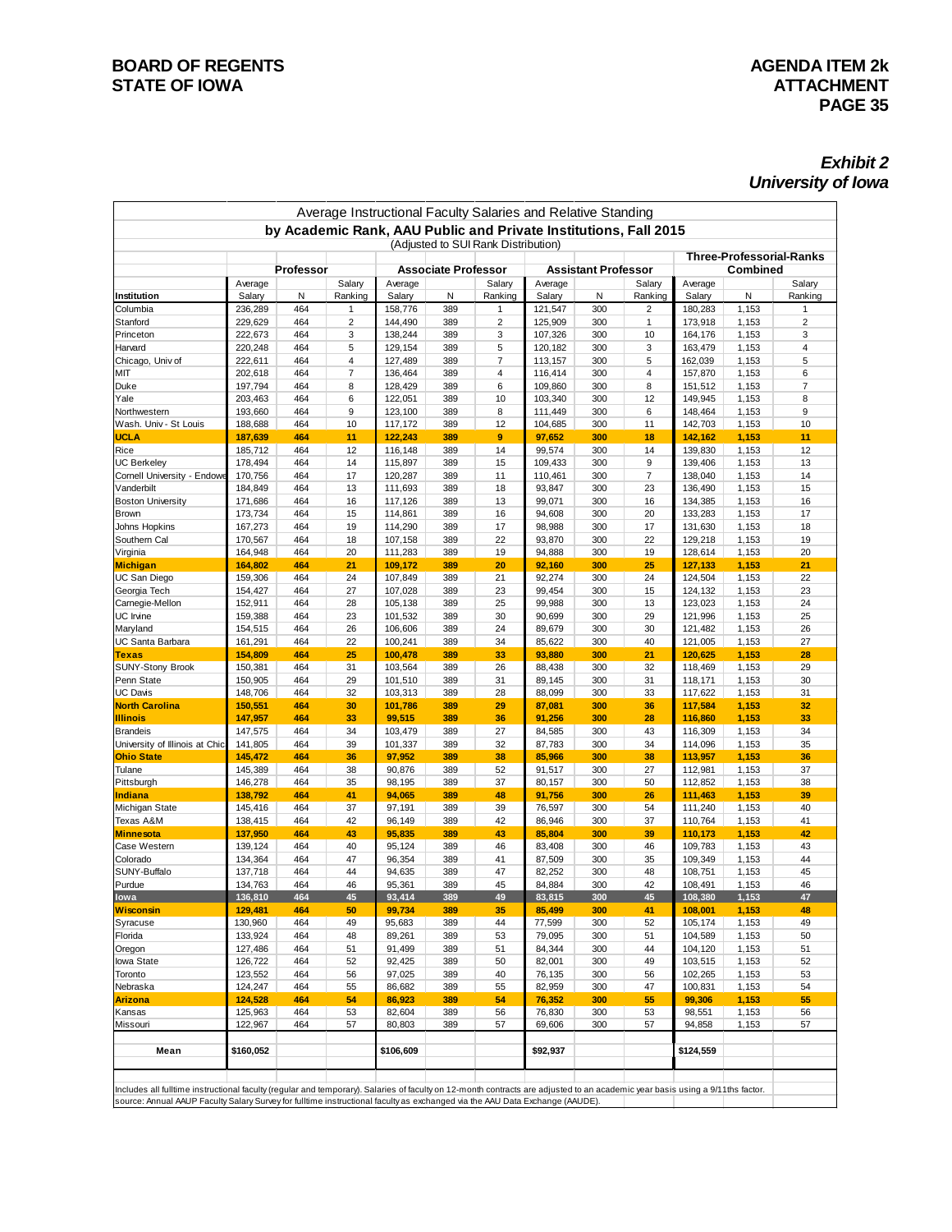**BOARD OF REGENTS**
**STATE OF IOWA**

**AGENDA ITEM 2k**
**ATTACHMENT**

***Exhibit 2***
***University of Iowa***

Average Instructional Faculty Salaries and Relative Standing

**by Academic Rank, AAU Public and Private Institutions, Fall 2015**

(Adjusted to SUI Rank Distribution)

| | Professor | | | Associate Professor | | | Assistant Professor | | | Three-Professorial-Ranks Combined | | |
|---|---|---|---|---|---|---|---|---|---|---|---|---|
| Institution | Average Salary | N | Salary Ranking | Average Salary | N | Salary Ranking | Average Salary | N | Salary Ranking | Average Salary | N | Salary Ranking |
| Columbia | 236,289 | 464 | 1 | 158,776 | 389 | 1 | 121,547 | 300 | 2 | 180,283 | 1,153 | 1 |
| Stanford | 229,629 | 464 | 2 | 144,490 | 389 | 2 | 125,909 | 300 | 1 | 173,918 | 1,153 | 2 |
| Princeton | 222,673 | 464 | 3 | 138,244 | 389 | 3 | 107,326 | 300 | 10 | 164,176 | 1,153 | 3 |
| Harvard | 220,248 | 464 | 5 | 129,154 | 389 | 5 | 120,182 | 300 | 3 | 163,479 | 1,153 | 4 |
| Chicago, Univ of | 222,611 | 464 | 4 | 127,489 | 389 | 7 | 113,157 | 300 | 5 | 162,039 | 1,153 | 5 |
| MIT | 202,618 | 464 | 7 | 136,464 | 389 | 4 | 116,414 | 300 | 4 | 157,870 | 1,153 | 6 |
| Duke | 197,794 | 464 | 8 | 128,429 | 389 | 6 | 109,860 | 300 | 8 | 151,512 | 1,153 | 7 |
| Yale | 203,463 | 464 | 6 | 122,051 | 389 | 10 | 103,340 | 300 | 12 | 149,945 | 1,153 | 8 |
| Northwestern | 193,660 | 464 | 9 | 123,100 | 389 | 8 | 111,449 | 300 | 6 | 148,464 | 1,153 | 9 |
| Wash. Univ - St Louis | 188,688 | 464 | 10 | 117,172 | 389 | 12 | 104,685 | 300 | 11 | 142,703 | 1,153 | 10 |
| **UCLA** | **187,639** | **464** | **11** | **122,243** | **389** | **9** | **97,652** | **300** | **18** | **142,162** | **1,153** | **11** |
| Rice | 185,712 | 464 | 12 | 116,148 | 389 | 14 | 99,574 | 300 | 14 | 139,830 | 1,153 | 12 |
| UC Berkeley | 178,494 | 464 | 14 | 115,897 | 389 | 15 | 109,433 | 300 | 9 | 139,406 | 1,153 | 13 |
| Cornell University - Endowe | 170,756 | 464 | 17 | 120,287 | 389 | 11 | 110,461 | 300 | 7 | 138,040 | 1,153 | 14 |
| Vanderbilt | 184,849 | 464 | 13 | 111,693 | 389 | 18 | 93,847 | 300 | 23 | 136,490 | 1,153 | 15 |
| Boston University | 171,686 | 464 | 16 | 117,126 | 389 | 13 | 99,071 | 300 | 16 | 134,385 | 1,153 | 16 |
| Brown | 173,734 | 464 | 15 | 114,861 | 389 | 16 | 94,608 | 300 | 20 | 133,283 | 1,153 | 17 |
| Johns Hopkins | 167,273 | 464 | 19 | 114,290 | 389 | 17 | 98,988 | 300 | 17 | 131,630 | 1,153 | 18 |
| Southern Cal | 170,567 | 464 | 18 | 107,158 | 389 | 22 | 93,870 | 300 | 22 | 129,218 | 1,153 | 19 |
| Virginia | 164,948 | 464 | 20 | 111,283 | 389 | 19 | 94,888 | 300 | 19 | 128,614 | 1,153 | 20 |
| **Michigan** | **164,802** | **464** | **21** | **109,172** | **389** | **20** | **92,160** | **300** | **25** | **127,133** | **1,153** | **21** |
| UC San Diego | 159,306 | 464 | 24 | 107,849 | 389 | 21 | 92,274 | 300 | 24 | 124,504 | 1,153 | 22 |
| Georgia Tech | 154,427 | 464 | 27 | 107,028 | 389 | 23 | 99,454 | 300 | 15 | 124,132 | 1,153 | 23 |
| Carnegie-Mellon | 152,911 | 464 | 28 | 105,138 | 389 | 25 | 99,988 | 300 | 13 | 123,023 | 1,153 | 24 |
| UC Irvine | 159,388 | 464 | 23 | 101,532 | 389 | 30 | 90,699 | 300 | 29 | 121,996 | 1,153 | 25 |
| Maryland | 154,515 | 464 | 26 | 106,606 | 389 | 24 | 89,679 | 300 | 30 | 121,482 | 1,153 | 26 |
| UC Santa Barbara | 161,291 | 464 | 22 | 100,241 | 389 | 34 | 85,622 | 300 | 40 | 121,005 | 1,153 | 27 |
| **Texas** | **154,809** | **464** | **25** | **100,478** | **389** | **33** | **93,880** | **300** | **21** | **120,625** | **1,153** | **28** |
| SUNY-Stony Brook | 150,381 | 464 | 31 | 103,564 | 389 | 26 | 88,438 | 300 | 32 | 118,469 | 1,153 | 29 |
| Penn State | 150,905 | 464 | 29 | 101,510 | 389 | 31 | 89,145 | 300 | 31 | 118,171 | 1,153 | 30 |
| UC Davis | 148,706 | 464 | 32 | 103,313 | 389 | 28 | 88,099 | 300 | 33 | 117,622 | 1,153 | 31 |
| **North Carolina** | **150,551** | **464** | **30** | **101,786** | **389** | **29** | **87,081** | **300** | **36** | **117,584** | **1,153** | **32** |
| **Illinois** | **147,957** | **464** | **33** | **99,515** | **389** | **36** | **91,256** | **300** | **28** | **116,860** | **1,153** | **33** |
| Brandeis | 147,575 | 464 | 34 | 103,479 | 389 | 27 | 84,585 | 300 | 43 | 116,309 | 1,153 | 34 |
| University of Illinois at Chic | 141,805 | 464 | 39 | 101,337 | 389 | 32 | 87,783 | 300 | 34 | 114,096 | 1,153 | 35 |
| **Ohio State** | **145,472** | **464** | **36** | **97,952** | **389** | **38** | **85,966** | **300** | **38** | **113,957** | **1,153** | **36** |
| Tulane | 145,389 | 464 | 38 | 90,876 | 389 | 52 | 91,517 | 300 | 27 | 112,981 | 1,153 | 37 |
| Pittsburgh | 146,278 | 464 | 35 | 98,195 | 389 | 37 | 80,157 | 300 | 50 | 112,852 | 1,153 | 38 |
| **Indiana** | **138,792** | **464** | **41** | **94,065** | **389** | **48** | **91,756** | **300** | **26** | **111,463** | **1,153** | **39** |
| Michigan State | 145,416 | 464 | 37 | 97,191 | 389 | 39 | 76,597 | 300 | 54 | 111,240 | 1,153 | 40 |
| Texas A&M | 138,415 | 464 | 42 | 96,149 | 389 | 42 | 86,946 | 300 | 37 | 110,764 | 1,153 | 41 |
| **Minnesota** | **137,950** | **464** | **43** | **95,835** | **389** | **43** | **85,804** | **300** | **39** | **110,173** | **1,153** | **42** |
| Case Western | 139,124 | 464 | 40 | 95,124 | 389 | 46 | 83,408 | 300 | 46 | 109,783 | 1,153 | 43 |
| Colorado | 134,364 | 464 | 47 | 96,354 | 389 | 41 | 87,509 | 300 | 35 | 109,349 | 1,153 | 44 |
| SUNY-Buffalo | 137,718 | 464 | 44 | 94,635 | 389 | 47 | 82,252 | 300 | 48 | 108,751 | 1,153 | 45 |
| Purdue | 134,763 | 464 | 46 | 95,361 | 389 | 45 | 84,884 | 300 | 42 | 108,491 | 1,153 | 46 |
| **Iowa** | **136,810** | **464** | **45** | **93,414** | **389** | **49** | **83,815** | **300** | **45** | **108,380** | **1,153** | **47** |
| **Wisconsin** | **129,481** | **464** | **50** | **99,734** | **389** | **35** | **85,499** | **300** | **41** | **108,001** | **1,153** | **48** |
| Syracuse | 130,960 | 464 | 49 | 95,683 | 389 | 44 | 77,599 | 300 | 52 | 105,174 | 1,153 | 49 |
| Florida | 133,924 | 464 | 48 | 89,261 | 389 | 53 | 79,095 | 300 | 51 | 104,589 | 1,153 | 50 |
| Oregon | 127,486 | 464 | 51 | 91,499 | 389 | 51 | 84,344 | 300 | 44 | 104,120 | 1,153 | 51 |
| Iowa State | 126,722 | 464 | 52 | 92,425 | 389 | 50 | 82,001 | 300 | 49 | 103,515 | 1,153 | 52 |
| Toronto | 123,552 | 464 | 56 | 97,025 | 389 | 40 | 76,135 | 300 | 56 | 102,265 | 1,153 | 53 |
| Nebraska | 124,247 | 464 | 55 | 86,682 | 389 | 55 | 82,959 | 300 | 47 | 100,831 | 1,153 | 54 |
| **Arizona** | **124,528** | **464** | **54** | **86,923** | **389** | **54** | **76,352** | **300** | **55** | **99,306** | **1,153** | **55** |
| Kansas | 125,963 | 464 | 53 | 82,604 | 389 | 56 | 76,830 | 300 | 53 | 98,551 | 1,153 | 56 |
| Missouri | 122,967 | 464 | 57 | 80,803 | 389 | 57 | 69,606 | 300 | 57 | 94,858 | 1,153 | 57 |
| **Mean** | **$160,052** | | | **$106,609** | | | **$92,937** | | | **$124,559** | | |

Includes all fulltime instructional faculty (regular and temporary). Salaries of faculty on 12-month contracts are adjusted to an academic year basis using a 9/11ths factor.
source: Annual AAUP Faculty Salary Survey for fulltime instructional faculty as exchanged via the AAU Data Exchange (AAUDE).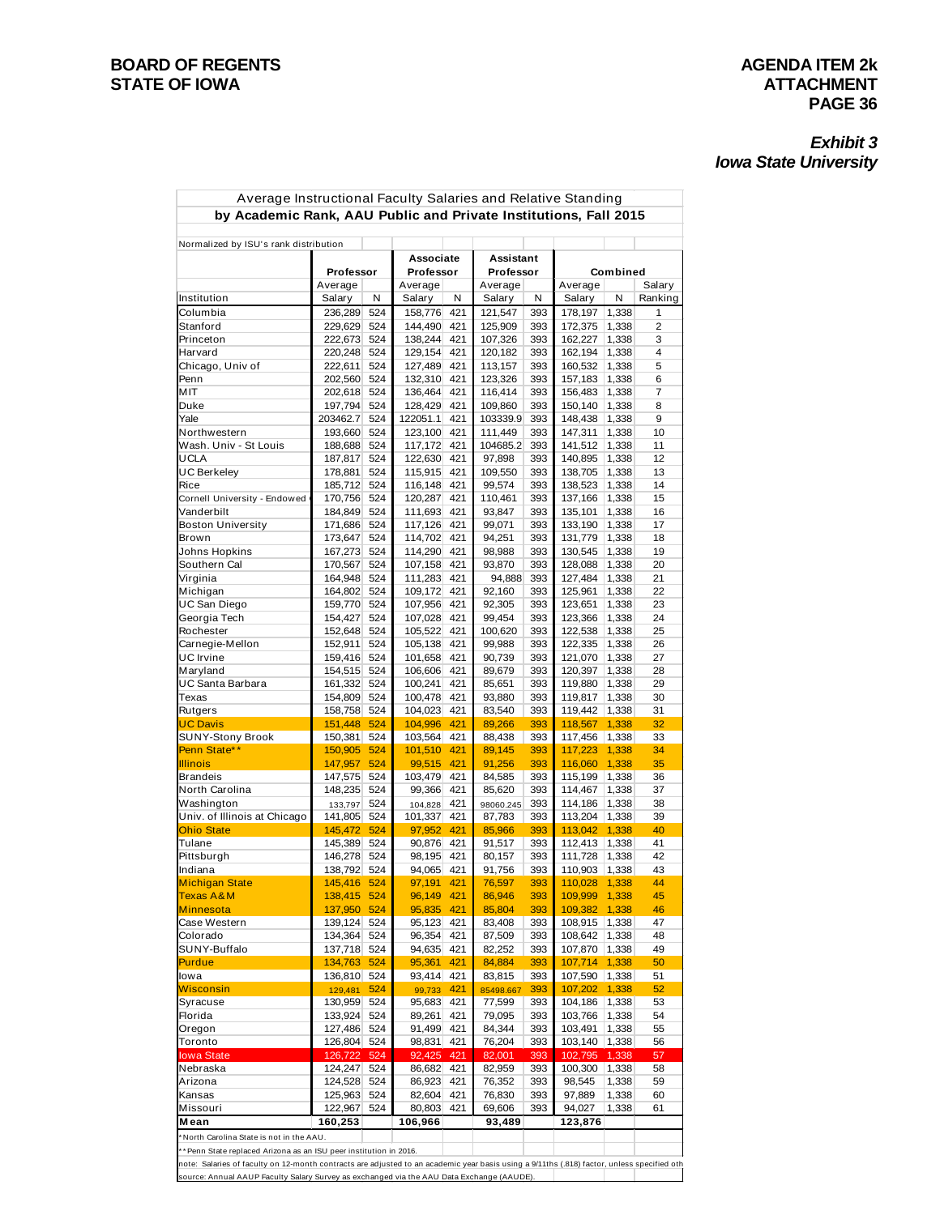**BOARD OF REGENTS**
**STATE OF IOWA**

**AGENDA ITEM 2k**
**ATTACHMENT**

***Exhibit 3***
***Iowa State University***

## Average Instructional Faculty Salaries and Relative Standing
### by Academic Rank, AAU Public and Private Institutions, Fall 2015

Normalized by ISU's rank distribution

| | Professor | | Associate Professor | | Assistant Professor | | Combined | | |
|---|---|---|---|---|---|---|---|---|---|
| Institution | Average Salary | N | Average Salary | N | Average Salary | N | Average Salary | N | Salary Ranking |
| Columbia | 236,289 | 524 | 158,776 | 421 | 121,547 | 393 | 178,197 | 1,338 | 1 |
| Stanford | 229,629 | 524 | 144,490 | 421 | 125,909 | 393 | 172,375 | 1,338 | 2 |
| Princeton | 222,673 | 524 | 138,244 | 421 | 107,326 | 393 | 162,227 | 1,338 | 3 |
| Harvard | 220,248 | 524 | 129,154 | 421 | 120,182 | 393 | 162,194 | 1,338 | 4 |
| Chicago, Univ of | 222,611 | 524 | 127,489 | 421 | 113,157 | 393 | 160,532 | 1,338 | 5 |
| Penn | 202,560 | 524 | 132,310 | 421 | 123,326 | 393 | 157,183 | 1,338 | 6 |
| MIT | 202,618 | 524 | 136,464 | 421 | 116,414 | 393 | 156,483 | 1,338 | 7 |
| Duke | 197,794 | 524 | 128,429 | 421 | 109,860 | 393 | 150,140 | 1,338 | 8 |
| Yale | 203462.7 | 524 | 122051.1 | 421 | 103339.9 | 393 | 148,438 | 1,338 | 9 |
| Northwestern | 193,660 | 524 | 123,100 | 421 | 111,449 | 393 | 147,311 | 1,338 | 10 |
| Wash. Univ - St Louis | 188,688 | 524 | 117,172 | 421 | 104685.2 | 393 | 141,512 | 1,338 | 11 |
| UCLA | 187,817 | 524 | 122,630 | 421 | 97,898 | 393 | 140,895 | 1,338 | 12 |
| UC Berkeley | 178,881 | 524 | 115,915 | 421 | 109,550 | 393 | 138,705 | 1,338 | 13 |
| Rice | 185,712 | 524 | 116,148 | 421 | 99,574 | 393 | 138,523 | 1,338 | 14 |
| Cornell University - Endowed | 170,756 | 524 | 120,287 | 421 | 110,461 | 393 | 137,166 | 1,338 | 15 |
| Vanderbilt | 184,849 | 524 | 111,693 | 421 | 93,847 | 393 | 135,101 | 1,338 | 16 |
| Boston University | 171,686 | 524 | 117,126 | 421 | 99,071 | 393 | 133,190 | 1,338 | 17 |
| Brown | 173,647 | 524 | 114,702 | 421 | 94,251 | 393 | 131,779 | 1,338 | 18 |
| Johns Hopkins | 167,273 | 524 | 114,290 | 421 | 98,988 | 393 | 130,545 | 1,338 | 19 |
| Southern Cal | 170,567 | 524 | 107,158 | 421 | 93,870 | 393 | 128,088 | 1,338 | 20 |
| Virginia | 164,948 | 524 | 111,283 | 421 | 94,888 | 393 | 127,484 | 1,338 | 21 |
| Michigan | 164,802 | 524 | 109,172 | 421 | 92,160 | 393 | 125,961 | 1,338 | 22 |
| UC San Diego | 159,770 | 524 | 107,956 | 421 | 92,305 | 393 | 123,651 | 1,338 | 23 |
| Georgia Tech | 154,427 | 524 | 107,028 | 421 | 99,454 | 393 | 123,366 | 1,338 | 24 |
| Rochester | 152,648 | 524 | 105,522 | 421 | 100,620 | 393 | 122,538 | 1,338 | 25 |
| Carnegie-Mellon | 152,911 | 524 | 105,138 | 421 | 99,988 | 393 | 122,335 | 1,338 | 26 |
| UC Irvine | 159,416 | 524 | 101,658 | 421 | 90,739 | 393 | 121,070 | 1,338 | 27 |
| Maryland | 154,515 | 524 | 106,606 | 421 | 89,679 | 393 | 120,397 | 1,338 | 28 |
| UC Santa Barbara | 161,332 | 524 | 100,241 | 421 | 85,651 | 393 | 119,880 | 1,338 | 29 |
| Texas | 154,809 | 524 | 100,478 | 421 | 93,880 | 393 | 119,817 | 1,338 | 30 |
| Rutgers | 158,758 | 524 | 104,023 | 421 | 83,540 | 393 | 119,442 | 1,338 | 31 |
| UC Davis | 151,448 | 524 | 104,996 | 421 | 89,266 | 393 | 118,567 | 1,338 | 32 |
| SUNY-Stony Brook | 150,381 | 524 | 103,564 | 421 | 88,438 | 393 | 117,456 | 1,338 | 33 |
| Penn State** | 150,905 | 524 | 101,510 | 421 | 89,145 | 393 | 117,223 | 1,338 | 34 |
| Illinois | 147,957 | 524 | 99,515 | 421 | 91,256 | 393 | 116,060 | 1,338 | 35 |
| Brandeis | 147,575 | 524 | 103,479 | 421 | 84,585 | 393 | 115,199 | 1,338 | 36 |
| North Carolina | 148,235 | 524 | 99,366 | 421 | 85,620 | 393 | 114,467 | 1,338 | 37 |
| Washington | 133,797 | 524 | 104,828 | 421 | 98060.245 | 393 | 114,186 | 1,338 | 38 |
| Univ. of Illinois at Chicago | 141,805 | 524 | 101,337 | 421 | 87,783 | 393 | 113,204 | 1,338 | 39 |
| Ohio State | 145,472 | 524 | 97,952 | 421 | 85,966 | 393 | 113,042 | 1,338 | 40 |
| Tulane | 145,389 | 524 | 90,876 | 421 | 91,517 | 393 | 112,413 | 1,338 | 41 |
| Pittsburgh | 146,278 | 524 | 98,195 | 421 | 80,157 | 393 | 111,728 | 1,338 | 42 |
| Indiana | 138,792 | 524 | 94,065 | 421 | 91,756 | 393 | 110,903 | 1,338 | 43 |
| Michigan State | 145,416 | 524 | 97,191 | 421 | 76,597 | 393 | 110,028 | 1,338 | 44 |
| Texas A&M | 138,415 | 524 | 96,149 | 421 | 86,946 | 393 | 109,999 | 1,338 | 45 |
| Minnesota | 137,950 | 524 | 95,835 | 421 | 85,804 | 393 | 109,382 | 1,338 | 46 |
| Case Western | 139,124 | 524 | 95,123 | 421 | 83,408 | 393 | 108,915 | 1,338 | 47 |
| Colorado | 134,364 | 524 | 96,354 | 421 | 87,509 | 393 | 108,642 | 1,338 | 48 |
| SUNY-Buffalo | 137,718 | 524 | 94,635 | 421 | 82,252 | 393 | 107,870 | 1,338 | 49 |
| Purdue | 134,763 | 524 | 95,361 | 421 | 84,884 | 393 | 107,714 | 1,338 | 50 |
| Iowa | 136,810 | 524 | 93,414 | 421 | 83,815 | 393 | 107,590 | 1,338 | 51 |
| Wisconsin | 129,481 | 524 | 99,733 | 421 | 85498.667 | 393 | 107,202 | 1,338 | 52 |
| Syracuse | 130,959 | 524 | 95,683 | 421 | 77,599 | 393 | 104,186 | 1,338 | 53 |
| Florida | 133,924 | 524 | 89,261 | 421 | 79,095 | 393 | 103,766 | 1,338 | 54 |
| Oregon | 127,486 | 524 | 91,499 | 421 | 84,344 | 393 | 103,491 | 1,338 | 55 |
| Toronto | 126,804 | 524 | 98,831 | 421 | 76,204 | 393 | 103,140 | 1,338 | 56 |
| Iowa State | 126,722 | 524 | 92,425 | 421 | 82,001 | 393 | 102,795 | 1,338 | 57 |
| Nebraska | 124,247 | 524 | 86,682 | 421 | 82,959 | 393 | 100,300 | 1,338 | 58 |
| Arizona | 124,528 | 524 | 86,923 | 421 | 76,352 | 393 | 98,545 | 1,338 | 59 |
| Kansas | 125,963 | 524 | 82,604 | 421 | 76,830 | 393 | 97,889 | 1,338 | 60 |
| Missouri | 122,967 | 524 | 80,803 | 421 | 69,606 | 393 | 94,027 | 1,338 | 61 |
| **Mean** | **160,253** | | **106,966** | | **93,489** | | **123,876** | | |

*North Carolina State is not in the AAU.

**Penn State replaced Arizona as an ISU peer institution in 2016.

note: Salaries of faculty on 12-month contracts are adjusted to an academic year basis using a 9/11ths (.818) factor, unless specified oth

source: Annual AAUP Faculty Salary Survey as exchanged via the AAU Data Exchange (AAUDE).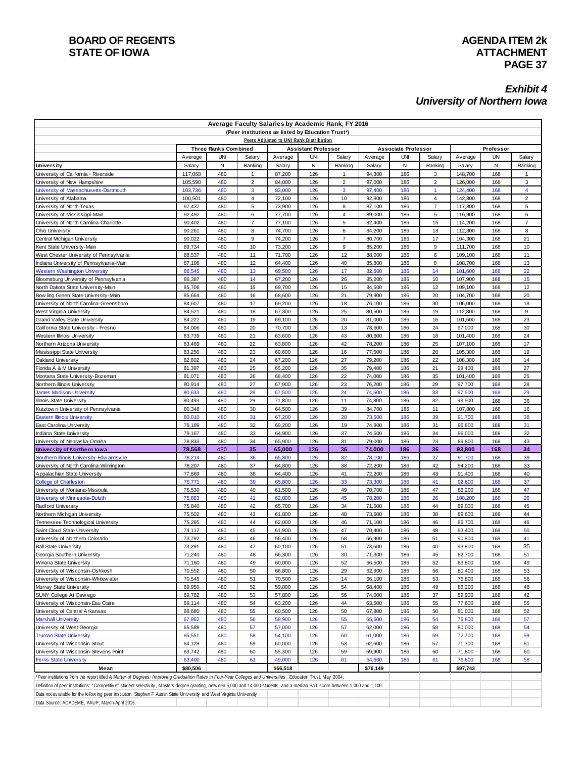# BOARD OF REGENTS STATE OF IOWA

## AGENDA ITEM 2k ATTACHMENT

### *Exhibit 4*
### *University of Northern Iowa*

**Average Faculty Salaries by Academic Rank, FY 2016**

**(Peer institutions as listed by Education Trust*)**

**Peers Adjusted to UNI Rank Distribution**

| | Three Ranks Combined | | | Assistant Professor | | | Associate Professor | | | Professor | | |
|---|---|---|---|---|---|---|---|---|---|---|---|---|
| | Average | UNI | Salary | Average | UNI | Salary | Average | UNI | Salary | Average | UNI | Salary |
| **University** | Salary | N | Ranking | Salary | N | Ranking | Salary | N | Ranking | Salary | N | Ranking |
| University of California - Riverside | 117,068 | 480 | 1 | 87,200 | 126 | 1 | 94,300 | 186 | 3 | 148,700 | 168 | 1 |
| University of New Hampshire | 105,590 | 480 | 2 | 84,000 | 126 | 2 | 97,000 | 186 | 2 | 126,000 | 168 | 3 |
| University of Massachusetts-Dartmouth | 103,736 | 480 | 3 | 83,000 | 126 | 3 | 97,400 | 186 | 1 | 124,400 | 168 | 4 |
| University of Alabama | 100,501 | 480 | 4 | 72,100 | 126 | 10 | 92,800 | 186 | 4 | 142,800 | 168 | 2 |
| University of North Texas | 97,437 | 480 | 5 | 73,900 | 126 | 8 | 87,100 | 186 | 7 | 117,300 | 168 | 5 |
| University of Mississippi-Main | 92,492 | 480 | 6 | 77,700 | 126 | 4 | 89,000 | 186 | 5 | 116,900 | 168 | 6 |
| University of North Carolina-Charlotte | 90,402 | 480 | 7 | 77,100 | 126 | 5 | 82,400 | 186 | 15 | 114,200 | 168 | 7 |
| Ohio University | 90,261 | 480 | 8 | 74,700 | 126 | 6 | 84,200 | 186 | 13 | 112,800 | 168 | 8 |
| Central Michigan University | 90,022 | 480 | 9 | 74,200 | 126 | 7 | 80,700 | 186 | 17 | 104,300 | 168 | 21 |
| Kent State University-Main | 89,734 | 480 | 10 | 73,200 | 126 | 9 | 85,200 | 186 | 9 | 111,700 | 168 | 10 |
| West Chester University of Pennsylvania | 88,537 | 480 | 11 | 71,700 | 126 | 12 | 88,000 | 186 | 6 | 109,100 | 168 | 11 |
| Indiana University of Pennsylvania-Main | 87,106 | 480 | 12 | 64,400 | 126 | 40 | 85,800 | 186 | 8 | 108,700 | 168 | 13 |
| Western Washington University | 86,545 | 480 | 13 | 69,500 | 126 | 17 | 82,600 | 186 | 14 | 101,600 | 168 | 22 |
| Bloomsburg University of Pennsylvania | 86,387 | 480 | 14 | 67,200 | 126 | 26 | 85,200 | 186 | 10 | 107,900 | 168 | 15 |
| North Dakota State University-Main | 85,706 | 480 | 15 | 69,700 | 126 | 15 | 84,500 | 186 | 12 | 109,100 | 168 | 12 |
| Bowling Green State University-Main | 85,664 | 480 | 16 | 68,600 | 126 | 21 | 79,900 | 186 | 20 | 104,700 | 168 | 20 |
| University of North Carolina-Greensboro | 84,607 | 480 | 17 | 69,200 | 126 | 18 | 76,100 | 186 | 30 | 106,000 | 168 | 18 |
| West Virginia University | 84,521 | 480 | 18 | 67,300 | 126 | 25 | 80,500 | 186 | 19 | 112,800 | 168 | 9 |
| Grand Valley State University | 84,222 | 480 | 19 | 69,100 | 126 | 20 | 81,000 | 186 | 16 | 101,600 | 168 | 23 |
| California State University - Fresno | 84,006 | 480 | 20 | 70,700 | 126 | 13 | 78,600 | 186 | 24 | 97,000 | 168 | 30 |
| Western Illinois University | 83,739 | 480 | 21 | 63,600 | 126 | 43 | 80,600 | 186 | 18 | 101,400 | 168 | 24 |
| Northern Arizona University | 83,469 | 480 | 22 | 63,800 | 126 | 42 | 78,200 | 186 | 25 | 107,100 | 168 | 17 |
| Mississippi State University | 83,256 | 480 | 23 | 69,600 | 126 | 16 | 77,500 | 186 | 28 | 105,300 | 168 | 19 |
| Oakland University | 82,602 | 480 | 24 | 67,200 | 126 | 27 | 79,200 | 186 | 22 | 108,300 | 168 | 14 |
| Florida A & M University | 81,397 | 480 | 25 | 65,200 | 126 | 35 | 79,400 | 186 | 21 | 99,400 | 168 | 27 |
| Montana State University-Bozeman | 81,071 | 480 | 26 | 68,400 | 126 | 22 | 74,000 | 186 | 35 | 101,400 | 168 | 25 |
| Northern Illinois University | 80,914 | 480 | 27 | 67,900 | 126 | 23 | 76,200 | 186 | 29 | 97,700 | 168 | 28 |
| James Madison University | 80,633 | 480 | 28 | 67,500 | 126 | 24 | 74,500 | 186 | 33 | 97,500 | 168 | 29 |
| Illinois State University | 80,493 | 480 | 29 | 71,800 | 126 | 11 | 74,800 | 186 | 32 | 93,500 | 168 | 36 |
| Kutztown University of Pennsylvania | 80,348 | 480 | 30 | 64,500 | 126 | 39 | 84,700 | 186 | 11 | 107,800 | 168 | 16 |
| Eastern Illinois University | 80,010 | 480 | 31 | 67,200 | 126 | 28 | 73,500 | 186 | 39 | 91,700 | 168 | 38 |
| East Carolina University | 79,189 | 480 | 32 | 69,200 | 126 | 19 | 74,900 | 186 | 31 | 96,800 | 168 | 31 |
| Indiana State University | 79,167 | 480 | 33 | 64,900 | 126 | 37 | 74,500 | 186 | 34 | 96,000 | 168 | 32 |
| University of Nebraska-Omaha | 78,833 | 480 | 34 | 65,900 | 126 | 31 | 79,000 | 186 | 23 | 89,800 | 168 | 43 |
| **University of Northern Iowa** | **78,568** | **480** | **35** | **65,000** | **126** | **36** | **74,000** | **186** | **36** | **93,800** | **168** | **34** |
| Southern Illinois University-Edwardsville | 78,214 | 480 | 36 | 65,800 | 126 | 32 | 78,100 | 186 | 27 | 91,700 | 168 | 39 |
| University of North Carolina-Wilmington | 78,207 | 480 | 37 | 64,800 | 126 | 38 | 72,200 | 186 | 42 | 94,200 | 168 | 33 |
| Appalachian State University | 77,869 | 480 | 38 | 64,400 | 126 | 41 | 72,200 | 186 | 43 | 91,400 | 168 | 40 |
| College of Charleston | 76,771 | 480 | 39 | 65,800 | 126 | 33 | 73,300 | 186 | 41 | 92,600 | 168 | 37 |
| University of Montana-Missoula | 76,530 | 480 | 40 | 61,500 | 126 | 49 | 70,700 | 186 | 47 | 86,200 | 168 | 47 |
| University of Minnesota-Duluth | 75,883 | 480 | 41 | 62,000 | 126 | 45 | 78,200 | 186 | 26 | 100,200 | 168 | 26 |
| Radford University | 75,840 | 480 | 42 | 65,700 | 126 | 34 | 71,500 | 186 | 44 | 89,000 | 168 | 45 |
| Northern Michigan University | 75,502 | 480 | 43 | 61,800 | 126 | 48 | 73,600 | 186 | 38 | 89,600 | 168 | 44 |
| Tennessee Technological University | 75,295 | 480 | 44 | 62,000 | 126 | 46 | 71,100 | 186 | 46 | 86,700 | 168 | 46 |
| Saint Cloud State University | 74,117 | 480 | 45 | 61,900 | 126 | 47 | 70,400 | 186 | 48 | 83,400 | 168 | 50 |
| University of Northern Colorado | 73,792 | 480 | 46 | 56,400 | 126 | 58 | 66,900 | 186 | 51 | 90,800 | 168 | 41 |
| Ball State University | 73,291 | 480 | 47 | 60,100 | 126 | 51 | 73,500 | 186 | 40 | 93,800 | 168 | 35 |
| Georgia Southern University | 71,240 | 480 | 48 | 66,300 | 126 | 30 | 71,300 | 186 | 45 | 82,700 | 168 | 51 |
| Winona State University | 71,160 | 480 | 49 | 60,000 | 126 | 52 | 66,500 | 186 | 52 | 83,800 | 168 | 49 |
| University of Wisconsin-Oshkosh | 70,552 | 480 | 50 | 66,800 | 126 | 29 | 62,900 | 186 | 56 | 80,400 | 168 | 53 |
| University of Wisconsin-Whitewater | 70,545 | 480 | 51 | 70,500 | 126 | 14 | 66,100 | 186 | 53 | 76,800 | 168 | 56 |
| Murray State University | 69,950 | 480 | 52 | 59,800 | 126 | 54 | 68,400 | 186 | 49 | 86,200 | 168 | 48 |
| SUNY College At Oswego | 69,782 | 480 | 53 | 57,800 | 126 | 56 | 74,000 | 186 | 37 | 89,900 | 168 | 42 |
| University of Wisconsin-Eau Claire | 69,114 | 480 | 54 | 63,200 | 126 | 44 | 63,500 | 186 | 55 | 77,600 | 168 | 55 |
| University of Central Arkansas | 68,680 | 480 | 55 | 60,500 | 126 | 50 | 67,800 | 186 | 50 | 81,000 | 168 | 52 |
| Marshall University | 67,862 | 480 | 56 | 58,900 | 126 | 55 | 65,500 | 186 | 54 | 76,800 | 168 | 57 |
| University of West Georgia | 65,588 | 480 | 57 | 57,000 | 126 | 57 | 62,000 | 186 | 58 | 80,000 | 168 | 54 |
| Truman State University | 65,551 | 480 | 58 | 54,100 | 126 | 60 | 61,000 | 186 | 59 | 72,700 | 168 | 59 |
| University of Wisconsin-Stout | 64,128 | 480 | 59 | 60,000 | 126 | 53 | 62,600 | 186 | 57 | 71,300 | 168 | 61 |
| University of Wisconsin-Stevens Point | 63,742 | 480 | 60 | 55,300 | 126 | 59 | 59,900 | 186 | 60 | 71,800 | 168 | 60 |
| Ferris State University | 63,400 | 480 | 61 | 49,000 | 126 | 61 | 54,600 | 186 | 61 | 76,600 | 168 | 58 |
| **Mean** | **$80,506** | | | **$66,518** | | | **$76,149** | | | **$97,743** | | |

*Peer institutions from the report titled *A Matter of Degrees: Improving Graduation Rates in Four-Year Colleges and Universities*, Education Trust, May 2004.

Definition of peer institutions: "Competitive" student selectivity, Masters-degree granting, between 5,000 and 14,000 students, and a median SAT score between 1,000 and 1,100.

Data not available for the following peer institution: Stephen F Austin State University and West Virginia University

Data Source: ACADEME, AAUP, March-April 2016.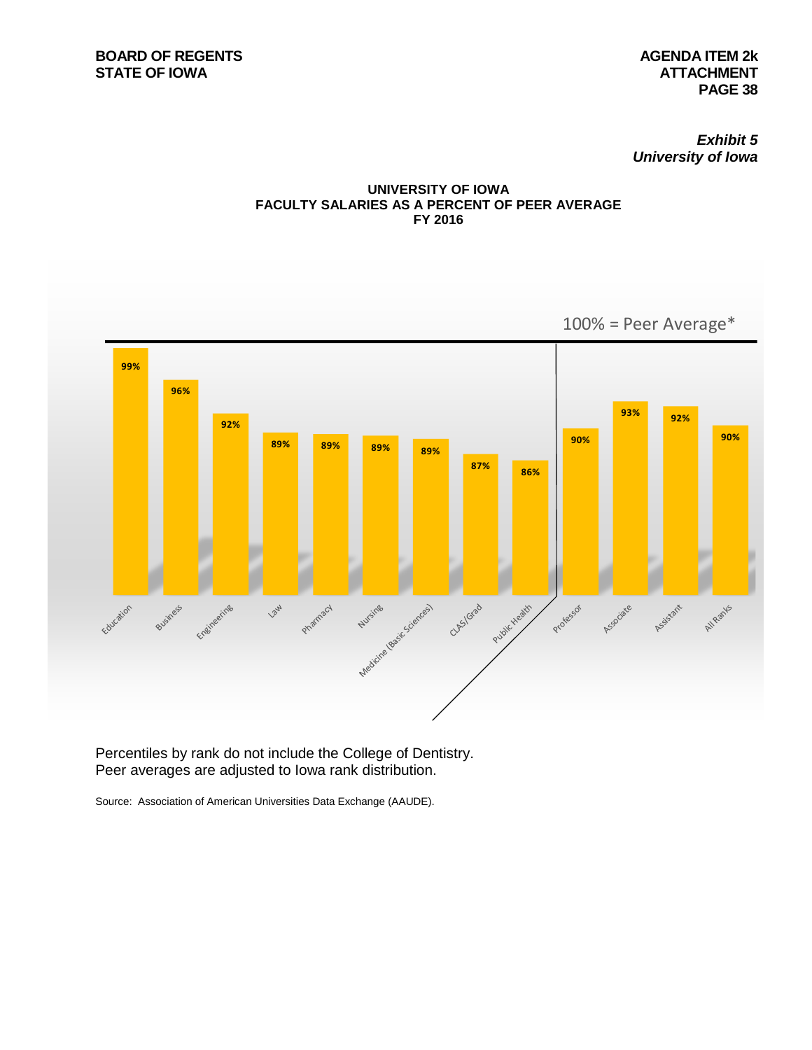**BOARD OF REGENTS**
**STATE OF IOWA**

**AGENDA ITEM 2k**
**ATTACHMENT**
**PAGE 38**

***Exhibit 5***
***University of Iowa***

**UNIVERSITY OF IOWA**
**FACULTY SALARIES AS A PERCENT OF PEER AVERAGE**
**FY 2016**

100% = Peer Average*

| Category | Percent of Peer Average |
|---|---|
| Education | 99% |
| Business | 96% |
| Engineering | 92% |
| Law | 89% |
| Pharmacy | 89% |
| Nursing | 89% |
| Medicine (Basic Sciences) | 89% |
| CLAS/Grad | 87% |
| Public Health | 86% |
| Professor | 90% |
| Associate | 93% |
| Assistant | 92% |
| All Ranks | 90% |

Percentiles by rank do not include the College of Dentistry.
Peer averages are adjusted to Iowa rank distribution.

Source: Association of American Universities Data Exchange (AAUDE).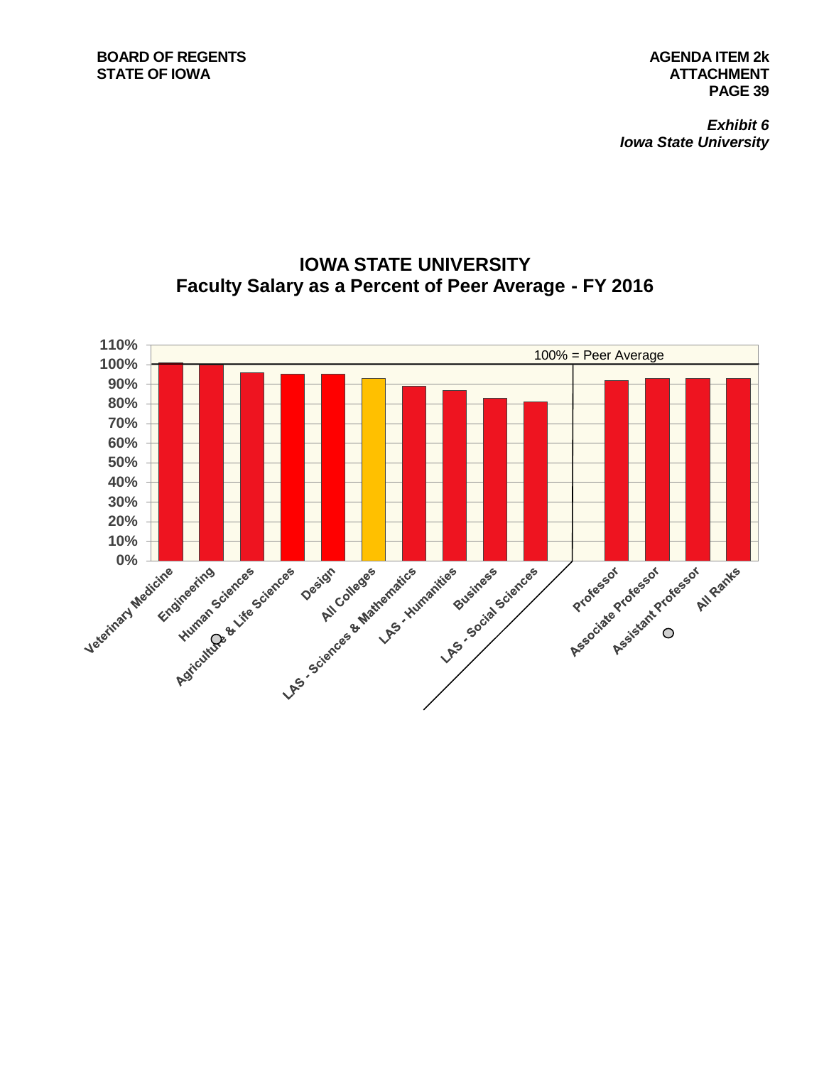*Exhibit 6*
*Iowa State University*

## IOWA STATE UNIVERSITY
## Faculty Salary as a Percent of Peer Average - FY 2016

| Category | Percent of Peer Average (approx.) |
|---|---|
| Veterinary Medicine | 101% |
| Engineering | 100% |
| Human Sciences | 96% |
| Agriculture & Life Sciences | 95% |
| Design | 95% |
| All Colleges | 93% |
| LAS - Sciences & Mathematics | 89% |
| LAS - Humanities | 87% |
| Business | 83% |
| LAS - Social Sciences | 81% |
| Professor | 92% |
| Associate Professor | 93% |
| Assistant Professor | 93% |
| All Ranks | 93% |

100% = Peer Average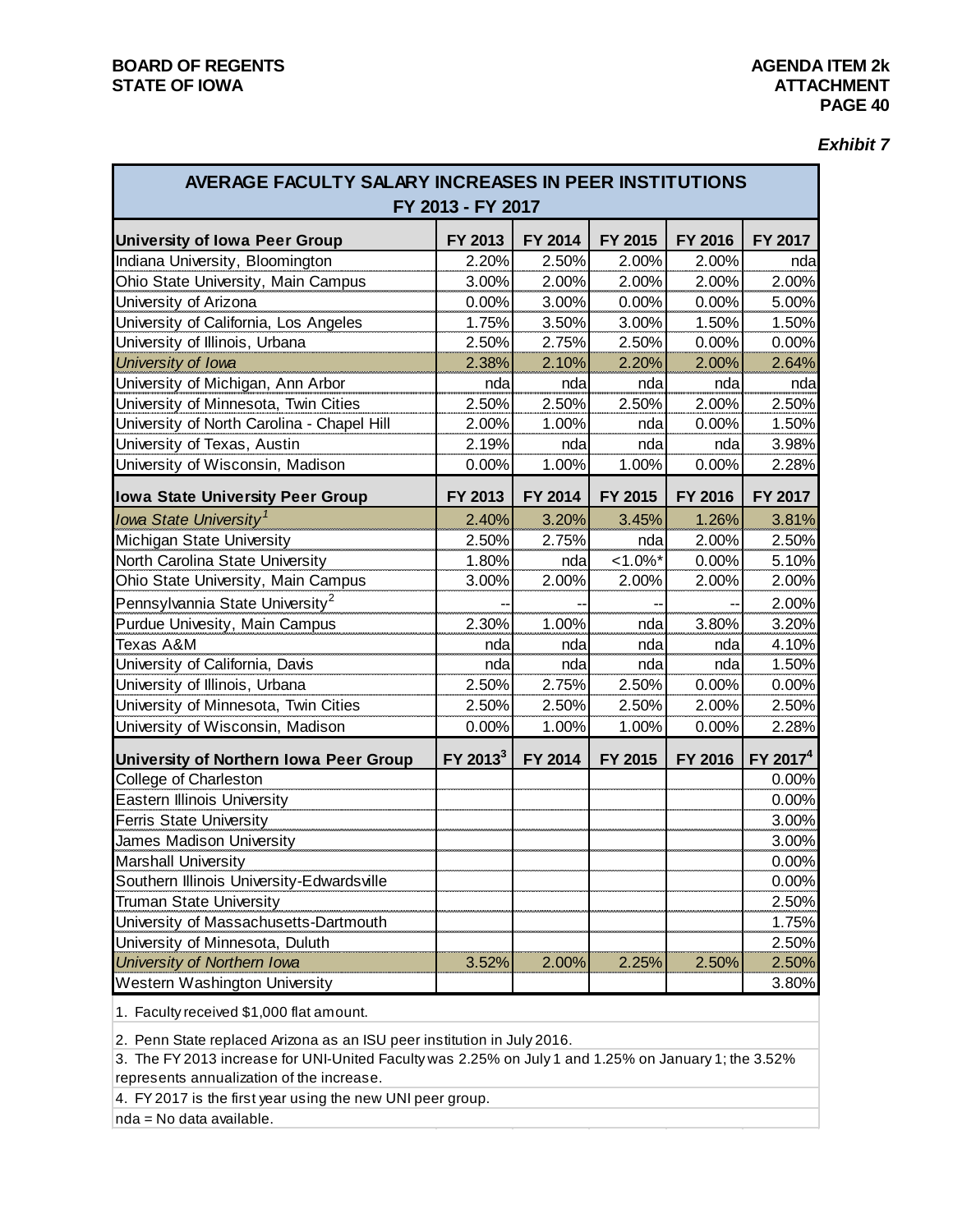*Exhibit 7*

## AVERAGE FACULTY SALARY INCREASES IN PEER INSTITUTIONS
### FY 2013 - FY 2017

| University of Iowa Peer Group | FY 2013 | FY 2014 | FY 2015 | FY 2016 | FY 2017 |
|---|---|---|---|---|---|
| Indiana University, Bloomington | 2.20% | 2.50% | 2.00% | 2.00% | nda |
| Ohio State University, Main Campus | 3.00% | 2.00% | 2.00% | 2.00% | 2.00% |
| University of Arizona | 0.00% | 3.00% | 0.00% | 0.00% | 5.00% |
| University of California, Los Angeles | 1.75% | 3.50% | 3.00% | 1.50% | 1.50% |
| University of Illinois, Urbana | 2.50% | 2.75% | 2.50% | 0.00% | 0.00% |
| *University of Iowa* | 2.38% | 2.10% | 2.20% | 2.00% | 2.64% |
| University of Michigan, Ann Arbor | nda | nda | nda | nda | nda |
| University of Minnesota, Twin Cities | 2.50% | 2.50% | 2.50% | 2.00% | 2.50% |
| University of North Carolina - Chapel Hill | 2.00% | 1.00% | nda | 0.00% | 1.50% |
| University of Texas, Austin | 2.19% | nda | nda | nda | 3.98% |
| University of Wisconsin, Madison | 0.00% | 1.00% | 1.00% | 0.00% | 2.28% |
| **Iowa State University Peer Group** | **FY 2013** | **FY 2014** | **FY 2015** | **FY 2016** | **FY 2017** |
| *Iowa State University[1]* | 2.40% | 3.20% | 3.45% | 1.26% | 3.81% |
| Michigan State University | 2.50% | 2.75% | nda | 2.00% | 2.50% |
| North Carolina State University | 1.80% | nda | <1.0%* | 0.00% | 5.10% |
| Ohio State University, Main Campus | 3.00% | 2.00% | 2.00% | 2.00% | 2.00% |
| Pennsylvannia State University[2] | -- | -- | -- | -- | 2.00% |
| Purdue Univesity, Main Campus | 2.30% | 1.00% | nda | 3.80% | 3.20% |
| Texas A&M | nda | nda | nda | nda | 4.10% |
| University of California, Davis | nda | nda | nda | nda | 1.50% |
| University of Illinois, Urbana | 2.50% | 2.75% | 2.50% | 0.00% | 0.00% |
| University of Minnesota, Twin Cities | 2.50% | 2.50% | 2.50% | 2.00% | 2.50% |
| University of Wisconsin, Madison | 0.00% | 1.00% | 1.00% | 0.00% | 2.28% |
| **University of Northern Iowa Peer Group** | **FY 2013[3]** | **FY 2014** | **FY 2015** | **FY 2016** | **FY 2017[4]** |
| College of Charleston | | | | | 0.00% |
| Eastern Illinois University | | | | | 0.00% |
| Ferris State University | | | | | 3.00% |
| James Madison University | | | | | 3.00% |
| Marshall University | | | | | 0.00% |
| Southern Illinois University-Edwardsville | | | | | 0.00% |
| Truman State University | | | | | 2.50% |
| University of Massachusetts-Dartmouth | | | | | 1.75% |
| University of Minnesota, Duluth | | | | | 2.50% |
| *University of Northern Iowa* | 3.52% | 2.00% | 2.25% | 2.50% | 2.50% |
| Western Washington University | | | | | 3.80% |

1. Faculty received $1,000 flat amount.

2. Penn State replaced Arizona as an ISU peer institution in July 2016.

3. The FY 2013 increase for UNI-United Faculty was 2.25% on July 1 and 1.25% on January 1; the 3.52% represents annualization of the increase.

4. FY 2017 is the first year using the new UNI peer group.

nda = No data available.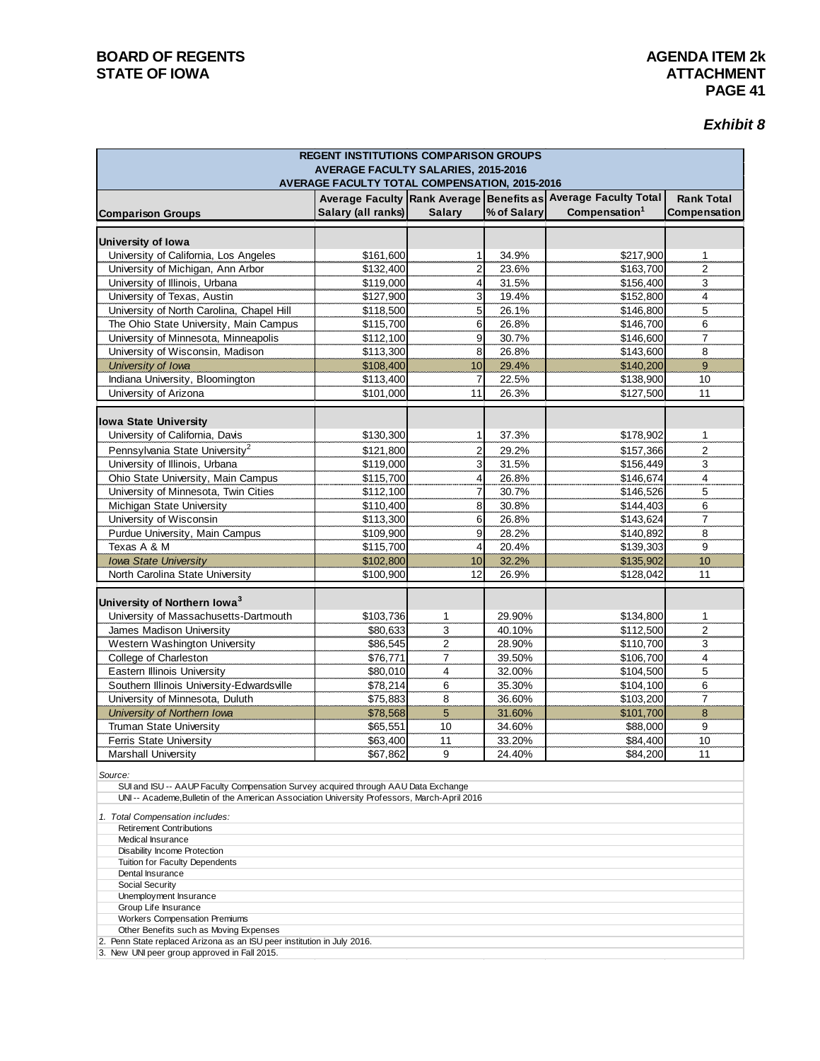*Exhibit 8*

| REGENT INSTITUTIONS COMPARISON GROUPS<br>AVERAGE FACULTY SALARIES, 2015-2016<br>AVERAGE FACULTY TOTAL COMPENSATION, 2015-2016 | | | | | |
|---|---|---|---|---|---|
| **Comparison Groups** | **Average Faculty Salary (all ranks)** | **Rank Average Salary** | **Benefits as % of Salary** | **Average Faculty Total Compensation[1]** | **Rank Total Compensation** |
| **University of Iowa** | | | | | |
| University of California, Los Angeles | $161,600 | 1 | 34.9% | $217,900 | 1 |
| University of Michigan, Ann Arbor | $132,400 | 2 | 23.6% | $163,700 | 2 |
| University of Illinois, Urbana | $119,000 | 4 | 31.5% | $156,400 | 3 |
| University of Texas, Austin | $127,900 | 3 | 19.4% | $152,800 | 4 |
| University of North Carolina, Chapel Hill | $118,500 | 5 | 26.1% | $146,800 | 5 |
| The Ohio State University, Main Campus | $115,700 | 6 | 26.8% | $146,700 | 6 |
| University of Minnesota, Minneapolis | $112,100 | 9 | 30.7% | $146,600 | 7 |
| University of Wisconsin, Madison | $113,300 | 8 | 26.8% | $143,600 | 8 |
| *University of Iowa* | $108,400 | 10 | 29.4% | $140,200 | 9 |
| Indiana University, Bloomington | $113,400 | 7 | 22.5% | $138,900 | 10 |
| University of Arizona | $101,000 | 11 | 26.3% | $127,500 | 11 |
| **Iowa State University** | | | | | |
| University of California, Davis | $130,300 | 1 | 37.3% | $178,902 | 1 |
| Pennsylvania State University[2] | $121,800 | 2 | 29.2% | $157,366 | 2 |
| University of Illinois, Urbana | $119,000 | 3 | 31.5% | $156,449 | 3 |
| Ohio State University, Main Campus | $115,700 | 4 | 26.8% | $146,674 | 4 |
| University of Minnesota, Twin Cities | $112,100 | 7 | 30.7% | $146,526 | 5 |
| Michigan State University | $110,400 | 8 | 30.8% | $144,403 | 6 |
| University of Wisconsin | $113,300 | 6 | 26.8% | $143,624 | 7 |
| Purdue University, Main Campus | $109,900 | 9 | 28.2% | $140,892 | 8 |
| Texas A & M | $115,700 | 4 | 20.4% | $139,303 | 9 |
| *Iowa State University* | $102,800 | 10 | 32.2% | $135,902 | 10 |
| North Carolina State University | $100,900 | 12 | 26.9% | $128,042 | 11 |
| **University of Northern Iowa[3]** | | | | | |
| University of Massachusetts-Dartmouth | $103,736 | 1 | 29.90% | $134,800 | 1 |
| James Madison University | $80,633 | 3 | 40.10% | $112,500 | 2 |
| Western Washington University | $86,545 | 2 | 28.90% | $110,700 | 3 |
| College of Charleston | $76,771 | 7 | 39.50% | $106,700 | 4 |
| Eastern Illinois University | $80,010 | 4 | 32.00% | $104,500 | 5 |
| Southern Illinois University-Edwardsville | $78,214 | 6 | 35.30% | $104,100 | 6 |
| University of Minnesota, Duluth | $75,883 | 8 | 36.60% | $103,200 | 7 |
| *University of Northern Iowa* | $78,568 | 5 | 31.60% | $101,700 | 8 |
| Truman State University | $65,551 | 10 | 34.60% | $88,000 | 9 |
| Ferris State University | $63,400 | 11 | 33.20% | $84,400 | 10 |
| Marshall University | $67,862 | 9 | 24.40% | $84,200 | 11 |

*Source:*

SUI and ISU -- AAUP Faculty Compensation Survey acquired through AAU Data Exchange

UNI -- Academe, Bulletin of the American Association University Professors, March-April 2016

*1. Total Compensation includes:*

- Retirement Contributions
- Medical Insurance
- Disability Income Protection
- Tuition for Faculty Dependents
- Dental Insurance
- Social Security
- Unemployment Insurance
- Group Life Insurance
- Workers Compensation Premiums
- Other Benefits such as Moving Expenses

2. Penn State replaced Arizona as an ISU peer institution in July 2016.

3. New UNI peer group approved in Fall 2015.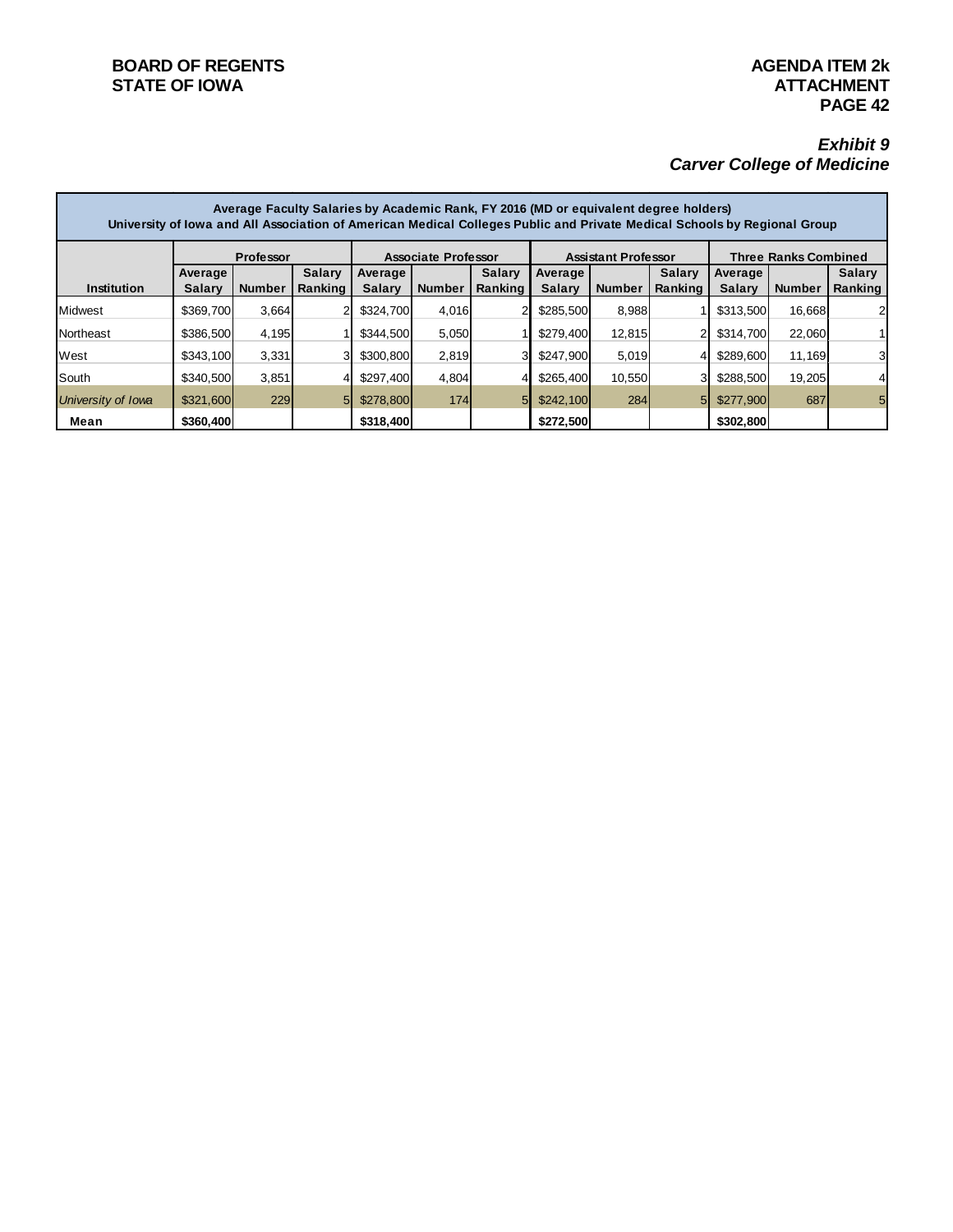BOARD OF REGENTS
STATE OF IOWA

AGENDA ITEM 2k
ATTACHMENT

## *Exhibit 9*
## *Carver College of Medicine*

**Average Faculty Salaries by Academic Rank, FY 2016 (MD or equivalent degree holders)**
**University of Iowa and All Association of American Medical Colleges Public and Private Medical Schools by Regional Group**

| | Professor | | | Associate Professor | | | Assistant Professor | | | Three Ranks Combined | | |
|---|---|---|---|---|---|---|---|---|---|---|---|---|
| **Institution** | **Average Salary** | **Number** | **Salary Ranking** | **Average Salary** | **Number** | **Salary Ranking** | **Average Salary** | **Number** | **Salary Ranking** | **Average Salary** | **Number** | **Salary Ranking** |
| Midwest | $369,700 | 3,664 | 2 | $324,700 | 4,016 | 2 | $285,500 | 8,988 | 1 | $313,500 | 16,668 | 2 |
| Northeast | $386,500 | 4,195 | 1 | $344,500 | 5,050 | 1 | $279,400 | 12,815 | 2 | $314,700 | 22,060 | 1 |
| West | $343,100 | 3,331 | 3 | $300,800 | 2,819 | 3 | $247,900 | 5,019 | 4 | $289,600 | 11,169 | 3 |
| South | $340,500 | 3,851 | 4 | $297,400 | 4,804 | 4 | $265,400 | 10,550 | 3 | $288,500 | 19,205 | 4 |
| *University of Iowa* | $321,600 | 229 | 5 | $278,800 | 174 | 5 | $242,100 | 284 | 5 | $277,900 | 687 | 5 |
| **Mean** | **$360,400** | | | **$318,400** | | | **$272,500** | | | **$302,800** | | |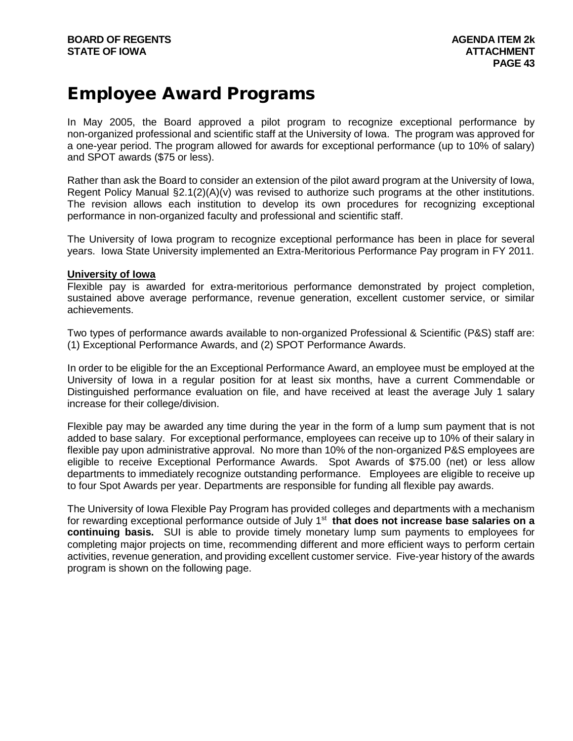# Employee Award Programs

In May 2005, the Board approved a pilot program to recognize exceptional performance by non-organized professional and scientific staff at the University of Iowa. The program was approved for a one-year period. The program allowed for awards for exceptional performance (up to 10% of salary) and SPOT awards ($75 or less).

Rather than ask the Board to consider an extension of the pilot award program at the University of Iowa, Regent Policy Manual §2.1(2)(A)(v) was revised to authorize such programs at the other institutions. The revision allows each institution to develop its own procedures for recognizing exceptional performance in non-organized faculty and professional and scientific staff.

The University of Iowa program to recognize exceptional performance has been in place for several years. Iowa State University implemented an Extra-Meritorious Performance Pay program in FY 2011.

**University of Iowa**

Flexible pay is awarded for extra-meritorious performance demonstrated by project completion, sustained above average performance, revenue generation, excellent customer service, or similar achievements.

Two types of performance awards available to non-organized Professional & Scientific (P&S) staff are: (1) Exceptional Performance Awards, and (2) SPOT Performance Awards.

In order to be eligible for the an Exceptional Performance Award, an employee must be employed at the University of Iowa in a regular position for at least six months, have a current Commendable or Distinguished performance evaluation on file, and have received at least the average July 1 salary increase for their college/division.

Flexible pay may be awarded any time during the year in the form of a lump sum payment that is not added to base salary. For exceptional performance, employees can receive up to 10% of their salary in flexible pay upon administrative approval. No more than 10% of the non-organized P&S employees are eligible to receive Exceptional Performance Awards. Spot Awards of $75.00 (net) or less allow departments to immediately recognize outstanding performance. Employees are eligible to receive up to four Spot Awards per year. Departments are responsible for funding all flexible pay awards.

The University of Iowa Flexible Pay Program has provided colleges and departments with a mechanism for rewarding exceptional performance outside of July 1st **that does not increase base salaries on a continuing basis.** SUI is able to provide timely monetary lump sum payments to employees for completing major projects on time, recommending different and more efficient ways to perform certain activities, revenue generation, and providing excellent customer service. Five-year history of the awards program is shown on the following page.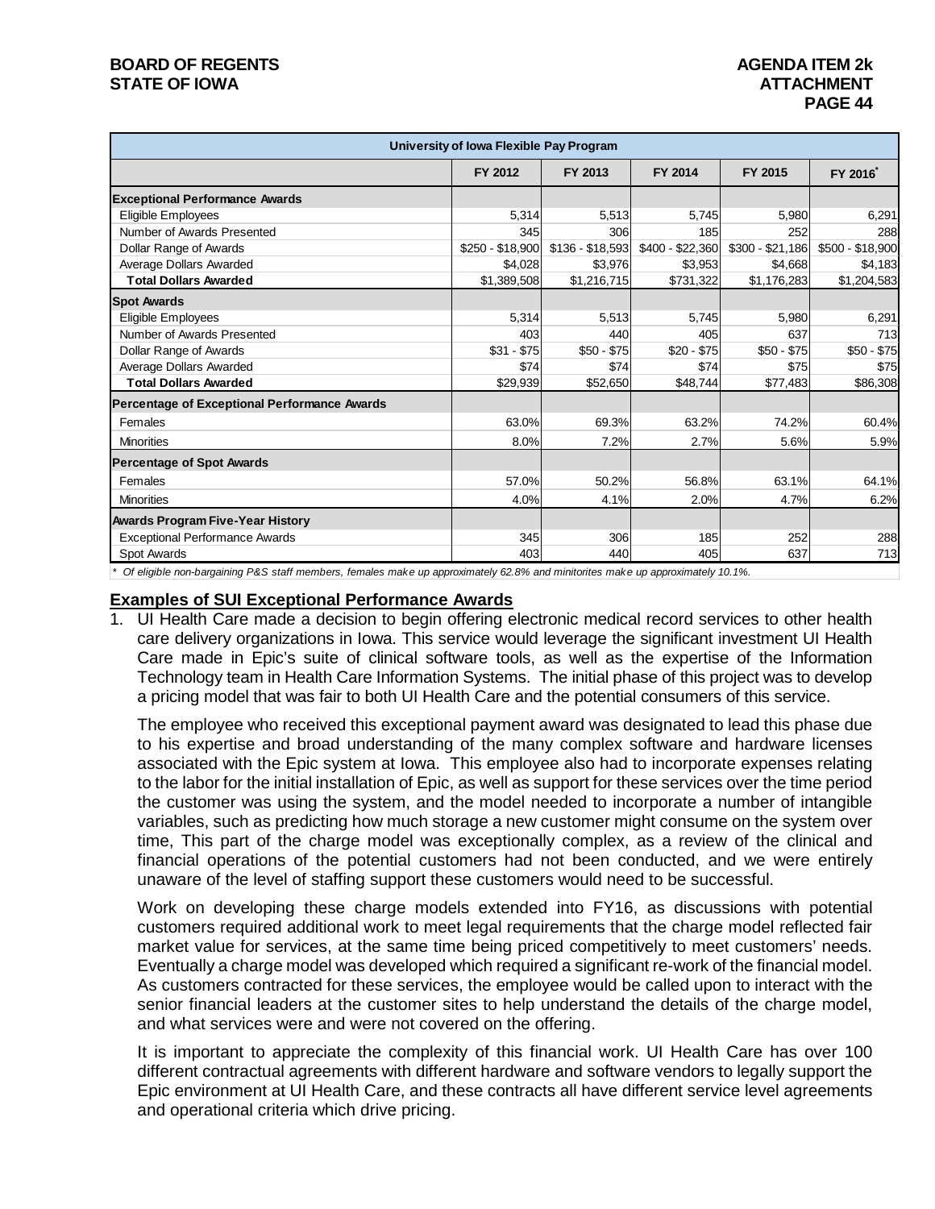| University of Iowa Flexible Pay Program | | | | | |
|---|---|---|---|---|---|
| | FY 2012 | FY 2013 | FY 2014 | FY 2015 | FY 2016* |
| **Exceptional Performance Awards** | | | | | |
| Eligible Employees | 5,314 | 5,513 | 5,745 | 5,980 | 6,291 |
| Number of Awards Presented | 345 | 306 | 185 | 252 | 288 |
| Dollar Range of Awards | $250 - $18,900 | $136 - $18,593 | $400 - $22,360 | $300 - $21,186 | $500 - $18,900 |
| Average Dollars Awarded | $4,028 | $3,976 | $3,953 | $4,668 | $4,183 |
| **Total Dollars Awarded** | $1,389,508 | $1,216,715 | $731,322 | $1,176,283 | $1,204,583 |
| **Spot Awards** | | | | | |
| Eligible Employees | 5,314 | 5,513 | 5,745 | 5,980 | 6,291 |
| Number of Awards Presented | 403 | 440 | 405 | 637 | 713 |
| Dollar Range of Awards | $31 - $75 | $50 - $75 | $20 - $75 | $50 - $75 | $50 - $75 |
| Average Dollars Awarded | $74 | $74 | $74 | $75 | $75 |
| **Total Dollars Awarded** | $29,939 | $52,650 | $48,744 | $77,483 | $86,308 |
| **Percentage of Exceptional Performance Awards** | | | | | |
| Females | 63.0% | 69.3% | 63.2% | 74.2% | 60.4% |
| Minorities | 8.0% | 7.2% | 2.7% | 5.6% | 5.9% |
| **Percentage of Spot Awards** | | | | | |
| Females | 57.0% | 50.2% | 56.8% | 63.1% | 64.1% |
| Minorities | 4.0% | 4.1% | 2.0% | 4.7% | 6.2% |
| **Awards Program Five-Year History** | | | | | |
| Exceptional Performance Awards | 345 | 306 | 185 | 252 | 288 |
| Spot Awards | 403 | 440 | 405 | 637 | 713 |

*\* Of eligible non-bargaining P&S staff members, females make up approximately 62.8% and minitorites make up approximately 10.1%.*

**Examples of SUI Exceptional Performance Awards**

1. UI Health Care made a decision to begin offering electronic medical record services to other health care delivery organizations in Iowa. This service would leverage the significant investment UI Health Care made in Epic's suite of clinical software tools, as well as the expertise of the Information Technology team in Health Care Information Systems. The initial phase of this project was to develop a pricing model that was fair to both UI Health Care and the potential consumers of this service.

   The employee who received this exceptional payment award was designated to lead this phase due to his expertise and broad understanding of the many complex software and hardware licenses associated with the Epic system at Iowa. This employee also had to incorporate expenses relating to the labor for the initial installation of Epic, as well as support for these services over the time period the customer was using the system, and the model needed to incorporate a number of intangible variables, such as predicting how much storage a new customer might consume on the system over time, This part of the charge model was exceptionally complex, as a review of the clinical and financial operations of the potential customers had not been conducted, and we were entirely unaware of the level of staffing support these customers would need to be successful.

   Work on developing these charge models extended into FY16, as discussions with potential customers required additional work to meet legal requirements that the charge model reflected fair market value for services, at the same time being priced competitively to meet customers' needs. Eventually a charge model was developed which required a significant re-work of the financial model. As customers contracted for these services, the employee would be called upon to interact with the senior financial leaders at the customer sites to help understand the details of the charge model, and what services were and were not covered on the offering.

   It is important to appreciate the complexity of this financial work. UI Health Care has over 100 different contractual agreements with different hardware and software vendors to legally support the Epic environment at UI Health Care, and these contracts all have different service level agreements and operational criteria which drive pricing.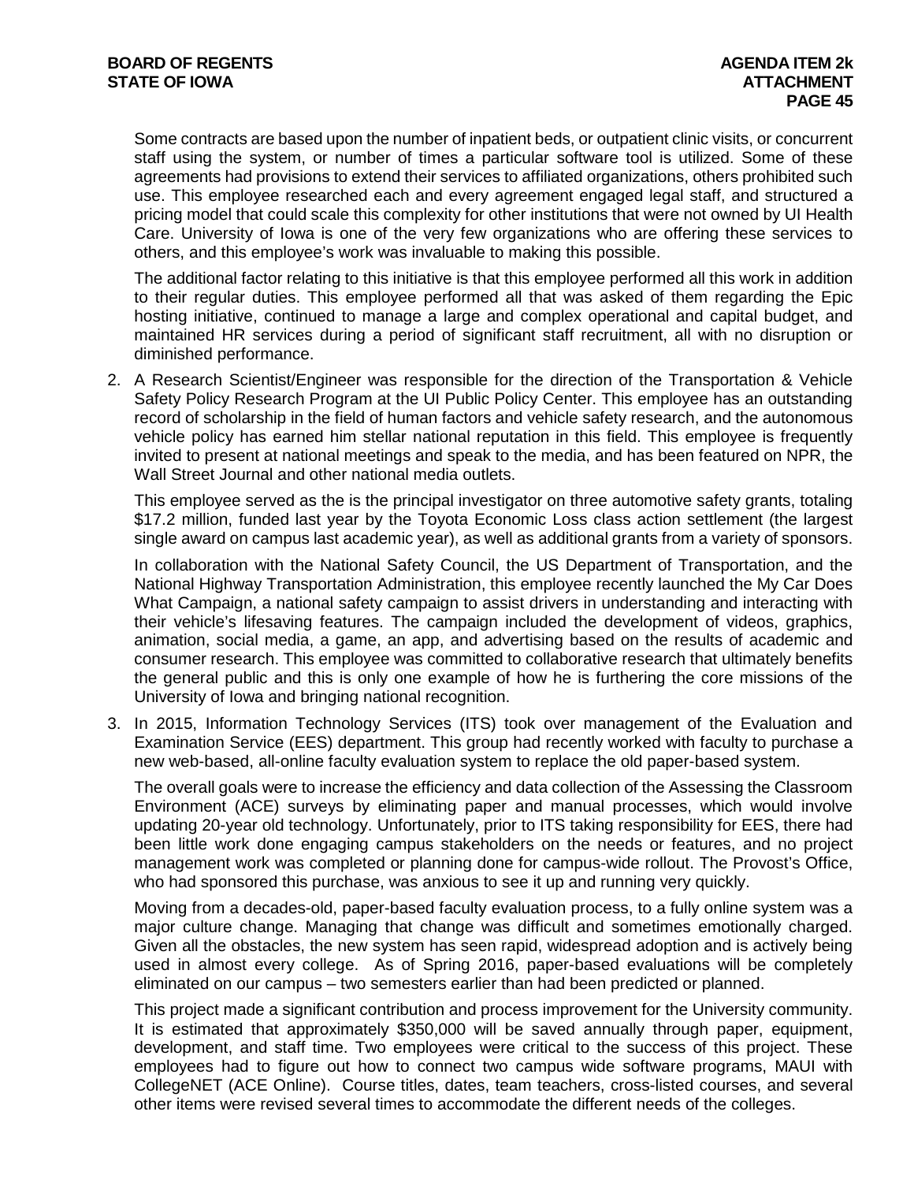Some contracts are based upon the number of inpatient beds, or outpatient clinic visits, or concurrent staff using the system, or number of times a particular software tool is utilized. Some of these agreements had provisions to extend their services to affiliated organizations, others prohibited such use. This employee researched each and every agreement engaged legal staff, and structured a pricing model that could scale this complexity for other institutions that were not owned by UI Health Care. University of Iowa is one of the very few organizations who are offering these services to others, and this employee's work was invaluable to making this possible.

The additional factor relating to this initiative is that this employee performed all this work in addition to their regular duties. This employee performed all that was asked of them regarding the Epic hosting initiative, continued to manage a large and complex operational and capital budget, and maintained HR services during a period of significant staff recruitment, all with no disruption or diminished performance.

2. A Research Scientist/Engineer was responsible for the direction of the Transportation & Vehicle Safety Policy Research Program at the UI Public Policy Center. This employee has an outstanding record of scholarship in the field of human factors and vehicle safety research, and the autonomous vehicle policy has earned him stellar national reputation in this field. This employee is frequently invited to present at national meetings and speak to the media, and has been featured on NPR, the Wall Street Journal and other national media outlets.

   This employee served as the is the principal investigator on three automotive safety grants, totaling $17.2 million, funded last year by the Toyota Economic Loss class action settlement (the largest single award on campus last academic year), as well as additional grants from a variety of sponsors.

   In collaboration with the National Safety Council, the US Department of Transportation, and the National Highway Transportation Administration, this employee recently launched the My Car Does What Campaign, a national safety campaign to assist drivers in understanding and interacting with their vehicle's lifesaving features. The campaign included the development of videos, graphics, animation, social media, a game, an app, and advertising based on the results of academic and consumer research. This employee was committed to collaborative research that ultimately benefits the general public and this is only one example of how he is furthering the core missions of the University of Iowa and bringing national recognition.

3. In 2015, Information Technology Services (ITS) took over management of the Evaluation and Examination Service (EES) department. This group had recently worked with faculty to purchase a new web-based, all-online faculty evaluation system to replace the old paper-based system.

   The overall goals were to increase the efficiency and data collection of the Assessing the Classroom Environment (ACE) surveys by eliminating paper and manual processes, which would involve updating 20-year old technology. Unfortunately, prior to ITS taking responsibility for EES, there had been little work done engaging campus stakeholders on the needs or features, and no project management work was completed or planning done for campus-wide rollout. The Provost's Office, who had sponsored this purchase, was anxious to see it up and running very quickly.

   Moving from a decades-old, paper-based faculty evaluation process, to a fully online system was a major culture change. Managing that change was difficult and sometimes emotionally charged. Given all the obstacles, the new system has seen rapid, widespread adoption and is actively being used in almost every college. As of Spring 2016, paper-based evaluations will be completely eliminated on our campus – two semesters earlier than had been predicted or planned.

   This project made a significant contribution and process improvement for the University community. It is estimated that approximately $350,000 will be saved annually through paper, equipment, development, and staff time. Two employees were critical to the success of this project. These employees had to figure out how to connect two campus wide software programs, MAUI with CollegeNET (ACE Online). Course titles, dates, team teachers, cross-listed courses, and several other items were revised several times to accommodate the different needs of the colleges.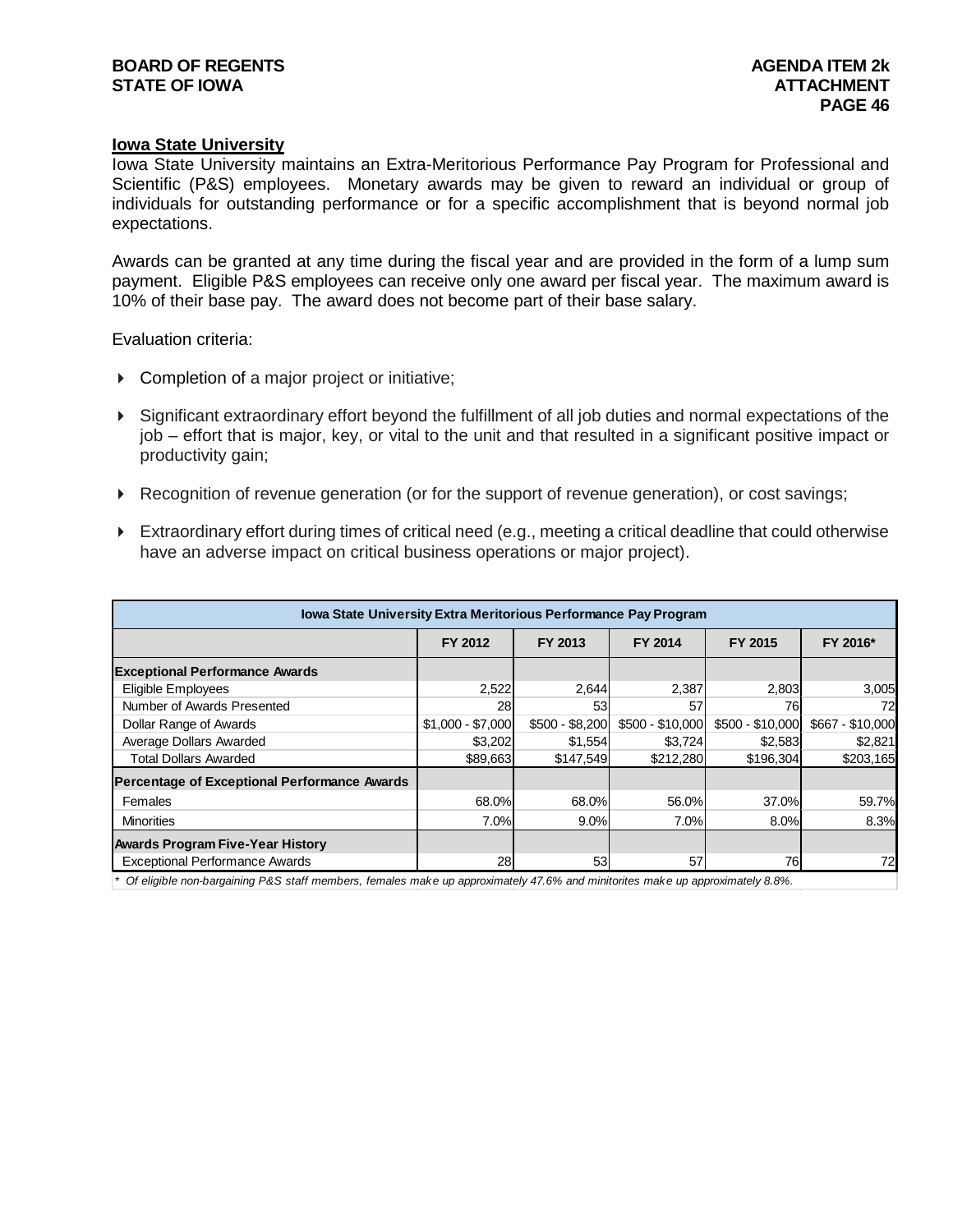**Iowa State University**

Iowa State University maintains an Extra-Meritorious Performance Pay Program for Professional and Scientific (P&S) employees. Monetary awards may be given to reward an individual or group of individuals for outstanding performance or for a specific accomplishment that is beyond normal job expectations.

Awards can be granted at any time during the fiscal year and are provided in the form of a lump sum payment. Eligible P&S employees can receive only one award per fiscal year. The maximum award is 10% of their base pay. The award does not become part of their base salary.

Evaluation criteria:

- Completion of a major project or initiative;
- Significant extraordinary effort beyond the fulfillment of all job duties and normal expectations of the job – effort that is major, key, or vital to the unit and that resulted in a significant positive impact or productivity gain;
- Recognition of revenue generation (or for the support of revenue generation), or cost savings;
- Extraordinary effort during times of critical need (e.g., meeting a critical deadline that could otherwise have an adverse impact on critical business operations or major project).

| Iowa State University Extra Meritorious Performance Pay Program | | | | | |
|---|---|---|---|---|---|
| | FY 2012 | FY 2013 | FY 2014 | FY 2015 | FY 2016* |
| **Exceptional Performance Awards** | | | | | |
| Eligible Employees | 2,522 | 2,644 | 2,387 | 2,803 | 3,005 |
| Number of Awards Presented | 28 | 53 | 57 | 76 | 72 |
| Dollar Range of Awards | $1,000 - $7,000 | $500 - $8,200 | $500 - $10,000 | $500 - $10,000 | $667 - $10,000 |
| Average Dollars Awarded | $3,202 | $1,554 | $3,724 | $2,583 | $2,821 |
| Total Dollars Awarded | $89,663 | $147,549 | $212,280 | $196,304 | $203,165 |
| **Percentage of Exceptional Performance Awards** | | | | | |
| Females | 68.0% | 68.0% | 56.0% | 37.0% | 59.7% |
| Minorities | 7.0% | 9.0% | 7.0% | 8.0% | 8.3% |
| **Awards Program Five-Year History** | | | | | |
| Exceptional Performance Awards | 28 | 53 | 57 | 76 | 72 |

*\* Of eligible non-bargaining P&S staff members, females make up approximately 47.6% and minitorites make up approximately 8.8%.*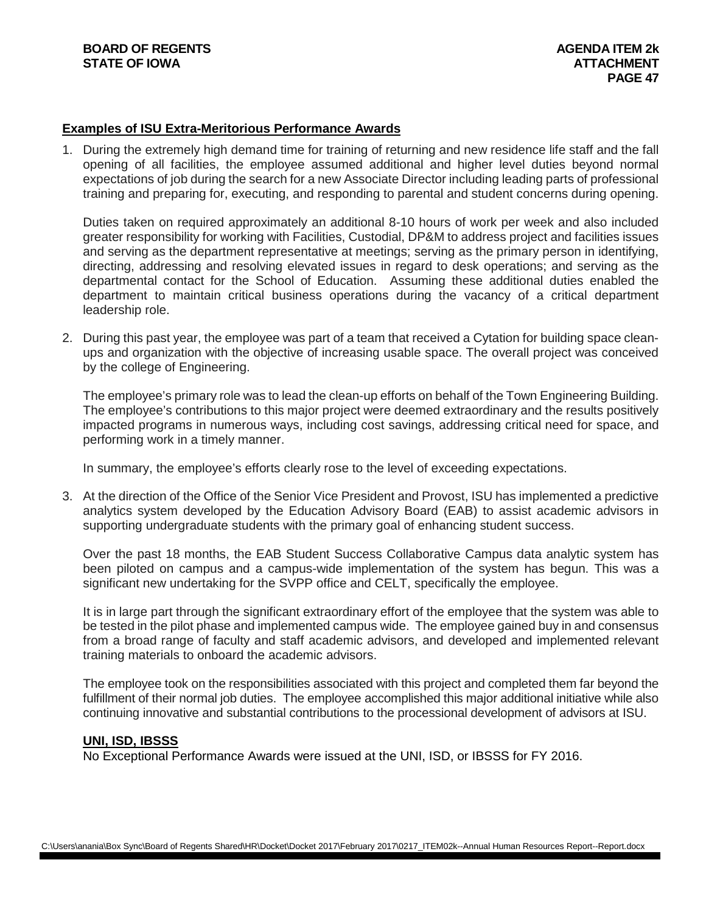**Examples of ISU Extra-Meritorious Performance Awards**

1. During the extremely high demand time for training of returning and new residence life staff and the fall opening of all facilities, the employee assumed additional and higher level duties beyond normal expectations of job during the search for a new Associate Director including leading parts of professional training and preparing for, executing, and responding to parental and student concerns during opening.

   Duties taken on required approximately an additional 8-10 hours of work per week and also included greater responsibility for working with Facilities, Custodial, DP&M to address project and facilities issues and serving as the department representative at meetings; serving as the primary person in identifying, directing, addressing and resolving elevated issues in regard to desk operations; and serving as the departmental contact for the School of Education. Assuming these additional duties enabled the department to maintain critical business operations during the vacancy of a critical department leadership role.

2. During this past year, the employee was part of a team that received a Cytation for building space clean-ups and organization with the objective of increasing usable space. The overall project was conceived by the college of Engineering.

   The employee's primary role was to lead the clean-up efforts on behalf of the Town Engineering Building. The employee's contributions to this major project were deemed extraordinary and the results positively impacted programs in numerous ways, including cost savings, addressing critical need for space, and performing work in a timely manner.

   In summary, the employee's efforts clearly rose to the level of exceeding expectations.

3. At the direction of the Office of the Senior Vice President and Provost, ISU has implemented a predictive analytics system developed by the Education Advisory Board (EAB) to assist academic advisors in supporting undergraduate students with the primary goal of enhancing student success.

   Over the past 18 months, the EAB Student Success Collaborative Campus data analytic system has been piloted on campus and a campus-wide implementation of the system has begun. This was a significant new undertaking for the SVPP office and CELT, specifically the employee.

   It is in large part through the significant extraordinary effort of the employee that the system was able to be tested in the pilot phase and implemented campus wide. The employee gained buy in and consensus from a broad range of faculty and staff academic advisors, and developed and implemented relevant training materials to onboard the academic advisors.

   The employee took on the responsibilities associated with this project and completed them far beyond the fulfillment of their normal job duties. The employee accomplished this major additional initiative while also continuing innovative and substantial contributions to the processional development of advisors at ISU.

**UNI, ISD, IBSSS**

No Exceptional Performance Awards were issued at the UNI, ISD, or IBSSS for FY 2016.